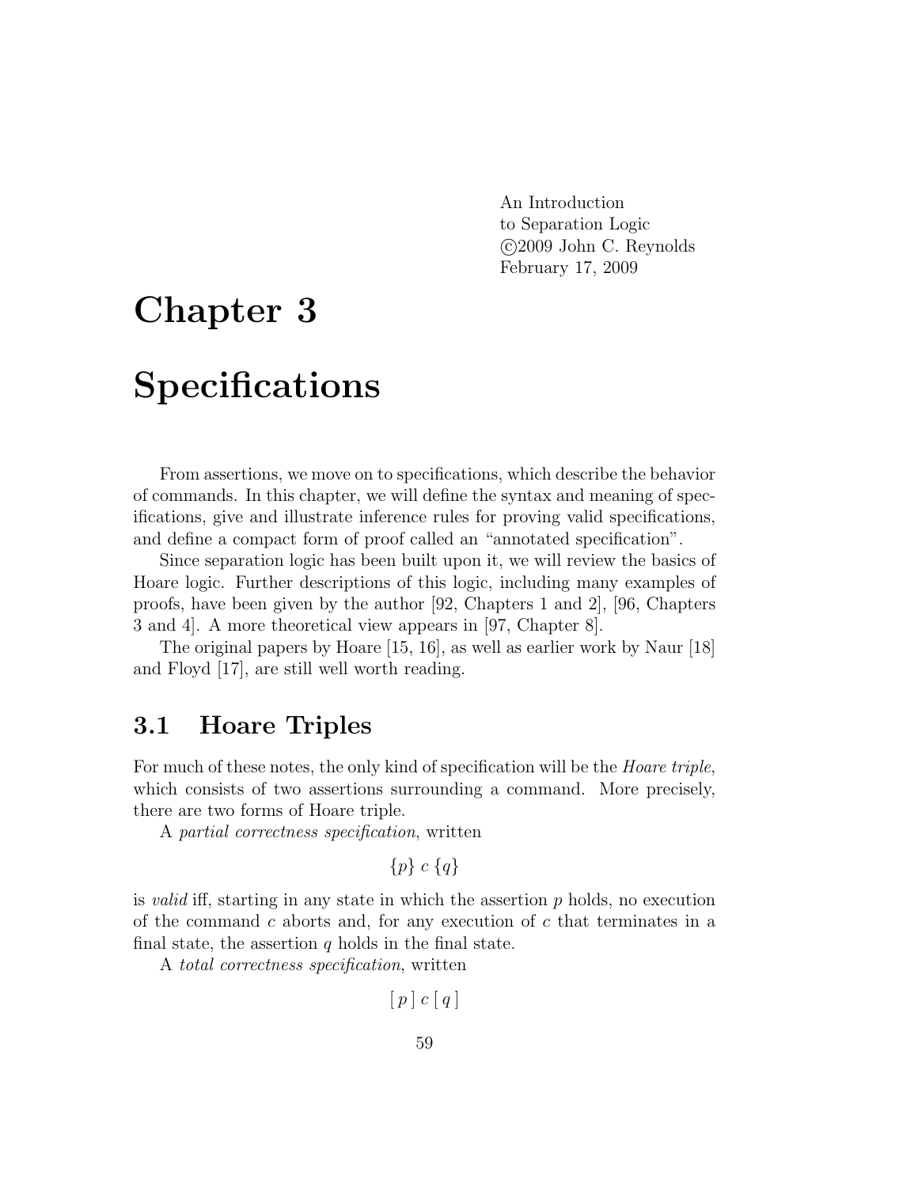An Introduction
to Separation Logic
©2009 John C. Reynolds
February 17, 2009

# Chapter 3

# Specifications

From assertions, we move on to specifications, which describe the behavior of commands. In this chapter, we will define the syntax and meaning of specifications, give and illustrate inference rules for proving valid specifications, and define a compact form of proof called an "annotated specification".

Since separation logic has been built upon it, we will review the basics of Hoare logic. Further descriptions of this logic, including many examples of proofs, have been given by the author [92, Chapters 1 and 2], [96, Chapters 3 and 4]. A more theoretical view appears in [97, Chapter 8].

The original papers by Hoare [15, 16], as well as earlier work by Naur [18] and Floyd [17], are still well worth reading.

## 3.1 Hoare Triples

For much of these notes, the only kind of specification will be the *Hoare triple*, which consists of two assertions surrounding a command. More precisely, there are two forms of Hoare triple.

A *partial correctness specification*, written

$$\{p\}\ c\ \{q\}$$

is *valid* iff, starting in any state in which the assertion $p$ holds, no execution of the command $c$ aborts and, for any execution of $c$ that terminates in a final state, the assertion $q$ holds in the final state.

A *total correctness specification*, written

$$[\ p\ ]\ c\ [\ q\ ]$$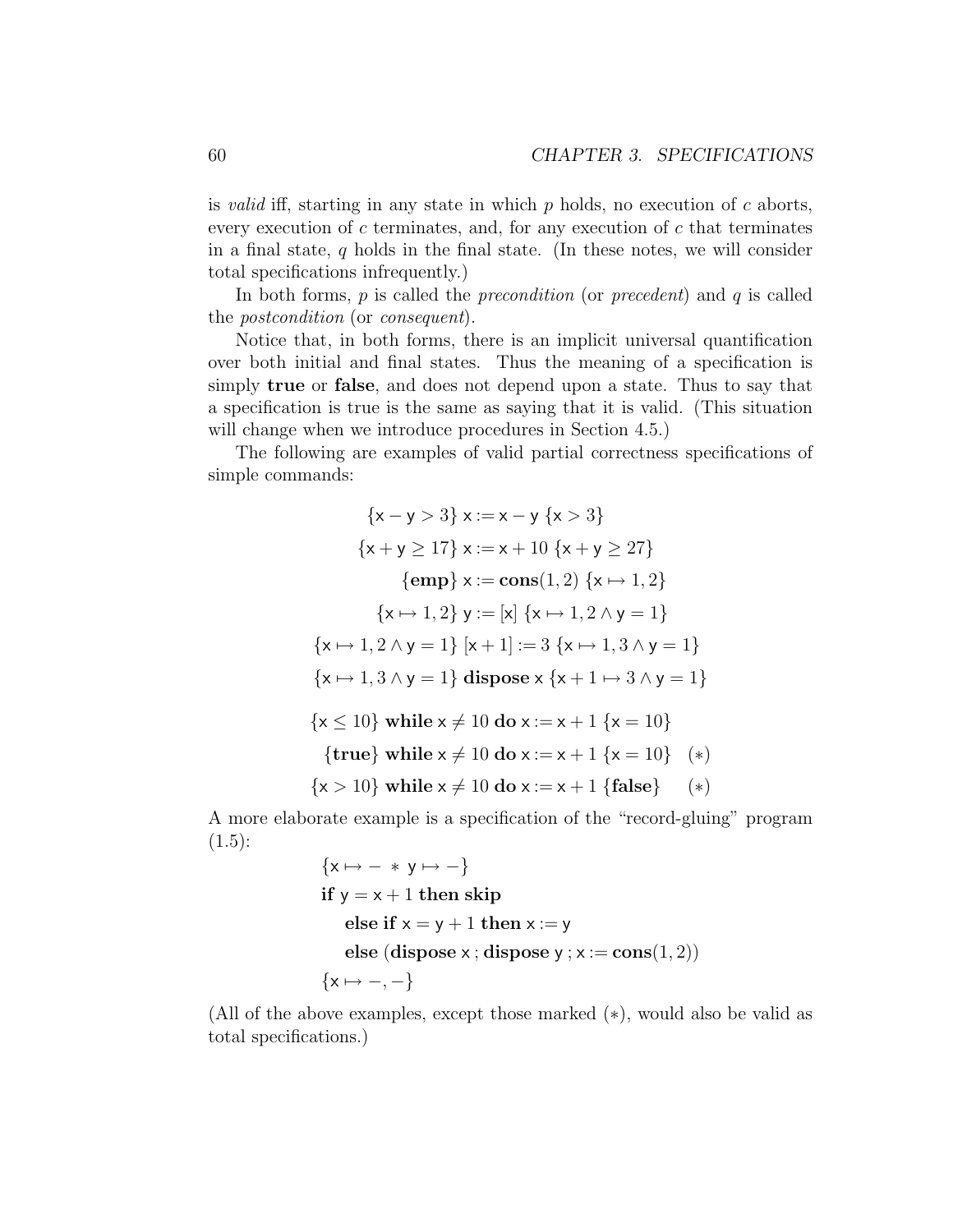is *valid* iff, starting in any state in which $p$ holds, no execution of $c$ aborts, every execution of $c$ terminates, and, for any execution of $c$ that terminates in a final state, $q$ holds in the final state. (In these notes, we will consider total specifications infrequently.)

In both forms, $p$ is called the *precondition* (or *precedent*) and $q$ is called the *postcondition* (or *consequent*).

Notice that, in both forms, there is an implicit universal quantification over both initial and final states. Thus the meaning of a specification is simply **true** or **false**, and does not depend upon a state. Thus to say that a specification is true is the same as saying that it is valid. (This situation will change when we introduce procedures in Section 4.5.)

The following are examples of valid partial correctness specifications of simple commands:

$$\{\mathsf{x} - \mathsf{y} > 3\}\ \mathsf{x} := \mathsf{x} - \mathsf{y}\ \{\mathsf{x} > 3\}$$

$$\{\mathsf{x} + \mathsf{y} \geq 17\}\ \mathsf{x} := \mathsf{x} + 10\ \{\mathsf{x} + \mathsf{y} \geq 27\}$$

$$\{\mathbf{emp}\}\ \mathsf{x} := \mathbf{cons}(1, 2)\ \{\mathsf{x} \mapsto 1, 2\}$$

$$\{\mathsf{x} \mapsto 1, 2\}\ \mathsf{y} := [\mathsf{x}]\ \{\mathsf{x} \mapsto 1, 2 \wedge \mathsf{y} = 1\}$$

$$\{\mathsf{x} \mapsto 1, 2 \wedge \mathsf{y} = 1\}\ [\mathsf{x} + 1] := 3\ \{\mathsf{x} \mapsto 1, 3 \wedge \mathsf{y} = 1\}$$

$$\{\mathsf{x} \mapsto 1, 3 \wedge \mathsf{y} = 1\}\ \mathbf{dispose}\ \mathsf{x}\ \{\mathsf{x} + 1 \mapsto 3 \wedge \mathsf{y} = 1\}$$

$$\{\mathsf{x} \leq 10\}\ \mathbf{while}\ \mathsf{x} \neq 10\ \mathbf{do}\ \mathsf{x} := \mathsf{x} + 1\ \{\mathsf{x} = 10\}$$

$$\{\mathbf{true}\}\ \mathbf{while}\ \mathsf{x} \neq 10\ \mathbf{do}\ \mathsf{x} := \mathsf{x} + 1\ \{\mathsf{x} = 10\} \quad (*)$$

$$\{\mathsf{x} > 10\}\ \mathbf{while}\ \mathsf{x} \neq 10\ \mathbf{do}\ \mathsf{x} := \mathsf{x} + 1\ \{\mathbf{false}\} \quad (*)$$

A more elaborate example is a specification of the "record-gluing" program (1.5):

$$\begin{array}{l}
\{\mathsf{x} \mapsto - \ * \ \mathsf{y} \mapsto -\} \\
\mathbf{if}\ \mathsf{y} = \mathsf{x} + 1\ \mathbf{then\ skip} \\
\quad \mathbf{else\ if}\ \mathsf{x} = \mathsf{y} + 1\ \mathbf{then}\ \mathsf{x} := \mathsf{y} \\
\quad \mathbf{else}\ (\mathbf{dispose}\ \mathsf{x}\ ; \mathbf{dispose}\ \mathsf{y}\ ; \mathsf{x} := \mathbf{cons}(1, 2)) \\
\{\mathsf{x} \mapsto -, -\}
\end{array}$$

(All of the above examples, except those marked $(*)$, would also be valid as total specifications.)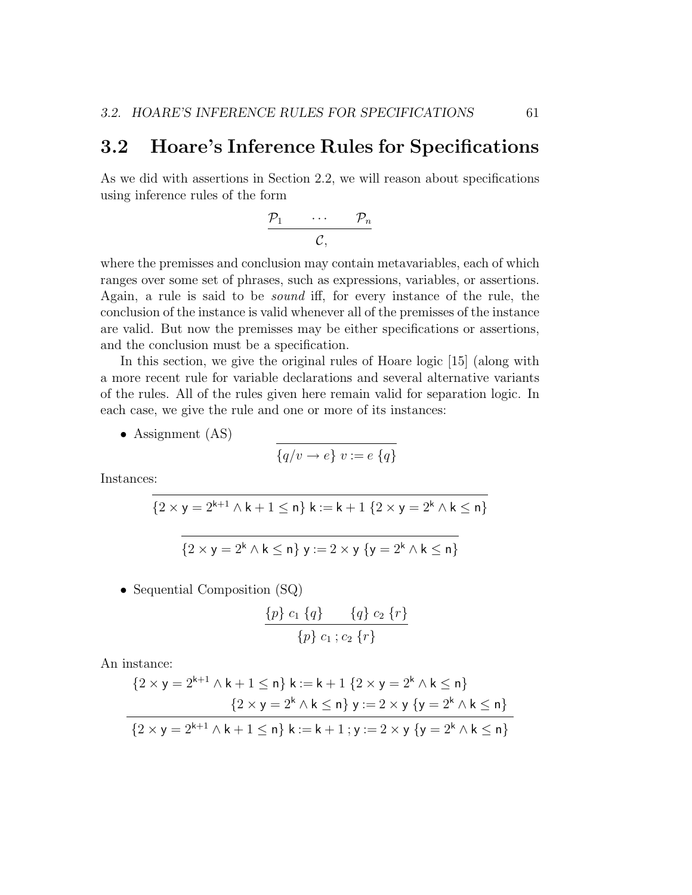## 3.2 Hoare's Inference Rules for Specifications

As we did with assertions in Section 2.2, we will reason about specifications using inference rules of the form

$$\frac{\mathcal{P}_1 \qquad \cdots \qquad \mathcal{P}_n}{\mathcal{C},}$$

where the premisses and conclusion may contain metavariables, each of which ranges over some set of phrases, such as expressions, variables, or assertions. Again, a rule is said to be *sound* iff, for every instance of the rule, the conclusion of the instance is valid whenever all of the premisses of the instance are valid. But now the premisses may be either specifications or assertions, and the conclusion must be a specification.

In this section, we give the original rules of Hoare logic [15] (along with a more recent rule for variable declarations and several alternative variants of the rules. All of the rules given here remain valid for separation logic. In each case, we give the rule and one or more of its instances:

- Assignment (AS)

$$\frac{}{\{q/v \rightarrow e\}\ v := e\ \{q\}}$$

Instances:

$$\frac{}{\{2 \times \mathsf{y} = 2^{\mathsf{k}+1} \wedge \mathsf{k}+1 \leq \mathsf{n}\}\ \mathsf{k} := \mathsf{k}+1\ \{2 \times \mathsf{y} = 2^{\mathsf{k}} \wedge \mathsf{k} \leq \mathsf{n}\}}$$

$$\frac{}{\{2 \times \mathsf{y} = 2^{\mathsf{k}} \wedge \mathsf{k} \leq \mathsf{n}\}\ \mathsf{y} := 2 \times \mathsf{y}\ \{\mathsf{y} = 2^{\mathsf{k}} \wedge \mathsf{k} \leq \mathsf{n}\}}$$

- Sequential Composition (SQ)

$$\frac{\{p\}\ c_1\ \{q\} \qquad \{q\}\ c_2\ \{r\}}{\{p\}\ c_1\,;c_2\ \{r\}}$$

An instance:

$$\frac{\begin{array}{r}\{2 \times \mathsf{y} = 2^{\mathsf{k}+1} \wedge \mathsf{k}+1 \leq \mathsf{n}\}\ \mathsf{k} := \mathsf{k}+1\ \{2 \times \mathsf{y} = 2^{\mathsf{k}} \wedge \mathsf{k} \leq \mathsf{n}\} \\ \{2 \times \mathsf{y} = 2^{\mathsf{k}} \wedge \mathsf{k} \leq \mathsf{n}\}\ \mathsf{y} := 2 \times \mathsf{y}\ \{\mathsf{y} = 2^{\mathsf{k}} \wedge \mathsf{k} \leq \mathsf{n}\}\end{array}}{\{2 \times \mathsf{y} = 2^{\mathsf{k}+1} \wedge \mathsf{k}+1 \leq \mathsf{n}\}\ \mathsf{k} := \mathsf{k}+1\,;\mathsf{y} := 2 \times \mathsf{y}\ \{\mathsf{y} = 2^{\mathsf{k}} \wedge \mathsf{k} \leq \mathsf{n}\}}$$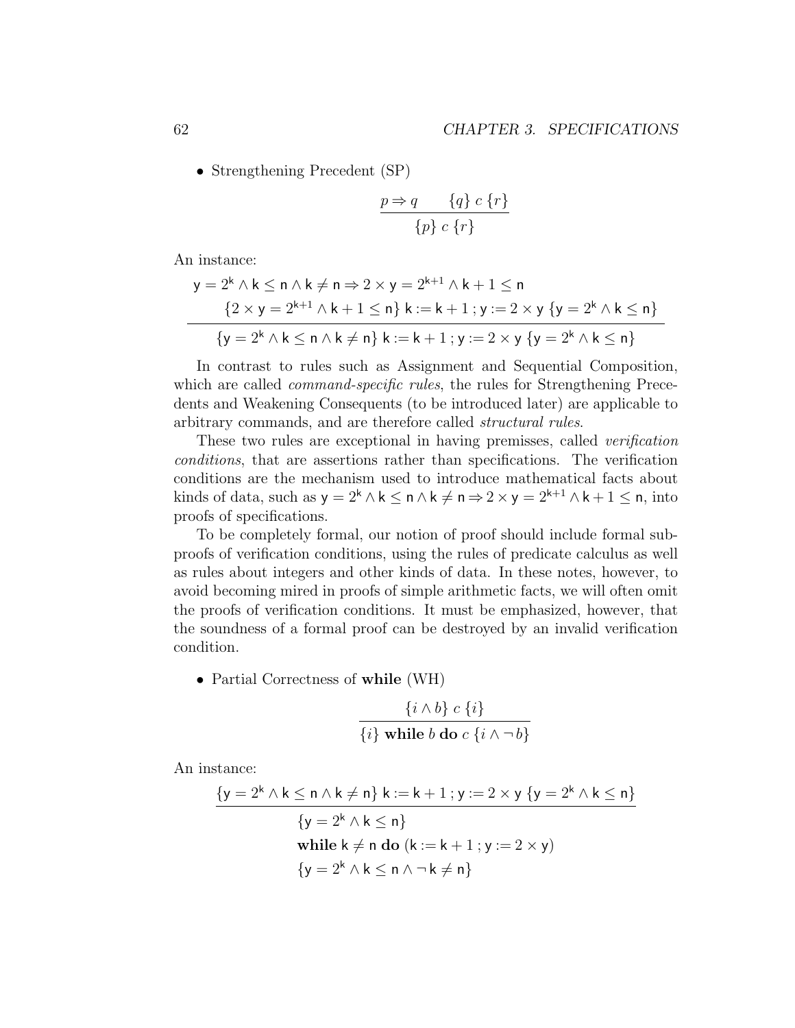- Strengthening Precedent (SP)

$$\frac{p \Rightarrow q \qquad \{q\}\ c\ \{r\}}{\{p\}\ c\ \{r\}}$$

An instance:

$$\frac{\begin{array}{l} \mathsf{y} = 2^{\mathsf{k}} \wedge \mathsf{k} \leq \mathsf{n} \wedge \mathsf{k} \neq \mathsf{n} \Rightarrow 2 \times \mathsf{y} = 2^{\mathsf{k}+1} \wedge \mathsf{k} + 1 \leq \mathsf{n} \\ \qquad \{2 \times \mathsf{y} = 2^{\mathsf{k}+1} \wedge \mathsf{k} + 1 \leq \mathsf{n}\}\ \mathsf{k} := \mathsf{k} + 1\ ;\ \mathsf{y} := 2 \times \mathsf{y}\ \{\mathsf{y} = 2^{\mathsf{k}} \wedge \mathsf{k} \leq \mathsf{n}\} \end{array}}{\{\mathsf{y} = 2^{\mathsf{k}} \wedge \mathsf{k} \leq \mathsf{n} \wedge \mathsf{k} \neq \mathsf{n}\}\ \mathsf{k} := \mathsf{k} + 1\ ;\ \mathsf{y} := 2 \times \mathsf{y}\ \{\mathsf{y} = 2^{\mathsf{k}} \wedge \mathsf{k} \leq \mathsf{n}\}}$$

In contrast to rules such as Assignment and Sequential Composition, which are called *command-specific rules*, the rules for Strengthening Precedents and Weakening Consequents (to be introduced later) are applicable to arbitrary commands, and are therefore called *structural rules*.

These two rules are exceptional in having premisses, called *verification conditions*, that are assertions rather than specifications. The verification conditions are the mechanism used to introduce mathematical facts about kinds of data, such as $\mathsf{y} = 2^{\mathsf{k}} \wedge \mathsf{k} \leq \mathsf{n} \wedge \mathsf{k} \neq \mathsf{n} \Rightarrow 2 \times \mathsf{y} = 2^{\mathsf{k}+1} \wedge \mathsf{k} + 1 \leq \mathsf{n}$, into proofs of specifications.

To be completely formal, our notion of proof should include formal subproofs of verification conditions, using the rules of predicate calculus as well as rules about integers and other kinds of data. In these notes, however, to avoid becoming mired in proofs of simple arithmetic facts, we will often omit the proofs of verification conditions. It must be emphasized, however, that the soundness of a formal proof can be destroyed by an invalid verification condition.

- Partial Correctness of **while** (WH)

$$\frac{\{i \wedge b\}\ c\ \{i\}}{\{i\}\ \textbf{while}\ b\ \textbf{do}\ c\ \{i \wedge \neg\, b\}}$$

An instance:

$$\frac{\{\mathsf{y} = 2^{\mathsf{k}} \wedge \mathsf{k} \leq \mathsf{n} \wedge \mathsf{k} \neq \mathsf{n}\}\ \mathsf{k} := \mathsf{k} + 1\ ;\ \mathsf{y} := 2 \times \mathsf{y}\ \{\mathsf{y} = 2^{\mathsf{k}} \wedge \mathsf{k} \leq \mathsf{n}\}}{\begin{array}{l} \{\mathsf{y} = 2^{\mathsf{k}} \wedge \mathsf{k} \leq \mathsf{n}\} \\ \textbf{while}\ \mathsf{k} \neq \mathsf{n}\ \textbf{do}\ (\mathsf{k} := \mathsf{k} + 1\ ;\ \mathsf{y} := 2 \times \mathsf{y}) \\ \{\mathsf{y} = 2^{\mathsf{k}} \wedge \mathsf{k} \leq \mathsf{n} \wedge \neg\, \mathsf{k} \neq \mathsf{n}\} \end{array}}$$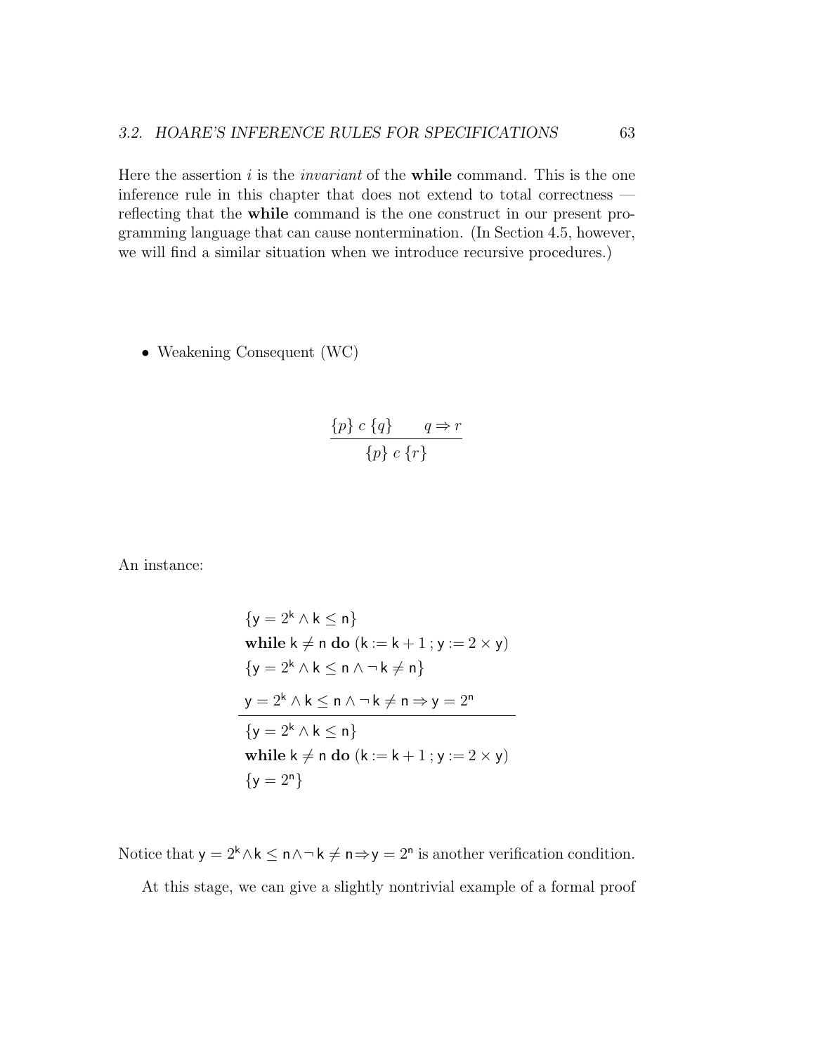Here the assertion $i$ is the *invariant* of the **while** command. This is the one inference rule in this chapter that does not extend to total correctness — reflecting that the **while** command is the one construct in our present programming language that can cause nontermination. (In Section 4.5, however, we will find a similar situation when we introduce recursive procedures.)

- Weakening Consequent (WC)

$$\frac{\{p\}\ c\ \{q\} \qquad q \Rightarrow r}{\{p\}\ c\ \{r\}}$$

An instance:

$$\frac{\begin{array}{l} \{\mathsf{y} = 2^{\mathsf{k}} \wedge \mathsf{k} \leq \mathsf{n}\} \\ \textbf{while}\ \mathsf{k} \neq \mathsf{n}\ \textbf{do}\ (\mathsf{k} := \mathsf{k} + 1\ ;\ \mathsf{y} := 2 \times \mathsf{y}) \\ \{\mathsf{y} = 2^{\mathsf{k}} \wedge \mathsf{k} \leq \mathsf{n} \wedge \neg\, \mathsf{k} \neq \mathsf{n}\} \\ \mathsf{y} = 2^{\mathsf{k}} \wedge \mathsf{k} \leq \mathsf{n} \wedge \neg\, \mathsf{k} \neq \mathsf{n} \Rightarrow \mathsf{y} = 2^{\mathsf{n}} \end{array}}{\begin{array}{l} \{\mathsf{y} = 2^{\mathsf{k}} \wedge \mathsf{k} \leq \mathsf{n}\} \\ \textbf{while}\ \mathsf{k} \neq \mathsf{n}\ \textbf{do}\ (\mathsf{k} := \mathsf{k} + 1\ ;\ \mathsf{y} := 2 \times \mathsf{y}) \\ \{\mathsf{y} = 2^{\mathsf{n}}\} \end{array}}$$

Notice that $\mathsf{y} = 2^{\mathsf{k}} \wedge \mathsf{k} \leq \mathsf{n} \wedge \neg\, \mathsf{k} \neq \mathsf{n} \Rightarrow \mathsf{y} = 2^{\mathsf{n}}$ is another verification condition.

At this stage, we can give a slightly nontrivial example of a formal proof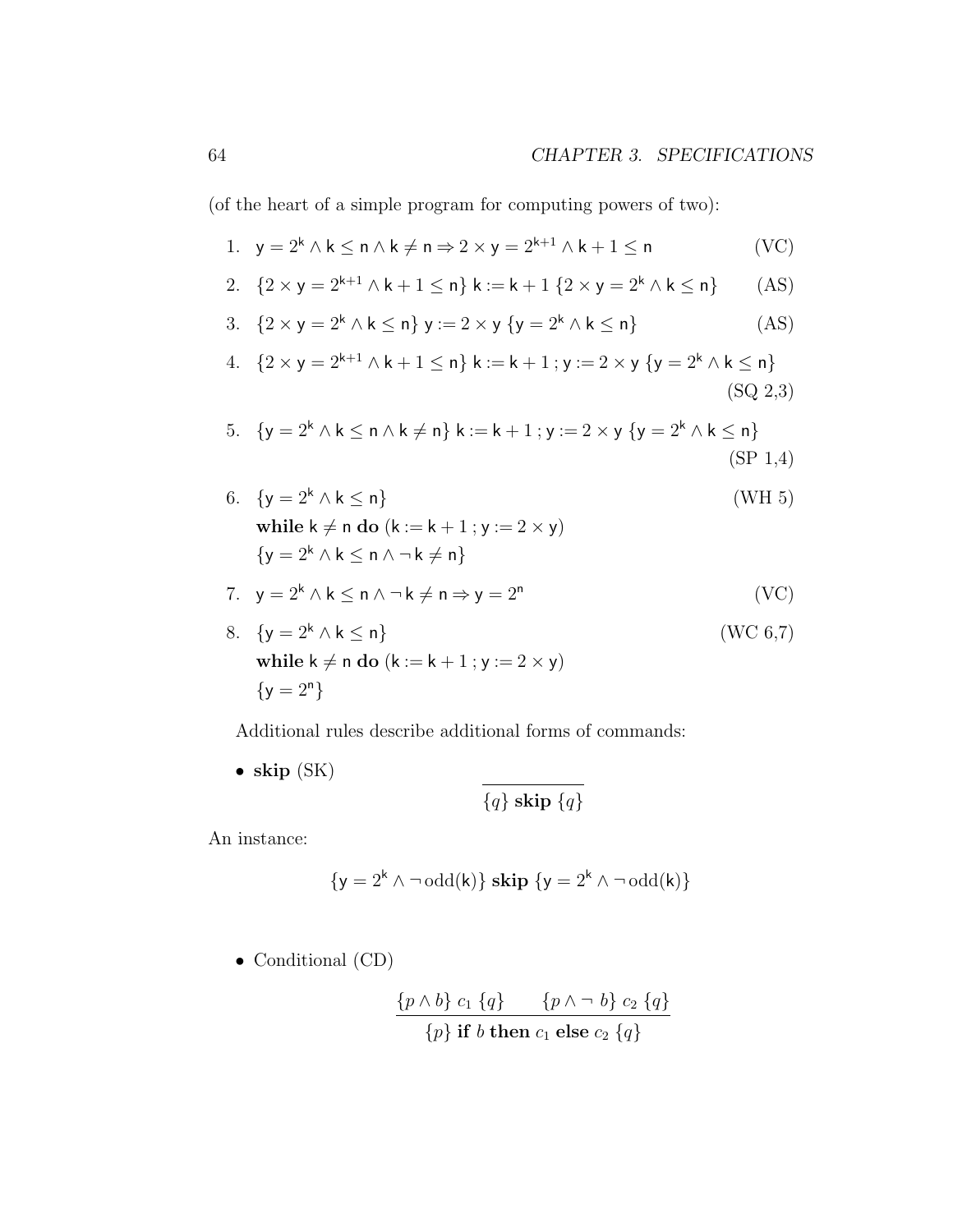(of the heart of a simple program for computing powers of two):

1. $\mathsf{y} = 2^{\mathsf{k}} \wedge \mathsf{k} \leq \mathsf{n} \wedge \mathsf{k} \neq \mathsf{n} \Rightarrow 2 \times \mathsf{y} = 2^{\mathsf{k}+1} \wedge \mathsf{k} + 1 \leq \mathsf{n}$ (VC)

2. $\{2 \times \mathsf{y} = 2^{\mathsf{k}+1} \wedge \mathsf{k} + 1 \leq \mathsf{n}\}\ \mathsf{k} := \mathsf{k} + 1\ \{2 \times \mathsf{y} = 2^{\mathsf{k}} \wedge \mathsf{k} \leq \mathsf{n}\}$ (AS)

3. $\{2 \times \mathsf{y} = 2^{\mathsf{k}} \wedge \mathsf{k} \leq \mathsf{n}\}\ \mathsf{y} := 2 \times \mathsf{y}\ \{\mathsf{y} = 2^{\mathsf{k}} \wedge \mathsf{k} \leq \mathsf{n}\}$ (AS)

4. $\{2 \times \mathsf{y} = 2^{\mathsf{k}+1} \wedge \mathsf{k} + 1 \leq \mathsf{n}\}\ \mathsf{k} := \mathsf{k} + 1\,;\mathsf{y} := 2 \times \mathsf{y}\ \{\mathsf{y} = 2^{\mathsf{k}} \wedge \mathsf{k} \leq \mathsf{n}\}$
   (SQ 2,3)

5. $\{\mathsf{y} = 2^{\mathsf{k}} \wedge \mathsf{k} \leq \mathsf{n} \wedge \mathsf{k} \neq \mathsf{n}\}\ \mathsf{k} := \mathsf{k} + 1\,;\mathsf{y} := 2 \times \mathsf{y}\ \{\mathsf{y} = 2^{\mathsf{k}} \wedge \mathsf{k} \leq \mathsf{n}\}$
   (SP 1,4)

6. $\{\mathsf{y} = 2^{\mathsf{k}} \wedge \mathsf{k} \leq \mathsf{n}\}$ (WH 5)
   **while** $\mathsf{k} \neq \mathsf{n}$ **do** $(\mathsf{k} := \mathsf{k} + 1\,;\mathsf{y} := 2 \times \mathsf{y})$
   $\{\mathsf{y} = 2^{\mathsf{k}} \wedge \mathsf{k} \leq \mathsf{n} \wedge \neg\, \mathsf{k} \neq \mathsf{n}\}$

7. $\mathsf{y} = 2^{\mathsf{k}} \wedge \mathsf{k} \leq \mathsf{n} \wedge \neg\, \mathsf{k} \neq \mathsf{n} \Rightarrow \mathsf{y} = 2^{\mathsf{n}}$ (VC)

8. $\{\mathsf{y} = 2^{\mathsf{k}} \wedge \mathsf{k} \leq \mathsf{n}\}$ (WC 6,7)
   **while** $\mathsf{k} \neq \mathsf{n}$ **do** $(\mathsf{k} := \mathsf{k} + 1\,;\mathsf{y} := 2 \times \mathsf{y})$
   $\{\mathsf{y} = 2^{\mathsf{n}}\}$

Additional rules describe additional forms of commands:

- **skip** (SK)

$$\frac{}{\{q\}\ \textbf{skip}\ \{q\}}$$

An instance:

$$\{\mathsf{y} = 2^{\mathsf{k}} \wedge \neg\, \mathrm{odd}(\mathsf{k})\}\ \textbf{skip}\ \{\mathsf{y} = 2^{\mathsf{k}} \wedge \neg\, \mathrm{odd}(\mathsf{k})\}$$

- Conditional (CD)

$$\frac{\{p \wedge b\}\ c_1\ \{q\} \qquad \{p \wedge \neg\ b\}\ c_2\ \{q\}}{\{p\}\ \textbf{if}\ b\ \textbf{then}\ c_1\ \textbf{else}\ c_2\ \{q\}}$$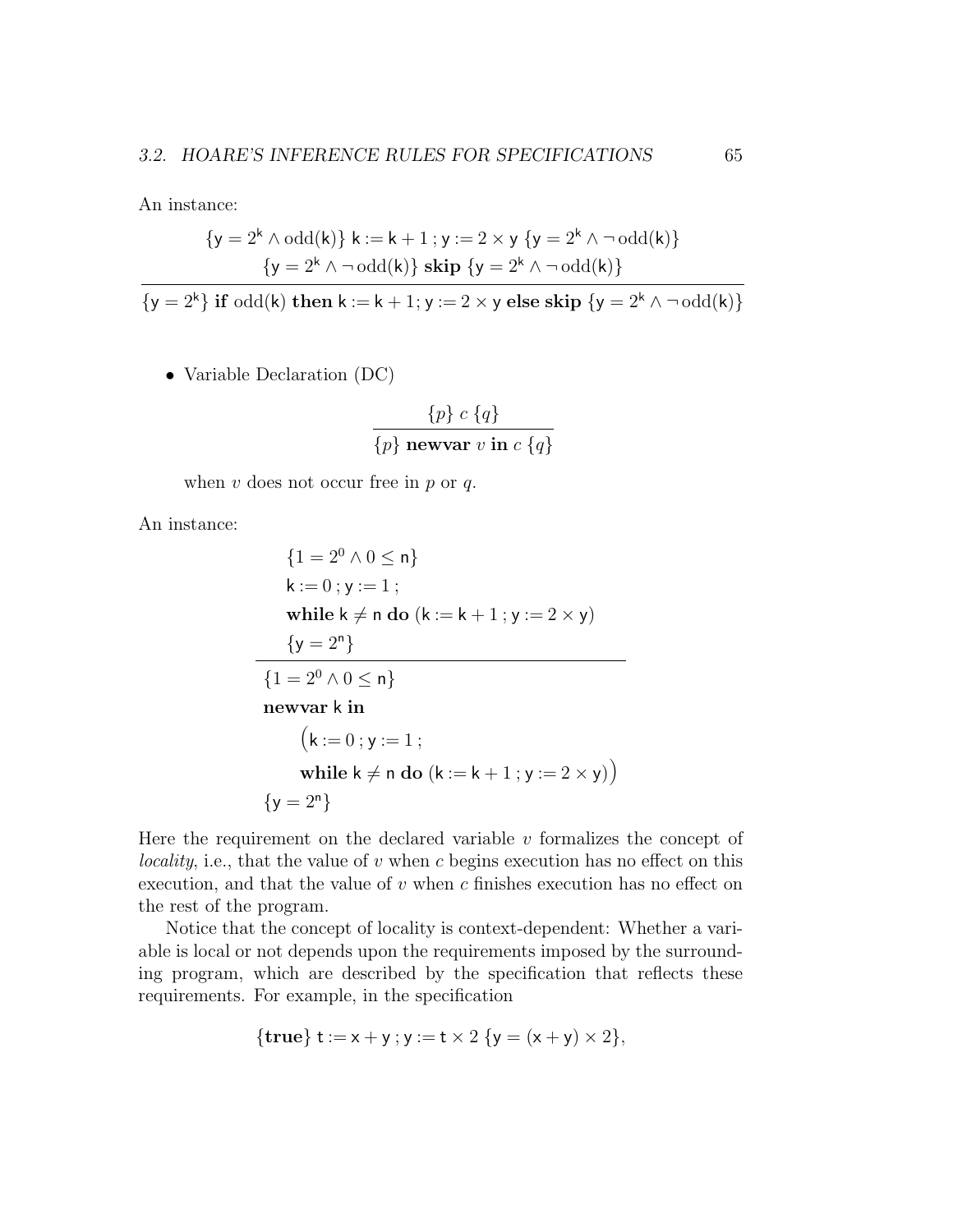An instance:

$$\frac{\begin{array}{c}\{\mathsf{y} = 2^{\mathsf{k}} \wedge \mathrm{odd}(\mathsf{k})\}\ \mathsf{k} := \mathsf{k}+1\ ;\ \mathsf{y} := 2 \times \mathsf{y}\ \{\mathsf{y} = 2^{\mathsf{k}} \wedge \neg\, \mathrm{odd}(\mathsf{k})\} \\ \{\mathsf{y} = 2^{\mathsf{k}} \wedge \neg\, \mathrm{odd}(\mathsf{k})\}\ \mathbf{skip}\ \{\mathsf{y} = 2^{\mathsf{k}} \wedge \neg\, \mathrm{odd}(\mathsf{k})\}\end{array}}{\{\mathsf{y} = 2^{\mathsf{k}}\}\ \mathbf{if}\ \mathrm{odd}(\mathsf{k})\ \mathbf{then}\ \mathsf{k} := \mathsf{k}+1; \mathsf{y} := 2 \times \mathsf{y}\ \mathbf{else\ skip}\ \{\mathsf{y} = 2^{\mathsf{k}} \wedge \neg\, \mathrm{odd}(\mathsf{k})\}}$$

- Variable Declaration (DC)

$$\frac{\{p\}\ c\ \{q\}}{\{p\}\ \mathbf{newvar}\ v\ \mathbf{in}\ c\ \{q\}}$$

when $v$ does not occur free in $p$ or $q$.

An instance:

$$\frac{\begin{array}{l}\{1 = 2^0 \wedge 0 \leq \mathsf{n}\} \\ \mathsf{k} := 0\ ;\ \mathsf{y} := 1\ ; \\ \mathbf{while}\ \mathsf{k} \neq \mathsf{n}\ \mathbf{do}\ (\mathsf{k} := \mathsf{k}+1\ ;\ \mathsf{y} := 2 \times \mathsf{y}) \\ \{\mathsf{y} = 2^{\mathsf{n}}\}\end{array}}{\begin{array}{l}\{1 = 2^0 \wedge 0 \leq \mathsf{n}\} \\ \mathbf{newvar}\ \mathsf{k}\ \mathbf{in} \\ \quad \big(\mathsf{k} := 0\ ;\ \mathsf{y} := 1\ ; \\ \quad \mathbf{while}\ \mathsf{k} \neq \mathsf{n}\ \mathbf{do}\ (\mathsf{k} := \mathsf{k}+1\ ;\ \mathsf{y} := 2 \times \mathsf{y})\big) \\ \{\mathsf{y} = 2^{\mathsf{n}}\}\end{array}}$$

Here the requirement on the declared variable $v$ formalizes the concept of *locality*, i.e., that the value of $v$ when $c$ begins execution has no effect on this execution, and that the value of $v$ when $c$ finishes execution has no effect on the rest of the program.

Notice that the concept of locality is context-dependent: Whether a variable is local or not depends upon the requirements imposed by the surrounding program, which are described by the specification that reflects these requirements. For example, in the specification

$$\{\mathbf{true}\}\ \mathsf{t} := \mathsf{x} + \mathsf{y}\ ;\ \mathsf{y} := \mathsf{t} \times 2\ \{\mathsf{y} = (\mathsf{x} + \mathsf{y}) \times 2\},$$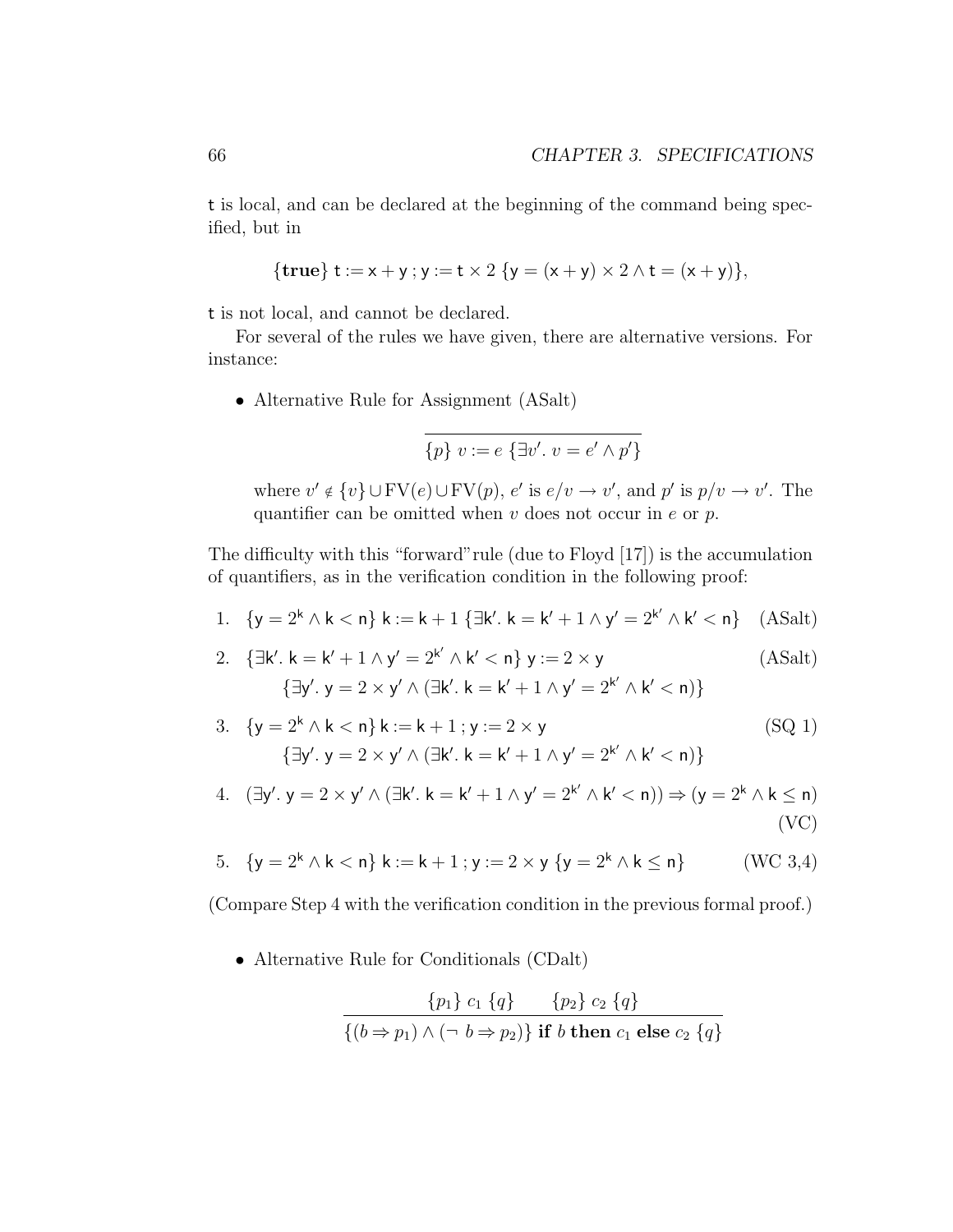t is local, and can be declared at the beginning of the command being specified, but in

$$\{\textbf{true}\}\ \mathsf{t} := \mathsf{x} + \mathsf{y}\ ;\ \mathsf{y} := \mathsf{t} \times 2\ \{\mathsf{y} = (\mathsf{x} + \mathsf{y}) \times 2 \wedge \mathsf{t} = (\mathsf{x} + \mathsf{y})\},$$

t is not local, and cannot be declared.

For several of the rules we have given, there are alternative versions. For instance:

- Alternative Rule for Assignment (ASalt)

$$\frac{}{\{p\}\ v := e\ \{\exists v'.\ v = e' \wedge p'\}}$$

where $v' \notin \{v\} \cup \mathrm{FV}(e) \cup \mathrm{FV}(p)$, $e'$ is $e/v \rightarrow v'$, and $p'$ is $p/v \rightarrow v'$. The quantifier can be omitted when $v$ does not occur in $e$ or $p$.

The difficulty with this "forward" rule (due to Floyd [17]) is the accumulation of quantifiers, as in the verification condition in the following proof:

1. $\{\mathsf{y} = 2^{\mathsf{k}} \wedge \mathsf{k} < \mathsf{n}\}\ \mathsf{k} := \mathsf{k} + 1\ \{\exists \mathsf{k}'.\ \mathsf{k} = \mathsf{k}' + 1 \wedge \mathsf{y}' = 2^{\mathsf{k}'} \wedge \mathsf{k}' < \mathsf{n}\}$ (ASalt)

2. $\{\exists \mathsf{k}'.\ \mathsf{k} = \mathsf{k}' + 1 \wedge \mathsf{y}' = 2^{\mathsf{k}'} \wedge \mathsf{k}' < \mathsf{n}\}\ \mathsf{y} := 2 \times \mathsf{y}$ (ASalt)
   $\{\exists \mathsf{y}'.\ \mathsf{y} = 2 \times \mathsf{y}' \wedge (\exists \mathsf{k}'.\ \mathsf{k} = \mathsf{k}' + 1 \wedge \mathsf{y}' = 2^{\mathsf{k}'} \wedge \mathsf{k}' < \mathsf{n})\}$

3. $\{\mathsf{y} = 2^{\mathsf{k}} \wedge \mathsf{k} < \mathsf{n}\}\ \mathsf{k} := \mathsf{k} + 1\ ;\ \mathsf{y} := 2 \times \mathsf{y}$ (SQ 1)
   $\{\exists \mathsf{y}'.\ \mathsf{y} = 2 \times \mathsf{y}' \wedge (\exists \mathsf{k}'.\ \mathsf{k} = \mathsf{k}' + 1 \wedge \mathsf{y}' = 2^{\mathsf{k}'} \wedge \mathsf{k}' < \mathsf{n})\}$

4. $(\exists \mathsf{y}'.\ \mathsf{y} = 2 \times \mathsf{y}' \wedge (\exists \mathsf{k}'.\ \mathsf{k} = \mathsf{k}' + 1 \wedge \mathsf{y}' = 2^{\mathsf{k}'} \wedge \mathsf{k}' < \mathsf{n})) \Rightarrow (\mathsf{y} = 2^{\mathsf{k}} \wedge \mathsf{k} \leq \mathsf{n})$
   (VC)

5. $\{\mathsf{y} = 2^{\mathsf{k}} \wedge \mathsf{k} < \mathsf{n}\}\ \mathsf{k} := \mathsf{k} + 1\ ;\ \mathsf{y} := 2 \times \mathsf{y}\ \{\mathsf{y} = 2^{\mathsf{k}} \wedge \mathsf{k} \leq \mathsf{n}\}$ (WC 3,4)

(Compare Step 4 with the verification condition in the previous formal proof.)

- Alternative Rule for Conditionals (CDalt)

$$\frac{\{p_1\}\ c_1\ \{q\} \qquad \{p_2\}\ c_2\ \{q\}}{\{(b \Rightarrow p_1) \wedge (\neg\ b \Rightarrow p_2)\}\ \textbf{if}\ b\ \textbf{then}\ c_1\ \textbf{else}\ c_2\ \{q\}}$$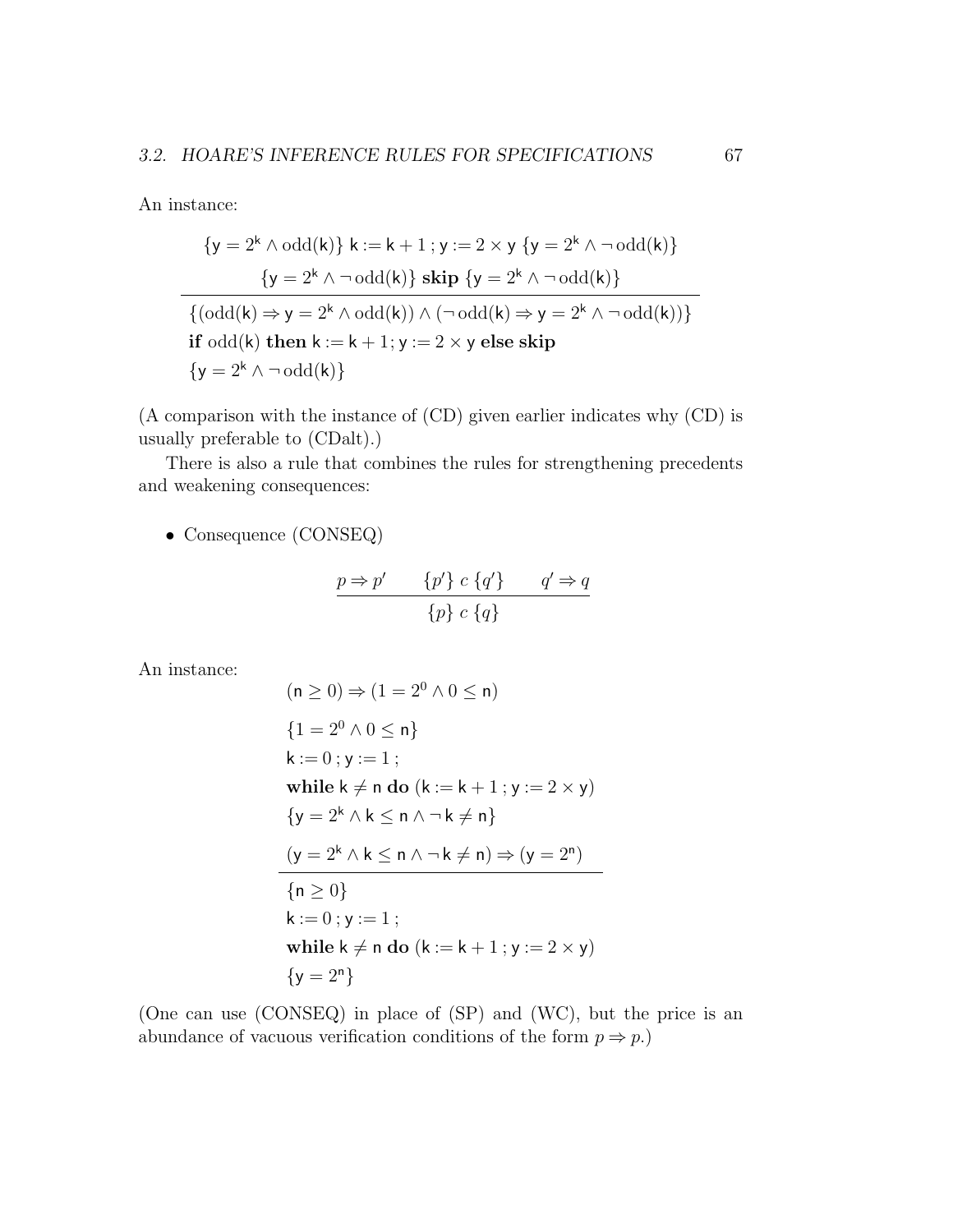An instance:

$$\frac{\begin{array}{c}\{\mathsf{y} = 2^{\mathsf{k}} \wedge \mathrm{odd}(\mathsf{k})\}\ \mathsf{k} := \mathsf{k} + 1\,;\, \mathsf{y} := 2 \times \mathsf{y}\ \{\mathsf{y} = 2^{\mathsf{k}} \wedge \neg\,\mathrm{odd}(\mathsf{k})\} \\ \{\mathsf{y} = 2^{\mathsf{k}} \wedge \neg\,\mathrm{odd}(\mathsf{k})\}\ \mathbf{skip}\ \{\mathsf{y} = 2^{\mathsf{k}} \wedge \neg\,\mathrm{odd}(\mathsf{k})\}\end{array}}{\begin{array}{l}\{(\mathrm{odd}(\mathsf{k}) \Rightarrow \mathsf{y} = 2^{\mathsf{k}} \wedge \mathrm{odd}(\mathsf{k})) \wedge (\neg\,\mathrm{odd}(\mathsf{k}) \Rightarrow \mathsf{y} = 2^{\mathsf{k}} \wedge \neg\,\mathrm{odd}(\mathsf{k}))\} \\ \mathbf{if}\ \mathrm{odd}(\mathsf{k})\ \mathbf{then}\ \mathsf{k} := \mathsf{k} + 1; \mathsf{y} := 2 \times \mathsf{y}\ \mathbf{else\ skip} \\ \{\mathsf{y} = 2^{\mathsf{k}} \wedge \neg\,\mathrm{odd}(\mathsf{k})\}\end{array}}$$

(A comparison with the instance of (CD) given earlier indicates why (CD) is usually preferable to (CDalt).)

There is also a rule that combines the rules for strengthening precedents and weakening consequences:

- Consequence (CONSEQ)

$$\frac{p \Rightarrow p' \qquad \{p'\}\ c\ \{q'\} \qquad q' \Rightarrow q}{\{p\}\ c\ \{q\}}$$

An instance:

$$\frac{\begin{array}{l}(\mathsf{n} \geq 0) \Rightarrow (1 = 2^0 \wedge 0 \leq \mathsf{n}) \\ \{1 = 2^0 \wedge 0 \leq \mathsf{n}\} \\ \mathsf{k} := 0\,;\, \mathsf{y} := 1\,; \\ \mathbf{while}\ \mathsf{k} \neq \mathsf{n}\ \mathbf{do}\ (\mathsf{k} := \mathsf{k} + 1\,;\, \mathsf{y} := 2 \times \mathsf{y}) \\ \{\mathsf{y} = 2^{\mathsf{k}} \wedge \mathsf{k} \leq \mathsf{n} \wedge \neg\,\mathsf{k} \neq \mathsf{n}\} \\ (\mathsf{y} = 2^{\mathsf{k}} \wedge \mathsf{k} \leq \mathsf{n} \wedge \neg\,\mathsf{k} \neq \mathsf{n}) \Rightarrow (\mathsf{y} = 2^{\mathsf{n}})\end{array}}{\begin{array}{l}\{\mathsf{n} \geq 0\} \\ \mathsf{k} := 0\,;\, \mathsf{y} := 1\,; \\ \mathbf{while}\ \mathsf{k} \neq \mathsf{n}\ \mathbf{do}\ (\mathsf{k} := \mathsf{k} + 1\,;\, \mathsf{y} := 2 \times \mathsf{y}) \\ \{\mathsf{y} = 2^{\mathsf{n}}\}\end{array}}$$

(One can use (CONSEQ) in place of (SP) and (WC), but the price is an abundance of vacuous verification conditions of the form $p \Rightarrow p$.)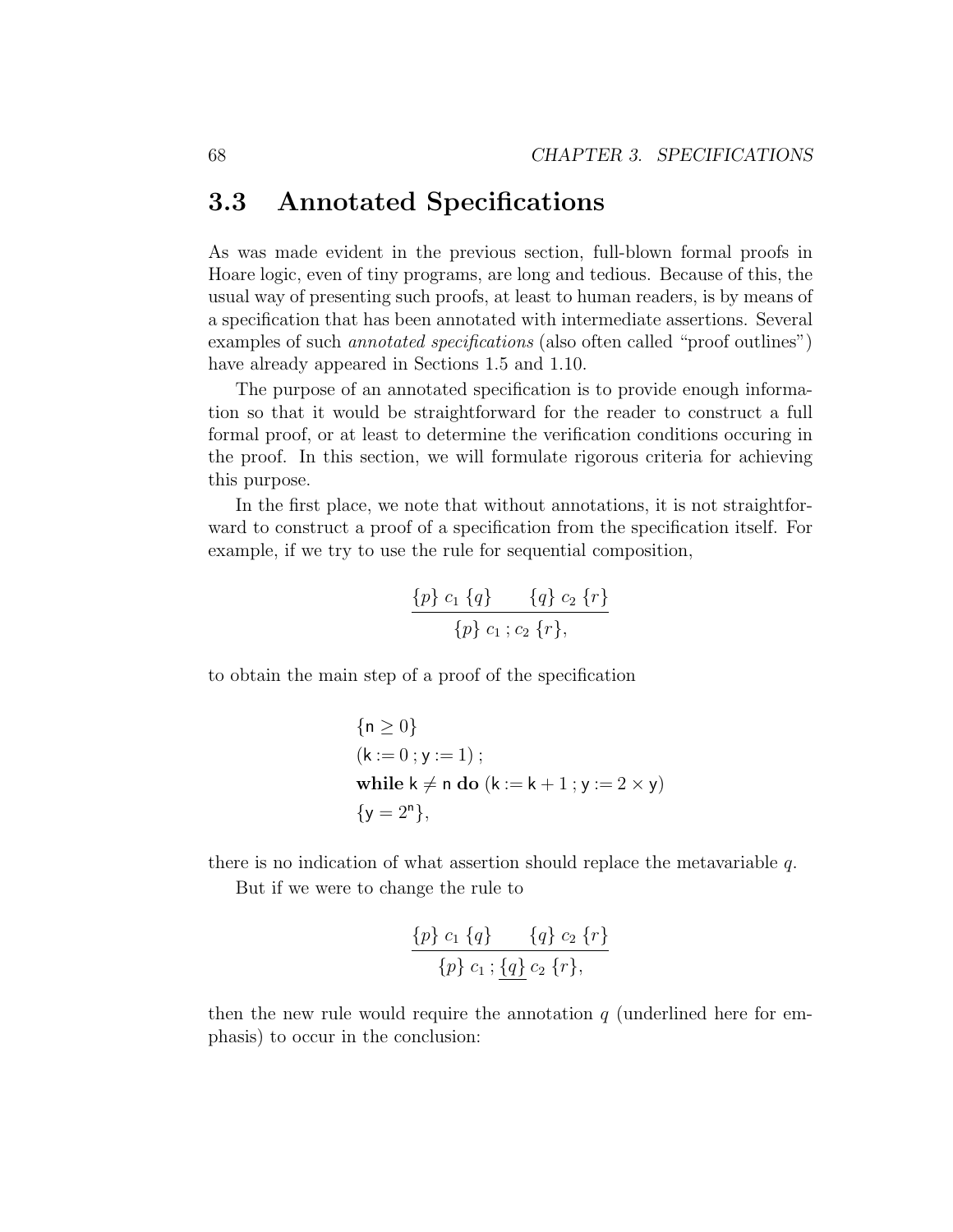## 3.3 Annotated Specifications

As was made evident in the previous section, full-blown formal proofs in Hoare logic, even of tiny programs, are long and tedious. Because of this, the usual way of presenting such proofs, at least to human readers, is by means of a specification that has been annotated with intermediate assertions. Several examples of such *annotated specifications* (also often called "proof outlines") have already appeared in Sections 1.5 and 1.10.

The purpose of an annotated specification is to provide enough information so that it would be straightforward for the reader to construct a full formal proof, or at least to determine the verification conditions occuring in the proof. In this section, we will formulate rigorous criteria for achieving this purpose.

In the first place, we note that without annotations, it is not straightforward to construct a proof of a specification from the specification itself. For example, if we try to use the rule for sequential composition,

$$\frac{\{p\}\ c_1\ \{q\} \qquad \{q\}\ c_2\ \{r\}}{\{p\}\ c_1\ ;\ c_2\ \{r\},}$$

to obtain the main step of a proof of the specification

$$\begin{array}{l}
\{\mathsf{n} \geq 0\} \\
(\mathsf{k} := 0\ ;\ \mathsf{y} := 1)\ ; \\
\textbf{while}\ \mathsf{k} \neq \mathsf{n}\ \textbf{do}\ (\mathsf{k} := \mathsf{k} + 1\ ;\ \mathsf{y} := 2 \times \mathsf{y}) \\
\{\mathsf{y} = 2^{\mathsf{n}}\},
\end{array}$$

there is no indication of what assertion should replace the metavariable $q$.

But if we were to change the rule to

$$\frac{\{p\}\ c_1\ \{q\} \qquad \{q\}\ c_2\ \{r\}}{\{p\}\ c_1\ ;\ \underline{\{q\}}\ c_2\ \{r\},}$$

then the new rule would require the annotation $q$ (underlined here for emphasis) to occur in the conclusion: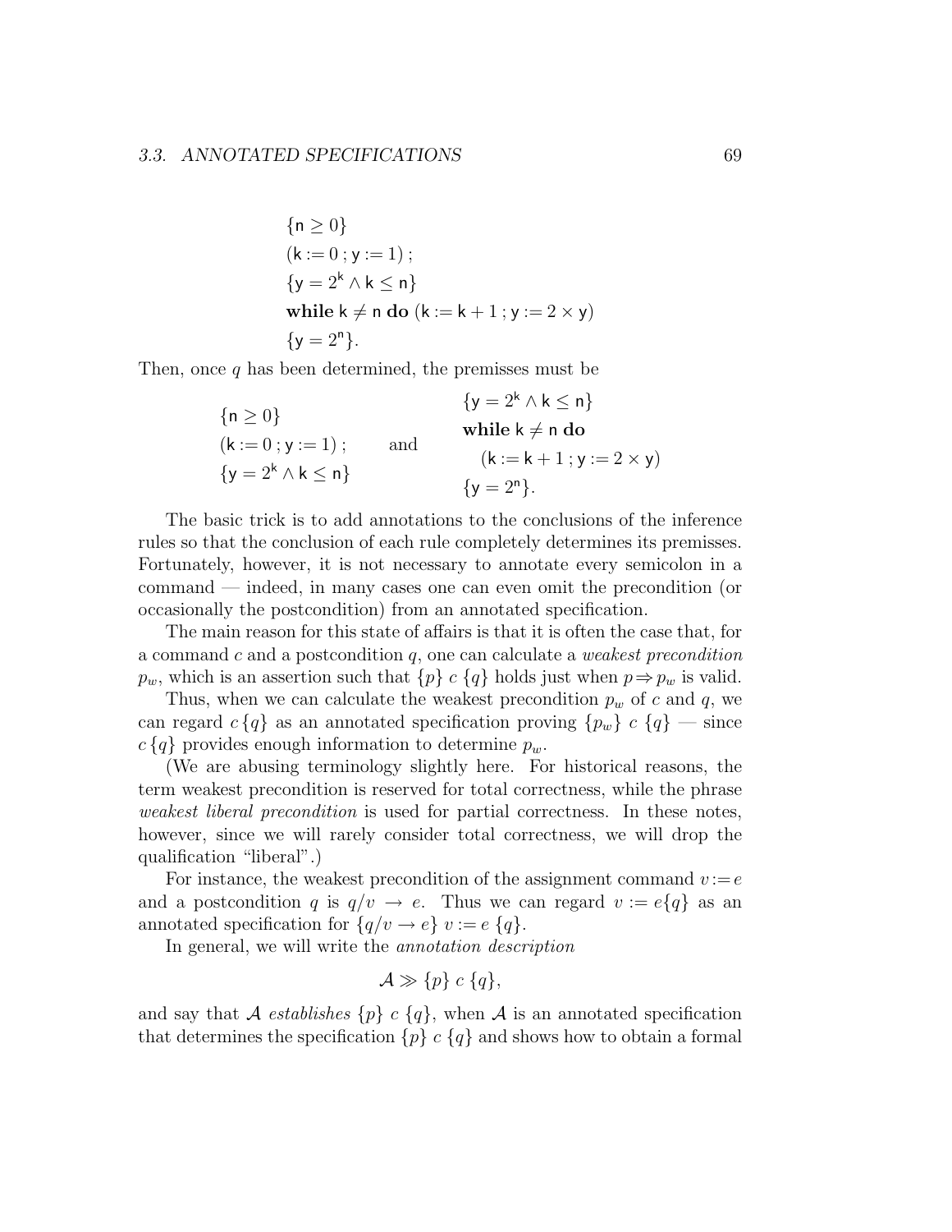$$
\begin{array}{l}
\{\mathsf{n} \geq 0\} \\
(\mathsf{k} := 0 \,;\, \mathsf{y} := 1) \,; \\
\{\mathsf{y} = 2^{\mathsf{k}} \wedge \mathsf{k} \leq \mathsf{n}\} \\
\textbf{while } \mathsf{k} \neq \mathsf{n} \textbf{ do } (\mathsf{k} := \mathsf{k} + 1 \,;\, \mathsf{y} := 2 \times \mathsf{y}) \\
\{\mathsf{y} = 2^{\mathsf{n}}\}.
\end{array}
$$

Then, once $q$ has been determined, the premisses must be

$$
\begin{array}{l}
\{\mathsf{n} \geq 0\} \\
(\mathsf{k} := 0 \,;\, \mathsf{y} := 1) \,; \\
\{\mathsf{y} = 2^{\mathsf{k}} \wedge \mathsf{k} \leq \mathsf{n}\}
\end{array}
\qquad \text{and} \qquad
\begin{array}{l}
\{\mathsf{y} = 2^{\mathsf{k}} \wedge \mathsf{k} \leq \mathsf{n}\} \\
\textbf{while } \mathsf{k} \neq \mathsf{n} \textbf{ do} \\
\quad (\mathsf{k} := \mathsf{k} + 1 \,;\, \mathsf{y} := 2 \times \mathsf{y}) \\
\{\mathsf{y} = 2^{\mathsf{n}}\}.
\end{array}
$$

The basic trick is to add annotations to the conclusions of the inference rules so that the conclusion of each rule completely determines its premisses. Fortunately, however, it is not necessary to annotate every semicolon in a command — indeed, in many cases one can even omit the precondition (or occasionally the postcondition) from an annotated specification.

The main reason for this state of affairs is that it is often the case that, for a command $c$ and a postcondition $q$, one can calculate a *weakest precondition* $p_w$, which is an assertion such that $\{p\}\ c\ \{q\}$ holds just when $p \Rightarrow p_w$ is valid.

Thus, when we can calculate the weakest precondition $p_w$ of $c$ and $q$, we can regard $c\,\{q\}$ as an annotated specification proving $\{p_w\}\ c\ \{q\}$ — since $c\,\{q\}$ provides enough information to determine $p_w$.

(We are abusing terminology slightly here. For historical reasons, the term weakest precondition is reserved for total correctness, while the phrase *weakest liberal precondition* is used for partial correctness. In these notes, however, since we will rarely consider total correctness, we will drop the qualification "liberal".)

For instance, the weakest precondition of the assignment command $v := e$ and a postcondition $q$ is $q/v \rightarrow e$. Thus we can regard $v := e\{q\}$ as an annotated specification for $\{q/v \rightarrow e\}\ v := e\ \{q\}$.

In general, we will write the *annotation description*

$$\mathcal{A} \gg \{p\}\ c\ \{q\},$$

and say that $\mathcal{A}$ *establishes* $\{p\}\ c\ \{q\}$, when $\mathcal{A}$ is an annotated specification that determines the specification $\{p\}\ c\ \{q\}$ and shows how to obtain a formal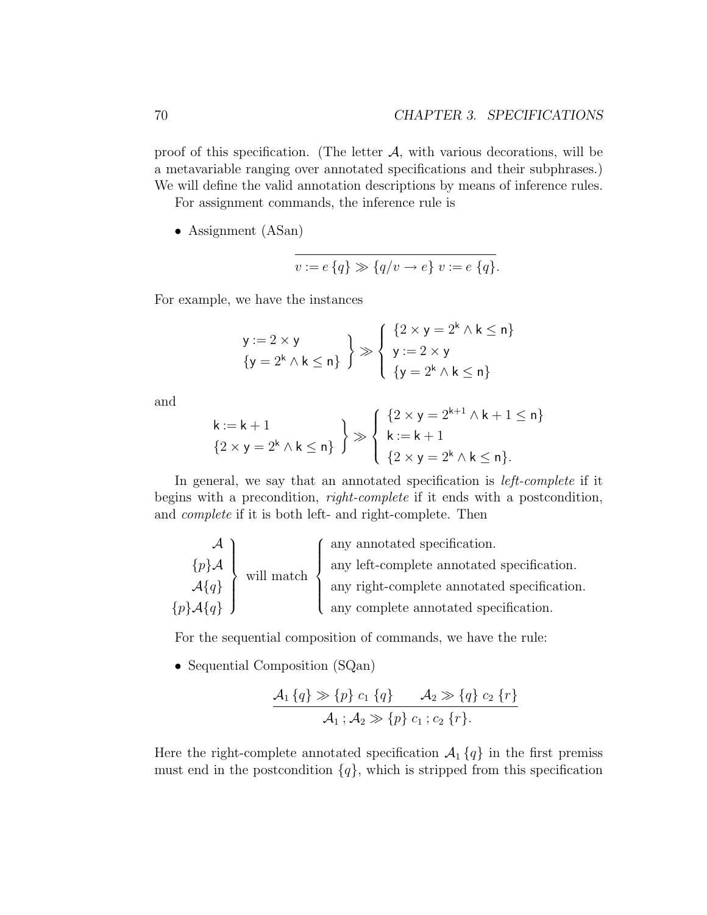proof of this specification. (The letter $\mathcal{A}$, with various decorations, will be a metavariable ranging over annotated specifications and their subphrases.) We will define the valid annotation descriptions by means of inference rules.

For assignment commands, the inference rule is

- Assignment (ASan)

$$\frac{}{v := e\,\{q\} \gg \{q/v \to e\}\ v := e\ \{q\}.}$$

For example, we have the instances

$$\left.\begin{array}{l} \mathsf{y} := 2 \times \mathsf{y} \\ \{\mathsf{y} = 2^{\mathsf{k}} \wedge \mathsf{k} \leq \mathsf{n}\} \end{array}\right\} \gg \left\{\begin{array}{l} \{2 \times \mathsf{y} = 2^{\mathsf{k}} \wedge \mathsf{k} \leq \mathsf{n}\} \\ \mathsf{y} := 2 \times \mathsf{y} \\ \{\mathsf{y} = 2^{\mathsf{k}} \wedge \mathsf{k} \leq \mathsf{n}\} \end{array}\right.$$

and

$$\left.\begin{array}{l} \mathsf{k} := \mathsf{k} + 1 \\ \{2 \times \mathsf{y} = 2^{\mathsf{k}} \wedge \mathsf{k} \leq \mathsf{n}\} \end{array}\right\} \gg \left\{\begin{array}{l} \{2 \times \mathsf{y} = 2^{\mathsf{k}+1} \wedge \mathsf{k} + 1 \leq \mathsf{n}\} \\ \mathsf{k} := \mathsf{k} + 1 \\ \{2 \times \mathsf{y} = 2^{\mathsf{k}} \wedge \mathsf{k} \leq \mathsf{n}\}. \end{array}\right.$$

In general, we say that an annotated specification is *left-complete* if it begins with a precondition, *right-complete* if it ends with a postcondition, and *complete* if it is both left- and right-complete. Then

$$\left.\begin{array}{r} \mathcal{A} \\ \{p\}\mathcal{A} \\ \mathcal{A}\{q\} \\ \{p\}\mathcal{A}\{q\} \end{array}\right\} \text{will match} \left\{\begin{array}{l} \text{any annotated specification.} \\ \text{any left-complete annotated specification.} \\ \text{any right-complete annotated specification.} \\ \text{any complete annotated specification.} \end{array}\right.$$

For the sequential composition of commands, we have the rule:

- Sequential Composition (SQan)

$$\frac{\mathcal{A}_1\,\{q\} \gg \{p\}\ c_1\ \{q\} \qquad \mathcal{A}_2 \gg \{q\}\ c_2\ \{r\}}{\mathcal{A}_1\,;\mathcal{A}_2 \gg \{p\}\ c_1\,;c_2\ \{r\}.}$$

Here the right-complete annotated specification $\mathcal{A}_1\,\{q\}$ in the first premiss must end in the postcondition $\{q\}$, which is stripped from this specification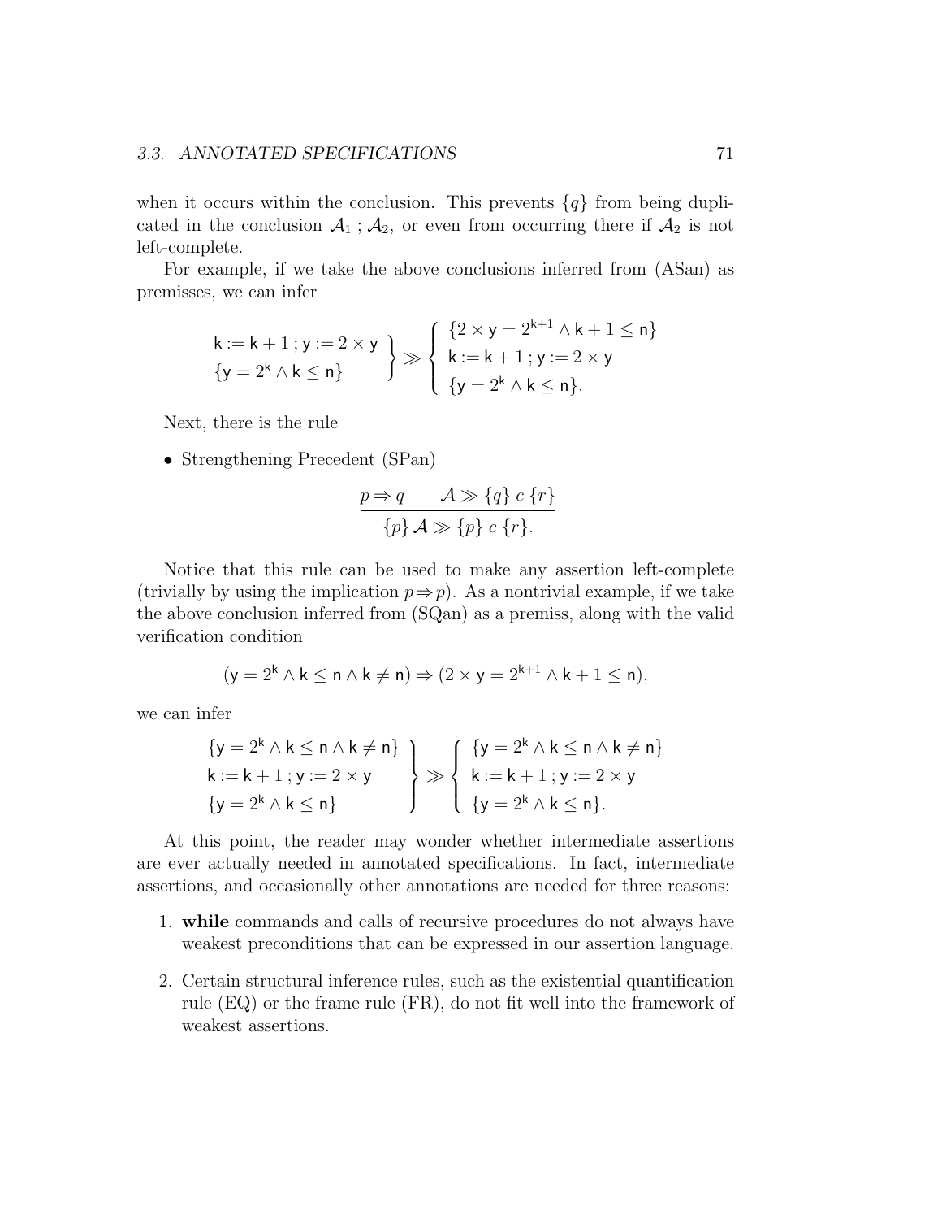when it occurs within the conclusion. This prevents $\{q\}$ from being duplicated in the conclusion $\mathcal{A}_1 \,;\, \mathcal{A}_2$, or even from occurring there if $\mathcal{A}_2$ is not left-complete.

For example, if we take the above conclusions inferred from (ASan) as premisses, we can infer

$$\left.\begin{array}{l} \mathsf{k} := \mathsf{k} + 1 \,;\, \mathsf{y} := 2 \times \mathsf{y} \\ \{\mathsf{y} = 2^{\mathsf{k}} \wedge \mathsf{k} \leq \mathsf{n}\} \end{array}\right\} \gg \left\{\begin{array}{l} \{2 \times \mathsf{y} = 2^{\mathsf{k}+1} \wedge \mathsf{k} + 1 \leq \mathsf{n}\} \\ \mathsf{k} := \mathsf{k} + 1 \,;\, \mathsf{y} := 2 \times \mathsf{y} \\ \{\mathsf{y} = 2^{\mathsf{k}} \wedge \mathsf{k} \leq \mathsf{n}\}. \end{array}\right.$$

Next, there is the rule

- Strengthening Precedent (SPan)

$$\frac{p \Rightarrow q \qquad \mathcal{A} \gg \{q\}\ c\ \{r\}}{\{p\}\,\mathcal{A} \gg \{p\}\ c\ \{r\}.}$$

Notice that this rule can be used to make any assertion left-complete (trivially by using the implication $p \Rightarrow p$). As a nontrivial example, if we take the above conclusion inferred from (SQan) as a premiss, along with the valid verification condition

$$(\mathsf{y} = 2^{\mathsf{k}} \wedge \mathsf{k} \leq \mathsf{n} \wedge \mathsf{k} \neq \mathsf{n}) \Rightarrow (2 \times \mathsf{y} = 2^{\mathsf{k}+1} \wedge \mathsf{k} + 1 \leq \mathsf{n}),$$

we can infer

$$\left.\begin{array}{l} \{\mathsf{y} = 2^{\mathsf{k}} \wedge \mathsf{k} \leq \mathsf{n} \wedge \mathsf{k} \neq \mathsf{n}\} \\ \mathsf{k} := \mathsf{k} + 1 \,;\, \mathsf{y} := 2 \times \mathsf{y} \\ \{\mathsf{y} = 2^{\mathsf{k}} \wedge \mathsf{k} \leq \mathsf{n}\} \end{array}\right\} \gg \left\{\begin{array}{l} \{\mathsf{y} = 2^{\mathsf{k}} \wedge \mathsf{k} \leq \mathsf{n} \wedge \mathsf{k} \neq \mathsf{n}\} \\ \mathsf{k} := \mathsf{k} + 1 \,;\, \mathsf{y} := 2 \times \mathsf{y} \\ \{\mathsf{y} = 2^{\mathsf{k}} \wedge \mathsf{k} \leq \mathsf{n}\}. \end{array}\right.$$

At this point, the reader may wonder whether intermediate assertions are ever actually needed in annotated specifications. In fact, intermediate assertions, and occasionally other annotations are needed for three reasons:

1. **while** commands and calls of recursive procedures do not always have weakest preconditions that can be expressed in our assertion language.

2. Certain structural inference rules, such as the existential quantification rule (EQ) or the frame rule (FR), do not fit well into the framework of weakest assertions.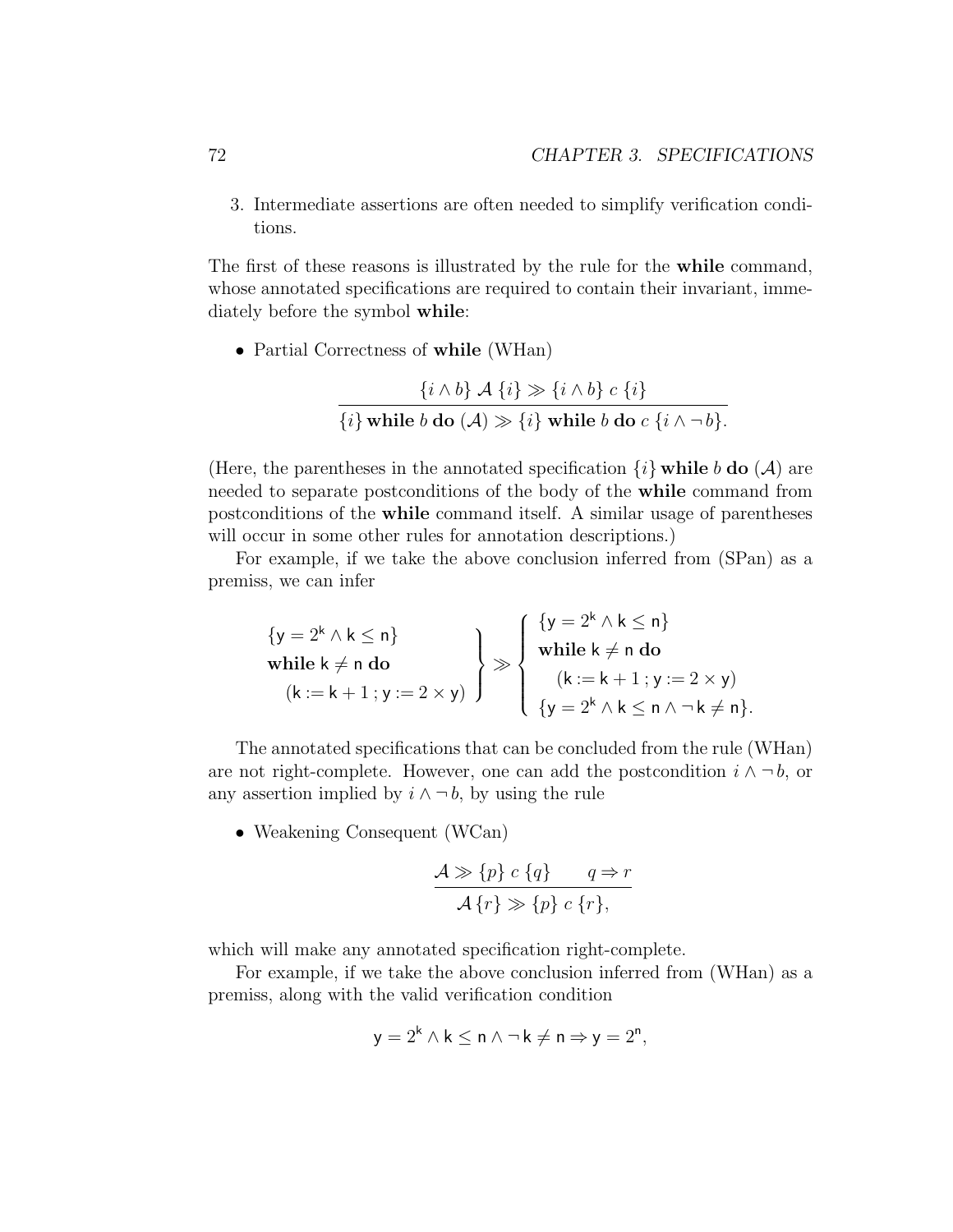3. Intermediate assertions are often needed to simplify verification conditions.

The first of these reasons is illustrated by the rule for the **while** command, whose annotated specifications are required to contain their invariant, immediately before the symbol **while**:

- Partial Correctness of **while** (WHan)

$$\frac{\{i \wedge b\}\ \mathcal{A}\ \{i\} \gg \{i \wedge b\}\ c\ \{i\}}{\{i\}\ \textbf{while}\ b\ \textbf{do}\ (\mathcal{A}) \gg \{i\}\ \textbf{while}\ b\ \textbf{do}\ c\ \{i \wedge \neg\, b\}.}$$

(Here, the parentheses in the annotated specification $\{i\}$ **while** $b$ **do** $(\mathcal{A})$ are needed to separate postconditions of the body of the **while** command from postconditions of the **while** command itself. A similar usage of parentheses will occur in some other rules for annotation descriptions.)

For example, if we take the above conclusion inferred from (SPan) as a premiss, we can infer

$$\left.\begin{array}{l} \{\mathsf{y} = 2^{\mathsf{k}} \wedge \mathsf{k} \leq \mathsf{n}\} \\ \textbf{while}\ \mathsf{k} \neq \mathsf{n}\ \textbf{do} \\ \quad (\mathsf{k} := \mathsf{k} + 1\ ;\ \mathsf{y} := 2 \times \mathsf{y}) \end{array}\right\} \gg \left\{\begin{array}{l} \{\mathsf{y} = 2^{\mathsf{k}} \wedge \mathsf{k} \leq \mathsf{n}\} \\ \textbf{while}\ \mathsf{k} \neq \mathsf{n}\ \textbf{do} \\ \quad (\mathsf{k} := \mathsf{k} + 1\ ;\ \mathsf{y} := 2 \times \mathsf{y}) \\ \{\mathsf{y} = 2^{\mathsf{k}} \wedge \mathsf{k} \leq \mathsf{n} \wedge \neg\, \mathsf{k} \neq \mathsf{n}\}. \end{array}\right.$$

The annotated specifications that can be concluded from the rule (WHan) are not right-complete. However, one can add the postcondition $i \wedge \neg\, b$, or any assertion implied by $i \wedge \neg\, b$, by using the rule

- Weakening Consequent (WCan)

$$\frac{\mathcal{A} \gg \{p\}\ c\ \{q\} \qquad q \Rightarrow r}{\mathcal{A}\,\{r\} \gg \{p\}\ c\ \{r\},}$$

which will make any annotated specification right-complete.

For example, if we take the above conclusion inferred from (WHan) as a premiss, along with the valid verification condition

$$\mathsf{y} = 2^{\mathsf{k}} \wedge \mathsf{k} \leq \mathsf{n} \wedge \neg\, \mathsf{k} \neq \mathsf{n} \Rightarrow \mathsf{y} = 2^{\mathsf{n}},$$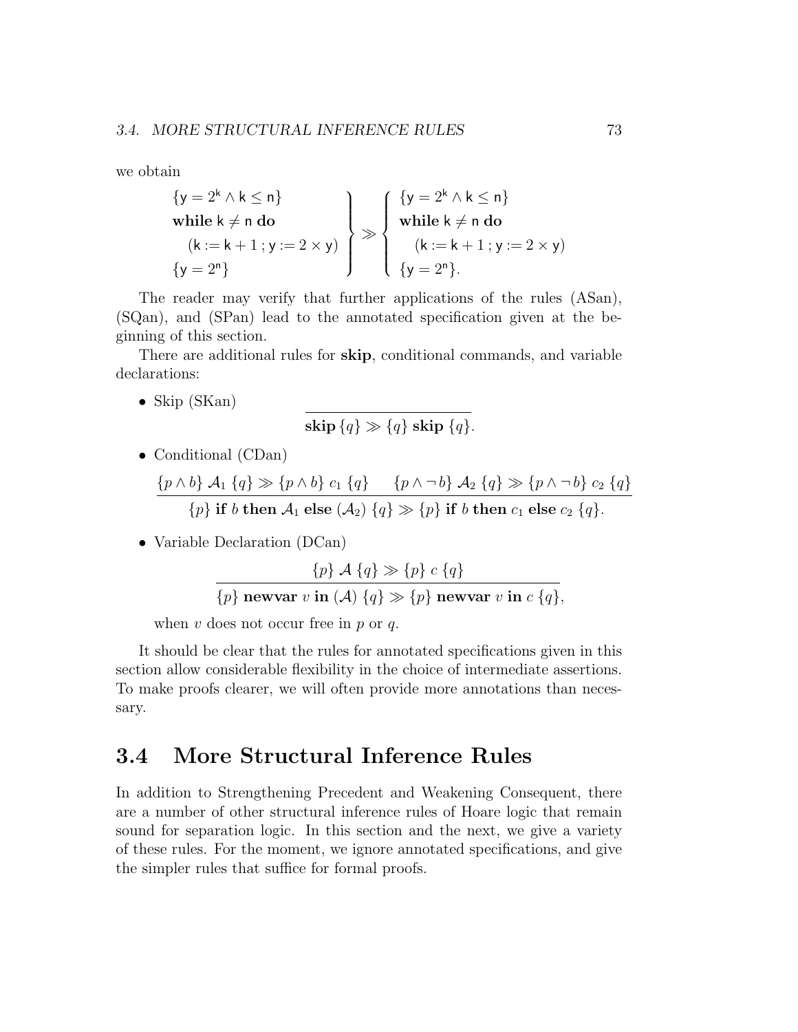we obtain

$$
\left.\begin{array}{l}
\{\mathsf{y} = 2^{\mathsf{k}} \wedge \mathsf{k} \leq \mathsf{n}\} \\
\textbf{while } \mathsf{k} \neq \mathsf{n} \textbf{ do} \\
\quad (\mathsf{k} := \mathsf{k} + 1 \,;\, \mathsf{y} := 2 \times \mathsf{y}) \\
\{\mathsf{y} = 2^{\mathsf{n}}\}
\end{array}\right\} \gg \left\{\begin{array}{l}
\{\mathsf{y} = 2^{\mathsf{k}} \wedge \mathsf{k} \leq \mathsf{n}\} \\
\textbf{while } \mathsf{k} \neq \mathsf{n} \textbf{ do} \\
\quad (\mathsf{k} := \mathsf{k} + 1 \,;\, \mathsf{y} := 2 \times \mathsf{y}) \\
\{\mathsf{y} = 2^{\mathsf{n}}\}.
\end{array}\right.
$$

The reader may verify that further applications of the rules (ASan), (SQan), and (SPan) lead to the annotated specification given at the beginning of this section.

There are additional rules for **skip**, conditional commands, and variable declarations:

- Skip (SKan)

$$
\overline{\textbf{skip}\, \{q\} \gg \{q\}\, \textbf{skip}\, \{q\}.}
$$

- Conditional (CDan)

$$
\frac{\{p \wedge b\}\ \mathcal{A}_1\ \{q\} \gg \{p \wedge b\}\ c_1\ \{q\} \qquad \{p \wedge \neg\, b\}\ \mathcal{A}_2\ \{q\} \gg \{p \wedge \neg\, b\}\ c_2\ \{q\}}{\{p\}\ \textbf{if}\ b\ \textbf{then}\ \mathcal{A}_1\ \textbf{else}\ (\mathcal{A}_2)\ \{q\} \gg \{p\}\ \textbf{if}\ b\ \textbf{then}\ c_1\ \textbf{else}\ c_2\ \{q\}.}
$$

- Variable Declaration (DCan)

$$
\frac{\{p\}\ \mathcal{A}\ \{q\} \gg \{p\}\ c\ \{q\}}{\{p\}\ \textbf{newvar}\ v\ \textbf{in}\ (\mathcal{A})\ \{q\} \gg \{p\}\ \textbf{newvar}\ v\ \textbf{in}\ c\ \{q\},}
$$

  when $v$ does not occur free in $p$ or $q$.

It should be clear that the rules for annotated specifications given in this section allow considerable flexibility in the choice of intermediate assertions. To make proofs clearer, we will often provide more annotations than necessary.

## 3.4 More Structural Inference Rules

In addition to Strengthening Precedent and Weakening Consequent, there are a number of other structural inference rules of Hoare logic that remain sound for separation logic. In this section and the next, we give a variety of these rules. For the moment, we ignore annotated specifications, and give the simpler rules that suffice for formal proofs.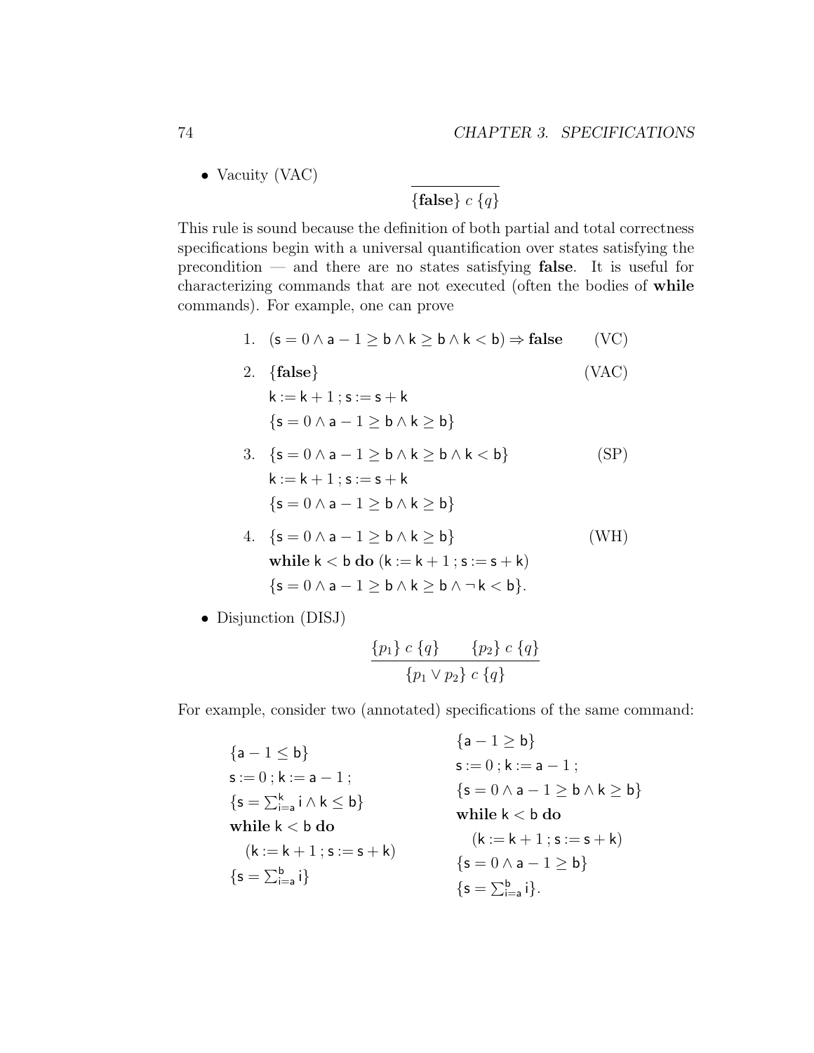- Vacuity (VAC)

$$\frac{}{\{\mathbf{false}\}\ c\ \{q\}}$$

This rule is sound because the definition of both partial and total correctness specifications begin with a universal quantification over states satisfying the precondition — and there are no states satisfying **false**. It is useful for characterizing commands that are not executed (often the bodies of **while** commands). For example, one can prove

1. $(\mathsf{s} = 0 \wedge \mathsf{a} - 1 \geq \mathsf{b} \wedge \mathsf{k} \geq \mathsf{b} \wedge \mathsf{k} < \mathsf{b}) \Rightarrow \mathbf{false}$ (VC)

2. $\{\mathbf{false}\}$ (VAC)
   $\mathsf{k} := \mathsf{k} + 1\,;\, \mathsf{s} := \mathsf{s} + \mathsf{k}$
   $\{\mathsf{s} = 0 \wedge \mathsf{a} - 1 \geq \mathsf{b} \wedge \mathsf{k} \geq \mathsf{b}\}$

3. $\{\mathsf{s} = 0 \wedge \mathsf{a} - 1 \geq \mathsf{b} \wedge \mathsf{k} \geq \mathsf{b} \wedge \mathsf{k} < \mathsf{b}\}$ (SP)
   $\mathsf{k} := \mathsf{k} + 1\,;\, \mathsf{s} := \mathsf{s} + \mathsf{k}$
   $\{\mathsf{s} = 0 \wedge \mathsf{a} - 1 \geq \mathsf{b} \wedge \mathsf{k} \geq \mathsf{b}\}$

4. $\{\mathsf{s} = 0 \wedge \mathsf{a} - 1 \geq \mathsf{b} \wedge \mathsf{k} \geq \mathsf{b}\}$ (WH)
   **while** $\mathsf{k} < \mathsf{b}$ **do** $(\mathsf{k} := \mathsf{k} + 1\,;\, \mathsf{s} := \mathsf{s} + \mathsf{k})$
   $\{\mathsf{s} = 0 \wedge \mathsf{a} - 1 \geq \mathsf{b} \wedge \mathsf{k} \geq \mathsf{b} \wedge \neg\, \mathsf{k} < \mathsf{b}\}$.

- Disjunction (DISJ)

$$\frac{\{p_1\}\ c\ \{q\} \qquad \{p_2\}\ c\ \{q\}}{\{p_1 \vee p_2\}\ c\ \{q\}}$$

For example, consider two (annotated) specifications of the same command:

$\{\mathsf{a} - 1 \leq \mathsf{b}\}$
$\mathsf{s} := 0\,;\, \mathsf{k} := \mathsf{a} - 1\,;$
$\{\mathsf{s} = \sum_{\mathsf{i}=\mathsf{a}}^{\mathsf{k}} \mathsf{i} \wedge \mathsf{k} \leq \mathsf{b}\}$
**while** $\mathsf{k} < \mathsf{b}$ **do**
  $(\mathsf{k} := \mathsf{k} + 1\,;\, \mathsf{s} := \mathsf{s} + \mathsf{k})$
$\{\mathsf{s} = \sum_{\mathsf{i}=\mathsf{a}}^{\mathsf{b}} \mathsf{i}\}$

$\{\mathsf{a} - 1 \geq \mathsf{b}\}$
$\mathsf{s} := 0\,;\, \mathsf{k} := \mathsf{a} - 1\,;$
$\{\mathsf{s} = 0 \wedge \mathsf{a} - 1 \geq \mathsf{b} \wedge \mathsf{k} \geq \mathsf{b}\}$
**while** $\mathsf{k} < \mathsf{b}$ **do**
  $(\mathsf{k} := \mathsf{k} + 1\,;\, \mathsf{s} := \mathsf{s} + \mathsf{k})$
$\{\mathsf{s} = 0 \wedge \mathsf{a} - 1 \geq \mathsf{b}\}$
$\{\mathsf{s} = \sum_{\mathsf{i}=\mathsf{a}}^{\mathsf{b}} \mathsf{i}\}$.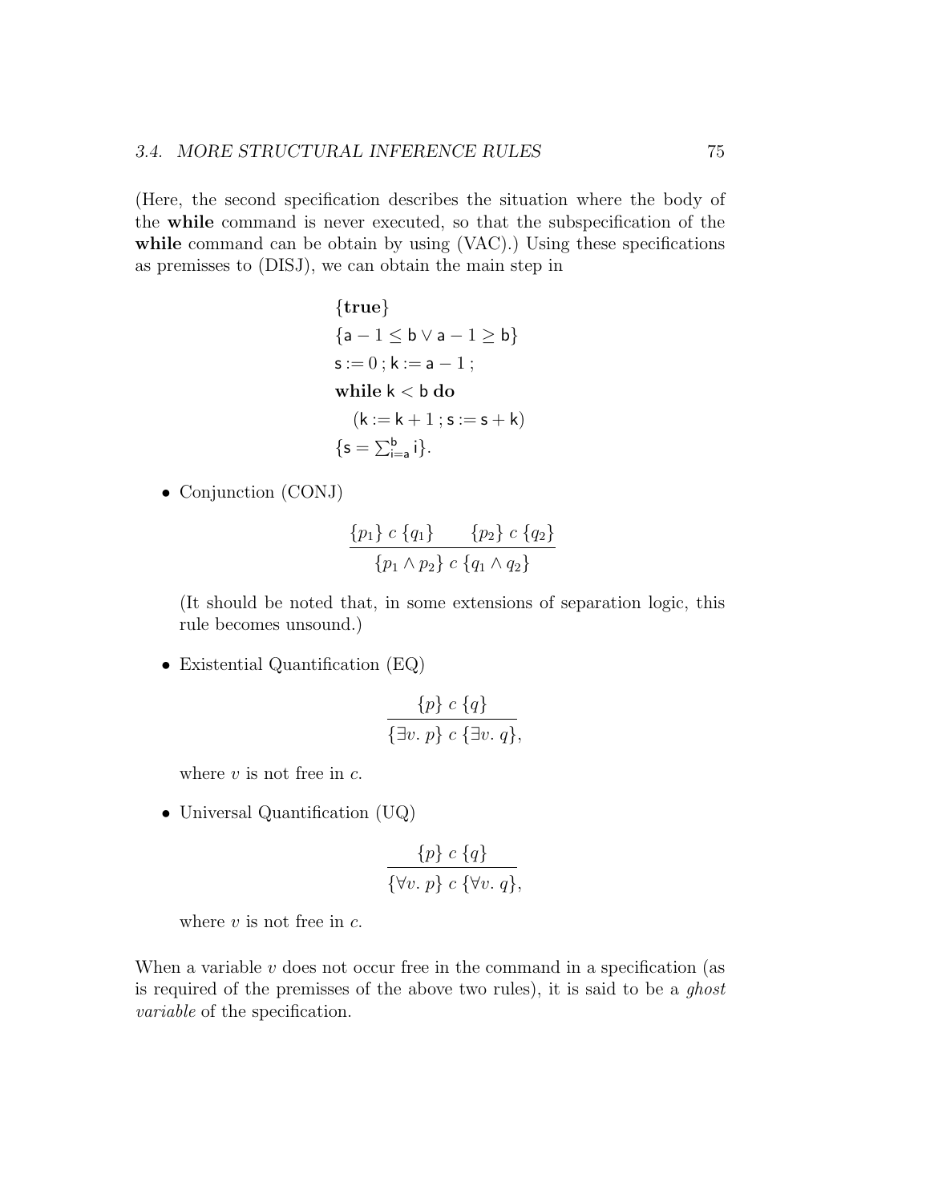(Here, the second specification describes the situation where the body of the **while** command is never executed, so that the subspecification of the **while** command can be obtain by using (VAC).) Using these specifications as premisses to (DISJ), we can obtain the main step in

$$
\begin{array}{l}
\{\mathbf{true}\} \\
\{\mathsf{a} - 1 \leq \mathsf{b} \vee \mathsf{a} - 1 \geq \mathsf{b}\} \\
\mathsf{s} := 0 \,;\, \mathsf{k} := \mathsf{a} - 1 \,; \\
\mathbf{while}\ \mathsf{k} < \mathsf{b}\ \mathbf{do} \\
\quad (\mathsf{k} := \mathsf{k} + 1 \,;\, \mathsf{s} := \mathsf{s} + \mathsf{k}) \\
\{\mathsf{s} = \sum_{\mathsf{i}=\mathsf{a}}^{\mathsf{b}} \mathsf{i}\}.
\end{array}
$$

- Conjunction (CONJ)

$$
\frac{\{p_1\}\ c\ \{q_1\} \qquad \{p_2\}\ c\ \{q_2\}}{\{p_1 \wedge p_2\}\ c\ \{q_1 \wedge q_2\}}
$$

  (It should be noted that, in some extensions of separation logic, this rule becomes unsound.)

- Existential Quantification (EQ)

$$
\frac{\{p\}\ c\ \{q\}}{\{\exists v.\ p\}\ c\ \{\exists v.\ q\}},
$$

  where $v$ is not free in $c$.

- Universal Quantification (UQ)

$$
\frac{\{p\}\ c\ \{q\}}{\{\forall v.\ p\}\ c\ \{\forall v.\ q\}},
$$

  where $v$ is not free in $c$.

When a variable $v$ does not occur free in the command in a specification (as is required of the premisses of the above two rules), it is said to be a *ghost variable* of the specification.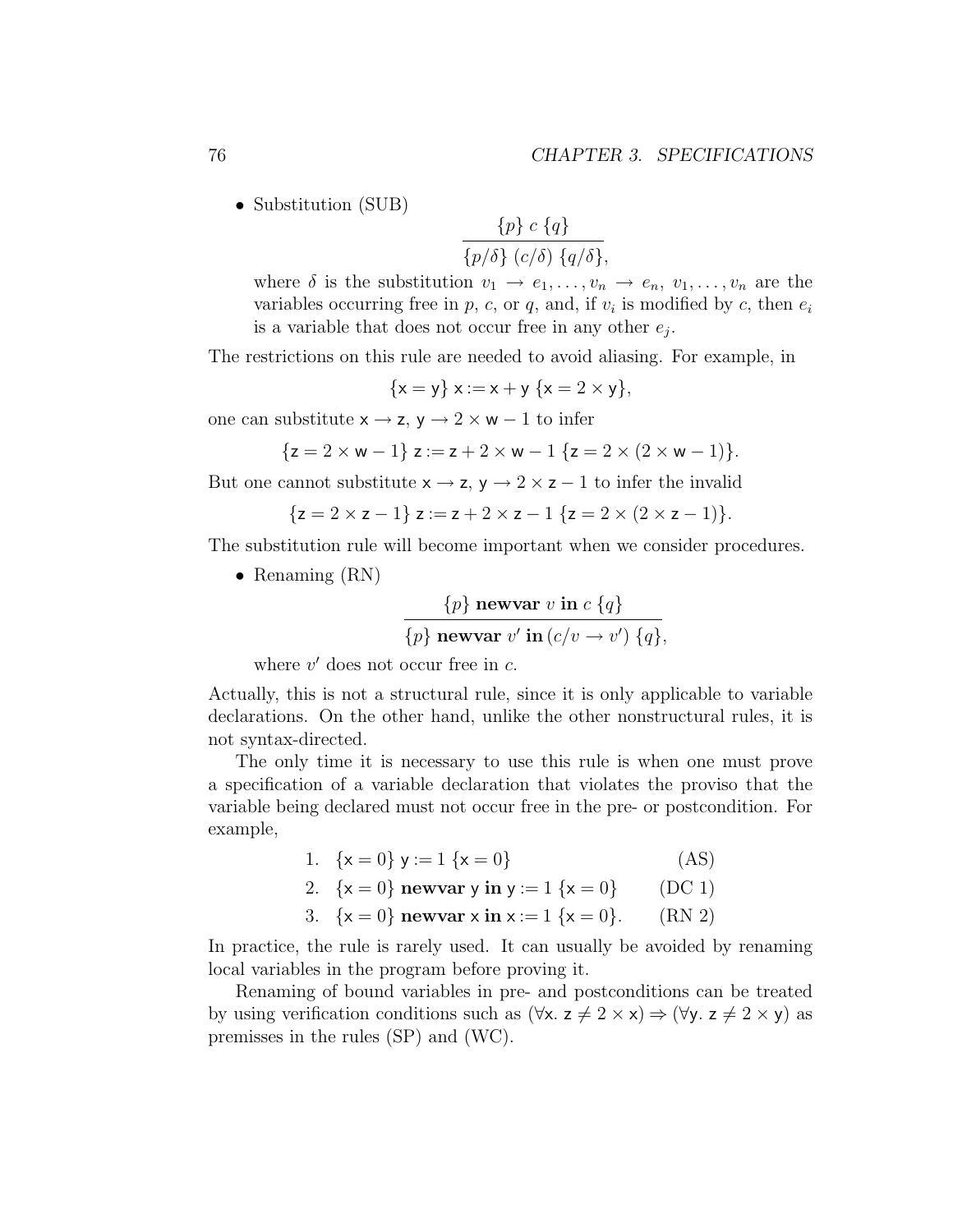- Substitution (SUB)

$$\frac{\{p\}\ c\ \{q\}}{\{p/\delta\}\ (c/\delta)\ \{q/\delta\},}$$

where $\delta$ is the substitution $v_1 \rightarrow e_1, \ldots, v_n \rightarrow e_n$, $v_1, \ldots, v_n$ are the variables occurring free in $p$, $c$, or $q$, and, if $v_i$ is modified by $c$, then $e_i$ is a variable that does not occur free in any other $e_j$.

The restrictions on this rule are needed to avoid aliasing. For example, in

$$\{\mathsf{x} = \mathsf{y}\}\ \mathsf{x} := \mathsf{x} + \mathsf{y}\ \{\mathsf{x} = 2 \times \mathsf{y}\},$$

one can substitute $\mathsf{x} \rightarrow \mathsf{z}$, $\mathsf{y} \rightarrow 2 \times \mathsf{w} - 1$ to infer

$$\{\mathsf{z} = 2 \times \mathsf{w} - 1\}\ \mathsf{z} := \mathsf{z} + 2 \times \mathsf{w} - 1\ \{\mathsf{z} = 2 \times (2 \times \mathsf{w} - 1)\}.$$

But one cannot substitute $\mathsf{x} \rightarrow \mathsf{z}$, $\mathsf{y} \rightarrow 2 \times \mathsf{z} - 1$ to infer the invalid

$$\{\mathsf{z} = 2 \times \mathsf{z} - 1\}\ \mathsf{z} := \mathsf{z} + 2 \times \mathsf{z} - 1\ \{\mathsf{z} = 2 \times (2 \times \mathsf{z} - 1)\}.$$

The substitution rule will become important when we consider procedures.

- Renaming (RN)

$$\frac{\{p\}\ \textbf{newvar}\ v\ \textbf{in}\ c\ \{q\}}{\{p\}\ \textbf{newvar}\ v'\ \textbf{in}\ (c/v \rightarrow v')\ \{q\},}$$

where $v'$ does not occur free in $c$.

Actually, this is not a structural rule, since it is only applicable to variable declarations. On the other hand, unlike the other nonstructural rules, it is not syntax-directed.

The only time it is necessary to use this rule is when one must prove a specification of a variable declaration that violates the proviso that the variable being declared must not occur free in the pre- or postcondition. For example,

1. $\{\mathsf{x} = 0\}\ \mathsf{y} := 1\ \{\mathsf{x} = 0\}$ (AS)
2. $\{\mathsf{x} = 0\}\ \textbf{newvar}\ \mathsf{y}\ \textbf{in}\ \mathsf{y} := 1\ \{\mathsf{x} = 0\}$ (DC 1)
3. $\{\mathsf{x} = 0\}\ \textbf{newvar}\ \mathsf{x}\ \textbf{in}\ \mathsf{x} := 1\ \{\mathsf{x} = 0\}.$ (RN 2)

In practice, the rule is rarely used. It can usually be avoided by renaming local variables in the program before proving it.

Renaming of bound variables in pre- and postconditions can be treated by using verification conditions such as $(\forall \mathsf{x}.\ \mathsf{z} \neq 2 \times \mathsf{x}) \Rightarrow (\forall \mathsf{y}.\ \mathsf{z} \neq 2 \times \mathsf{y})$ as premisses in the rules (SP) and (WC).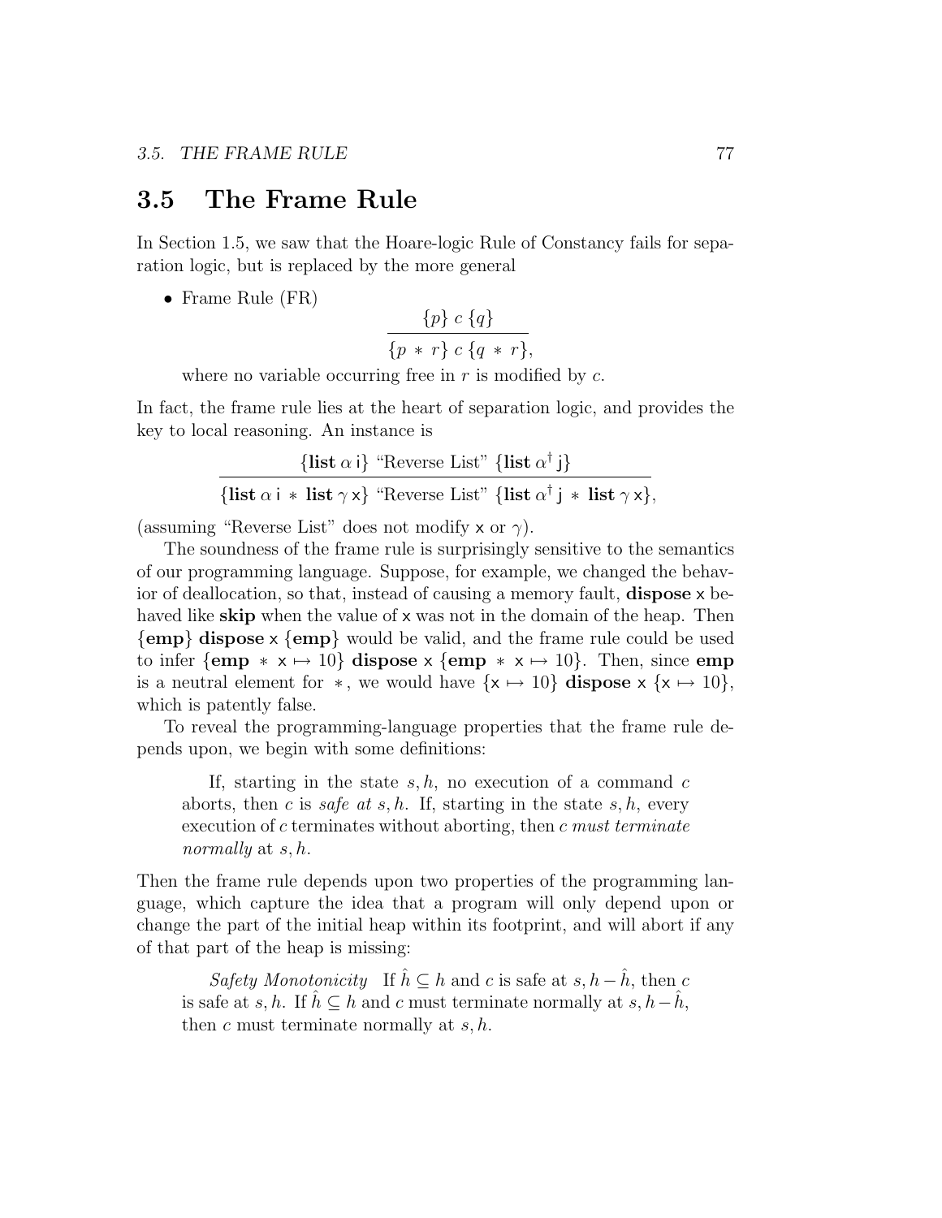## 3.5 The Frame Rule

In Section 1.5, we saw that the Hoare-logic Rule of Constancy fails for separation logic, but is replaced by the more general

- Frame Rule (FR)

$$\frac{\{p\}\ c\ \{q\}}{\{p \ast r\}\ c\ \{q \ast r\},}$$

where no variable occurring free in $r$ is modified by $c$.

In fact, the frame rule lies at the heart of separation logic, and provides the key to local reasoning. An instance is

$$\frac{\{\mathbf{list}\ \alpha\ \mathsf{i}\}\ \text{"Reverse List"}\ \{\mathbf{list}\ \alpha^{\dagger}\ \mathsf{j}\}}{\{\mathbf{list}\ \alpha\ \mathsf{i} \ast \mathbf{list}\ \gamma\ \mathsf{x}\}\ \text{"Reverse List"}\ \{\mathbf{list}\ \alpha^{\dagger}\ \mathsf{j} \ast \mathbf{list}\ \gamma\ \mathsf{x}\},}$$

(assuming "Reverse List" does not modify x or $\gamma$).

The soundness of the frame rule is surprisingly sensitive to the semantics of our programming language. Suppose, for example, we changed the behavior of deallocation, so that, instead of causing a memory fault, **dispose** x behaved like **skip** when the value of x was not in the domain of the heap. Then $\{\mathbf{emp}\}$ **dispose** x $\{\mathbf{emp}\}$ would be valid, and the frame rule could be used to infer $\{\mathbf{emp} \ast \mathsf{x} \mapsto 10\}$ **dispose** x $\{\mathbf{emp} \ast \mathsf{x} \mapsto 10\}$. Then, since **emp** is a neutral element for $\ast$, we would have $\{\mathsf{x} \mapsto 10\}$ **dispose** x $\{\mathsf{x} \mapsto 10\}$, which is patently false.

To reveal the programming-language properties that the frame rule depends upon, we begin with some definitions:

> If, starting in the state $s, h$, no execution of a command $c$ aborts, then $c$ is *safe at* $s, h$. If, starting in the state $s, h$, every execution of $c$ terminates without aborting, then $c$ *must terminate normally* at $s, h$.

Then the frame rule depends upon two properties of the programming language, which capture the idea that a program will only depend upon or change the part of the initial heap within its footprint, and will abort if any of that part of the heap is missing:

> *Safety Monotonicity* If $\hat{h} \subseteq h$ and $c$ is safe at $s, h - \hat{h}$, then $c$ is safe at $s, h$. If $\hat{h} \subseteq h$ and $c$ must terminate normally at $s, h - \hat{h}$, then $c$ must terminate normally at $s, h$.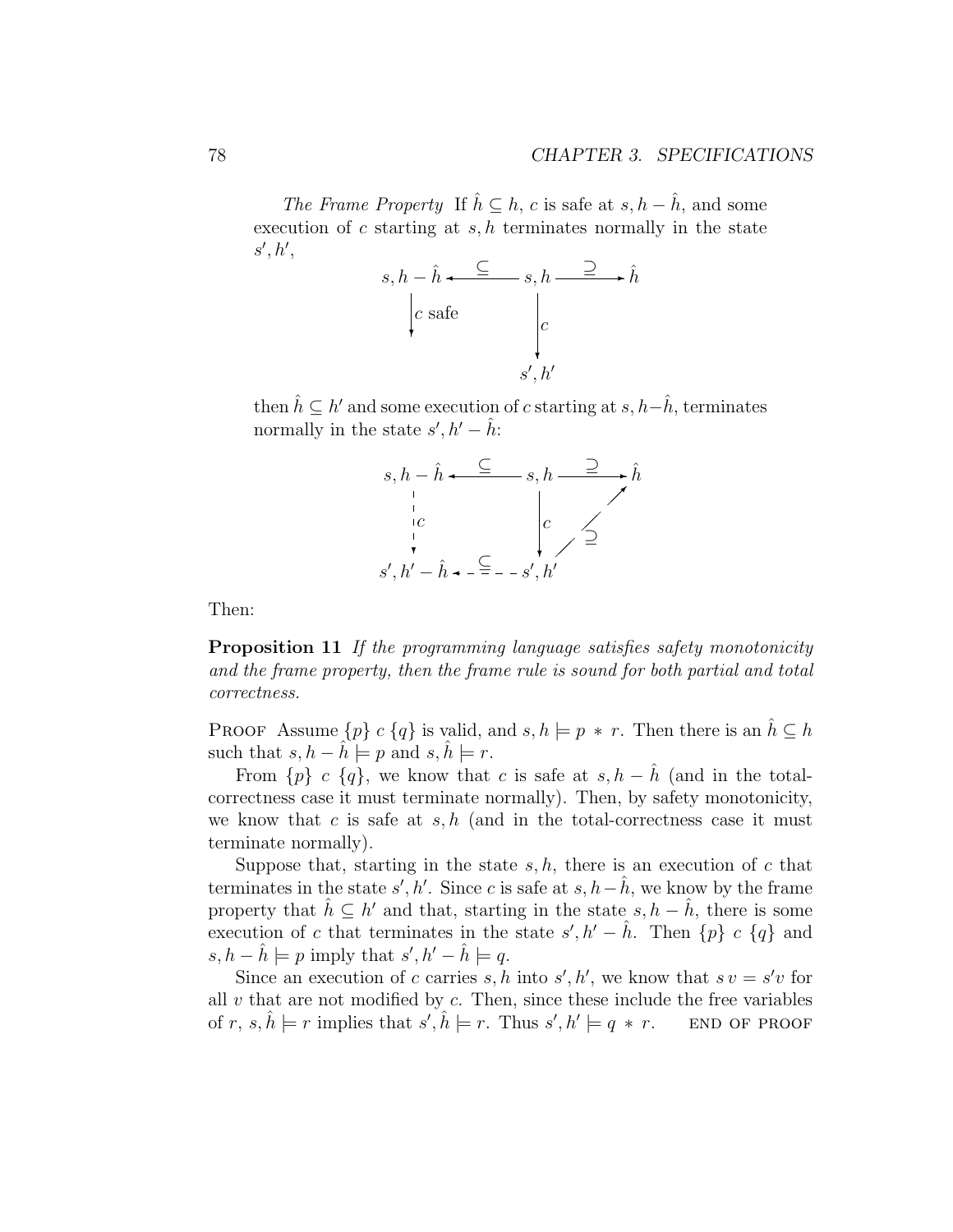*The Frame Property* If $\hat{h} \subseteq h$, $c$ is safe at $s, h - \hat{h}$, and some execution of $c$ starting at $s, h$ terminates normally in the state $s', h'$,

$$
\begin{array}{ccccc}
s, h - \hat{h} & \xleftarrow{\subseteq} & s, h & \xrightarrow{\supseteq} & \hat{h} \\
\downarrow c \text{ safe} & & \downarrow c & & \\
& & s', h' & &
\end{array}
$$

then $\hat{h} \subseteq h'$ and some execution of $c$ starting at $s, h - \hat{h}$, terminates normally in the state $s', h' - \hat{h}$:

$$
\begin{array}{ccccc}
s, h - \hat{h} & \xleftarrow{\subseteq} & s, h & \xrightarrow{\supseteq} & \hat{h} \\
\downarrow c & & \downarrow c & \nearrow \supseteq & \\
s', h' - \hat{h} & \xleftarrow{\subseteq} & s', h' & &
\end{array}
$$

Then:

**Proposition 11** *If the programming language satisfies safety monotonicity and the frame property, then the frame rule is sound for both partial and total correctness.*

Proof Assume $\{p\}\ c\ \{q\}$ is valid, and $s, h \models p * r$. Then there is an $\hat{h} \subseteq h$ such that $s, h - \hat{h} \models p$ and $s, \hat{h} \models r$.

From $\{p\}\ c\ \{q\}$, we know that $c$ is safe at $s, h - \hat{h}$ (and in the total-correctness case it must terminate normally). Then, by safety monotonicity, we know that $c$ is safe at $s, h$ (and in the total-correctness case it must terminate normally).

Suppose that, starting in the state $s, h$, there is an execution of $c$ that terminates in the state $s', h'$. Since $c$ is safe at $s, h - \hat{h}$, we know by the frame property that $\hat{h} \subseteq h'$ and that, starting in the state $s, h - \hat{h}$, there is some execution of $c$ that terminates in the state $s', h' - \hat{h}$. Then $\{p\}\ c\ \{q\}$ and $s, h - \hat{h} \models p$ imply that $s', h' - \hat{h} \models q$.

Since an execution of $c$ carries $s, h$ into $s', h'$, we know that $s\,v = s'v$ for all $v$ that are not modified by $c$. Then, since these include the free variables of $r$, $s, \hat{h} \models r$ implies that $s', \hat{h} \models r$. Thus $s', h' \models q * r$. end of proof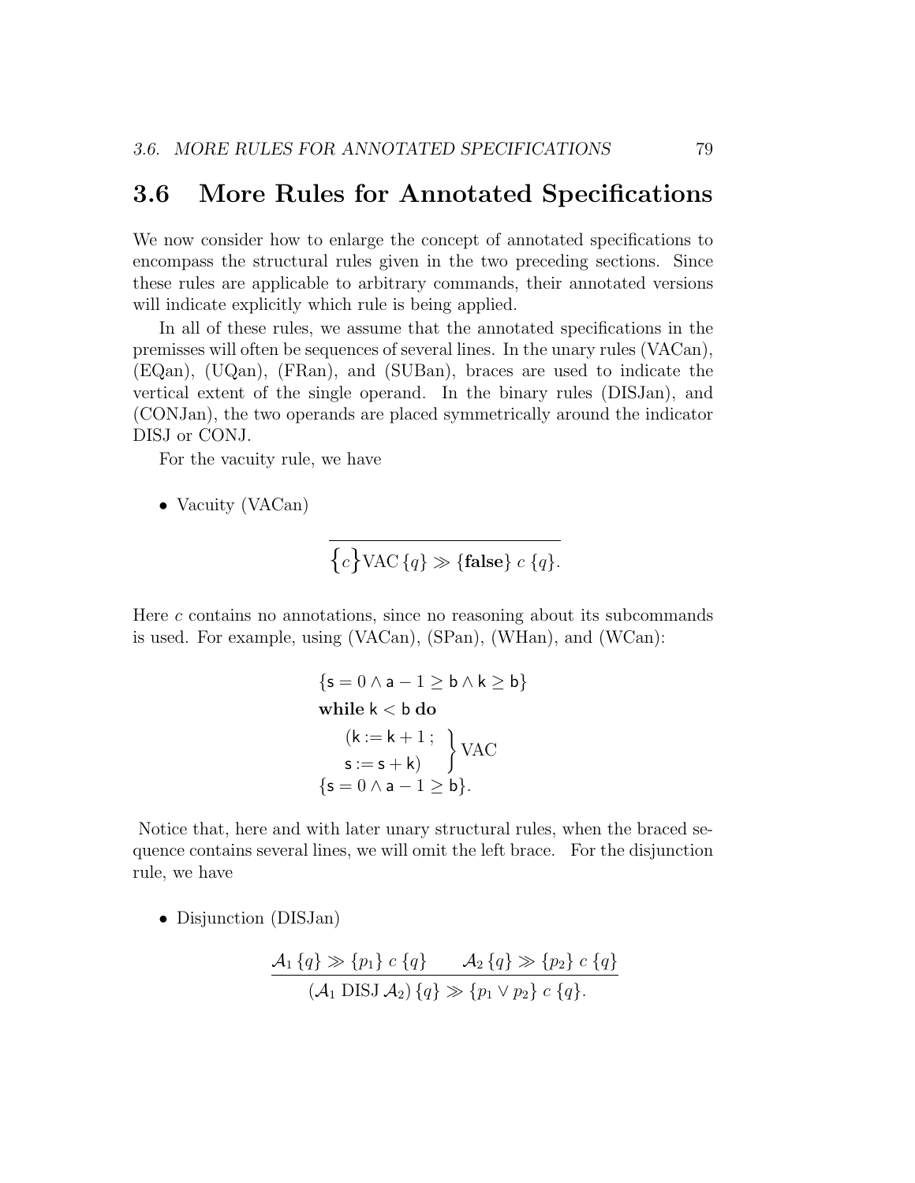## 3.6 More Rules for Annotated Specifications

We now consider how to enlarge the concept of annotated specifications to encompass the structural rules given in the two preceding sections. Since these rules are applicable to arbitrary commands, their annotated versions will indicate explicitly which rule is being applied.

In all of these rules, we assume that the annotated specifications in the premisses will often be sequences of several lines. In the unary rules (VACan), (EQan), (UQan), (FRan), and (SUBan), braces are used to indicate the vertical extent of the single operand. In the binary rules (DISJan), and (CONJan), the two operands are placed symmetrically around the indicator DISJ or CONJ.

For the vacuity rule, we have

- Vacuity (VACan)

$$\frac{}{\Big\{c\Big\}\text{VAC}\,\{q\} \gg \{\textbf{false}\}\ c\ \{q\}.}$$

Here $c$ contains no annotations, since no reasoning about its subcommands is used. For example, using (VACan), (SPan), (WHan), and (WCan):

$$\begin{array}{l}
\{\mathsf{s} = 0 \wedge \mathsf{a} - 1 \geq \mathsf{b} \wedge \mathsf{k} \geq \mathsf{b}\} \\
\textbf{while}\ \mathsf{k} < \mathsf{b}\ \textbf{do} \\
\quad \left.\begin{array}{l} (\mathsf{k} := \mathsf{k} + 1\ ; \\ \mathsf{s} := \mathsf{s} + \mathsf{k}) \end{array}\right\}\text{VAC} \\
\{\mathsf{s} = 0 \wedge \mathsf{a} - 1 \geq \mathsf{b}\}.
\end{array}$$

Notice that, here and with later unary structural rules, when the braced sequence contains several lines, we will omit the left brace. For the disjunction rule, we have

- Disjunction (DISJan)

$$\frac{\mathcal{A}_1\,\{q\} \gg \{p_1\}\ c\ \{q\} \qquad \mathcal{A}_2\,\{q\} \gg \{p_2\}\ c\ \{q\}}{(\mathcal{A}_1\ \text{DISJ}\ \mathcal{A}_2)\,\{q\} \gg \{p_1 \vee p_2\}\ c\ \{q\}.}$$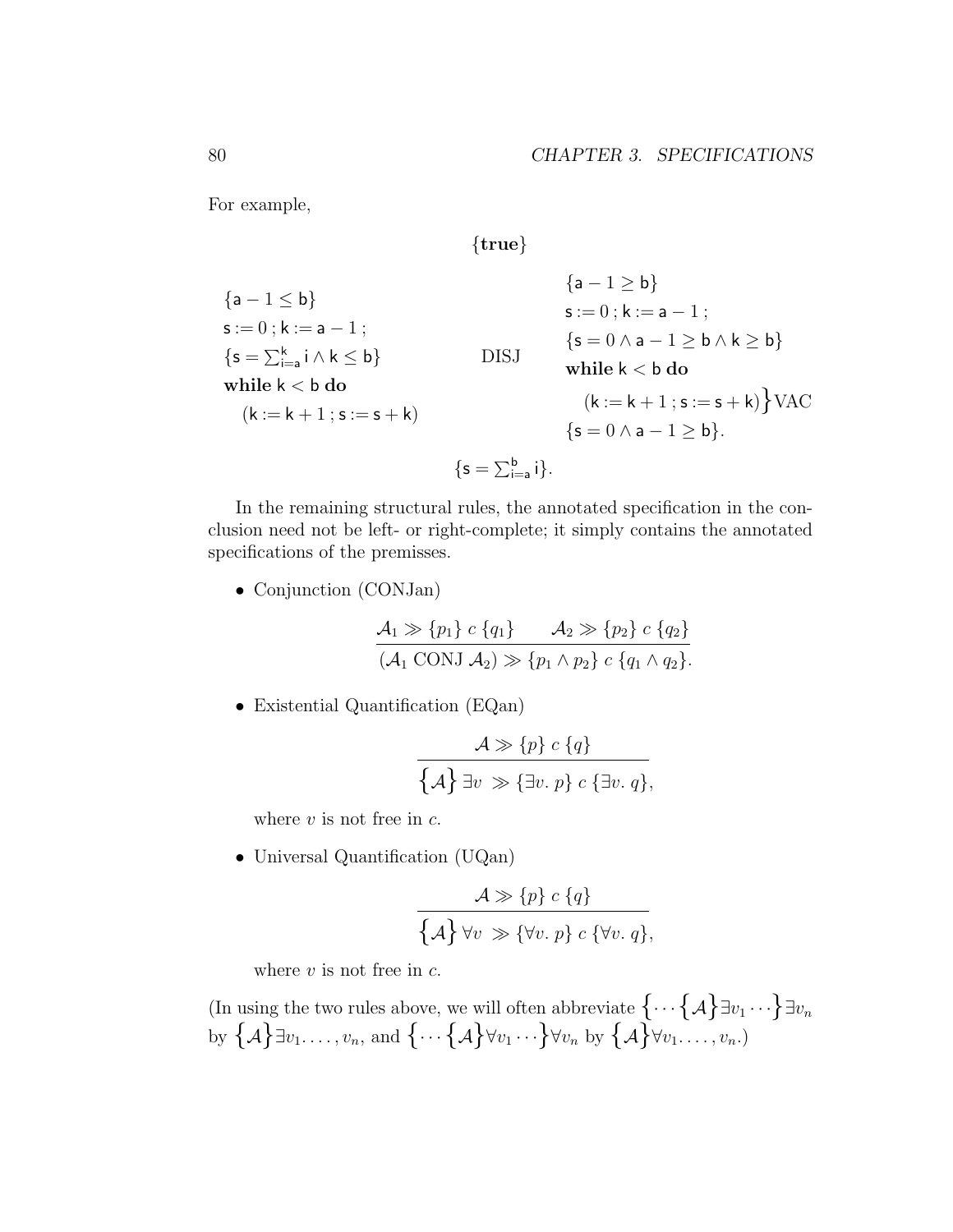For example,

$$\{\mathbf{true}\}$$

$$\begin{array}{lcl}
\{\mathsf{a}-1 \leq \mathsf{b}\} & & \{\mathsf{a}-1 \geq \mathsf{b}\} \\
\mathsf{s} := 0\,;\mathsf{k} := \mathsf{a}-1\,; & & \mathsf{s} := 0\,;\mathsf{k} := \mathsf{a}-1\,; \\
\{\mathsf{s} = \sum_{\mathsf{i}=\mathsf{a}}^{\mathsf{k}} \mathsf{i} \wedge \mathsf{k} \leq \mathsf{b}\} & \text{DISJ} & \{\mathsf{s} = 0 \wedge \mathsf{a}-1 \geq \mathsf{b} \wedge \mathsf{k} \geq \mathsf{b}\} \\
\mathbf{while}\ \mathsf{k} < \mathsf{b}\ \mathbf{do} & & \mathbf{while}\ \mathsf{k} < \mathsf{b}\ \mathbf{do} \\
\quad (\mathsf{k} := \mathsf{k}+1\,;\mathsf{s} := \mathsf{s}+\mathsf{k}) & & \quad (\mathsf{k} := \mathsf{k}+1\,;\mathsf{s} := \mathsf{s}+\mathsf{k})\Big\}\text{VAC} \\
& & \{\mathsf{s} = 0 \wedge \mathsf{a}-1 \geq \mathsf{b}\}.
\end{array}$$

$$\{\mathsf{s} = \textstyle\sum_{\mathsf{i}=\mathsf{a}}^{\mathsf{b}} \mathsf{i}\}.$$

In the remaining structural rules, the annotated specification in the conclusion need not be left- or right-complete; it simply contains the annotated specifications of the premisses.

- Conjunction (CONJan)

$$\frac{\mathcal{A}_1 \gg \{p_1\}\ c\ \{q_1\} \qquad \mathcal{A}_2 \gg \{p_2\}\ c\ \{q_2\}}{(\mathcal{A}_1\ \text{CONJ}\ \mathcal{A}_2) \gg \{p_1 \wedge p_2\}\ c\ \{q_1 \wedge q_2\}.}$$

- Existential Quantification (EQan)

$$\frac{\mathcal{A} \gg \{p\}\ c\ \{q\}}{\Big\{\mathcal{A}\Big\}\ \exists v\ \gg \{\exists v.\ p\}\ c\ \{\exists v.\ q\},}$$

  where $v$ is not free in $c$.

- Universal Quantification (UQan)

$$\frac{\mathcal{A} \gg \{p\}\ c\ \{q\}}{\Big\{\mathcal{A}\Big\}\ \forall v\ \gg \{\forall v.\ p\}\ c\ \{\forall v.\ q\},}$$

  where $v$ is not free in $c$.

(In using the two rules above, we will often abbreviate $\Big\{\cdots\Big\{\mathcal{A}\Big\}\exists v_1 \cdots\Big\}\exists v_n$ by $\Big\{\mathcal{A}\Big\}\exists v_1.\ldots,v_n$, and $\Big\{\cdots\Big\{\mathcal{A}\Big\}\forall v_1 \cdots\Big\}\forall v_n$ by $\Big\{\mathcal{A}\Big\}\forall v_1.\ldots,v_n$.)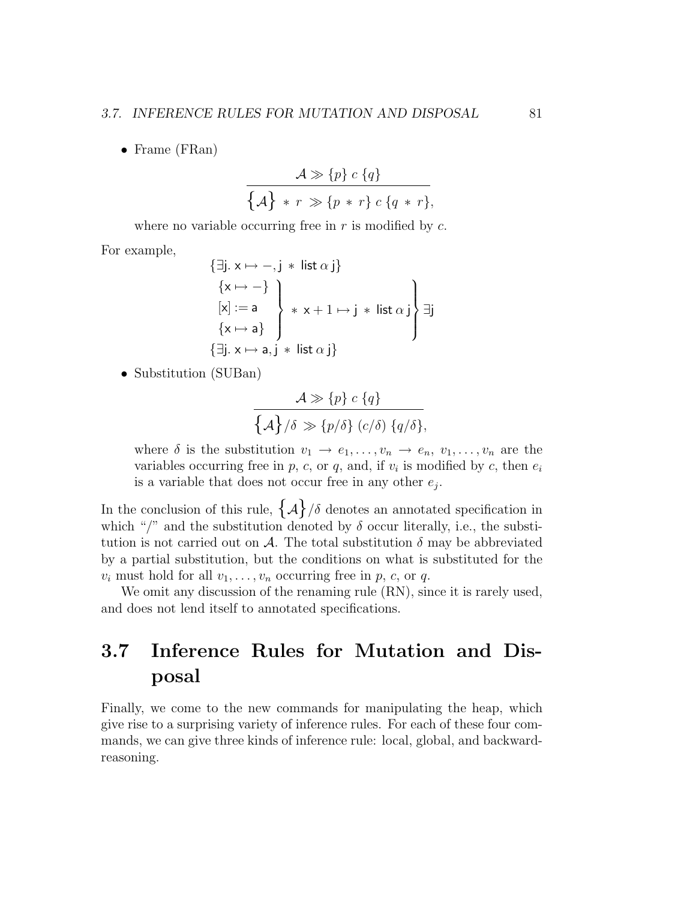- Frame (FRan)

$$\frac{\mathcal{A} \gg \{p\}\ c\ \{q\}}{\Big\{\mathcal{A}\Big\} \ * \ r \ \gg \{p \ * \ r\}\ c\ \{q \ * \ r\},}$$

where no variable occurring free in $r$ is modified by $c$.

For example,

$$\begin{array}{l}
\{\exists \mathsf{j}.\ \mathsf{x} \mapsto -, \mathsf{j} \ * \ \mathsf{list}\ \alpha\ \mathsf{j}\} \\
\left.\left.\begin{array}{l}
\{\mathsf{x} \mapsto -\} \\
[\mathsf{x}] := \mathsf{a} \\
\{\mathsf{x} \mapsto \mathsf{a}\}
\end{array}\right\} \ * \ \mathsf{x}+1 \mapsto \mathsf{j} \ * \ \mathsf{list}\ \alpha\ \mathsf{j}\right\} \exists \mathsf{j} \\
\{\exists \mathsf{j}.\ \mathsf{x} \mapsto \mathsf{a}, \mathsf{j} \ * \ \mathsf{list}\ \alpha\ \mathsf{j}\}
\end{array}$$

- Substitution (SUBan)

$$\frac{\mathcal{A} \gg \{p\}\ c\ \{q\}}{\Big\{\mathcal{A}\Big\}/\delta \gg \{p/\delta\}\ (c/\delta)\ \{q/\delta\},}$$

where $\delta$ is the substitution $v_1 \to e_1, \ldots, v_n \to e_n$, $v_1, \ldots, v_n$ are the variables occurring free in $p$, $c$, or $q$, and, if $v_i$ is modified by $c$, then $e_i$ is a variable that does not occur free in any other $e_j$.

In the conclusion of this rule, $\Big\{\mathcal{A}\Big\}/\delta$ denotes an annotated specification in which "/" and the substitution denoted by $\delta$ occur literally, i.e., the substitution is not carried out on $\mathcal{A}$. The total substitution $\delta$ may be abbreviated by a partial substitution, but the conditions on what is substituted for the $v_i$ must hold for all $v_1, \ldots, v_n$ occurring free in $p$, $c$, or $q$.

We omit any discussion of the renaming rule (RN), since it is rarely used, and does not lend itself to annotated specifications.

## 3.7 Inference Rules for Mutation and Disposal

Finally, we come to the new commands for manipulating the heap, which give rise to a surprising variety of inference rules. For each of these four commands, we can give three kinds of inference rule: local, global, and backward-reasoning.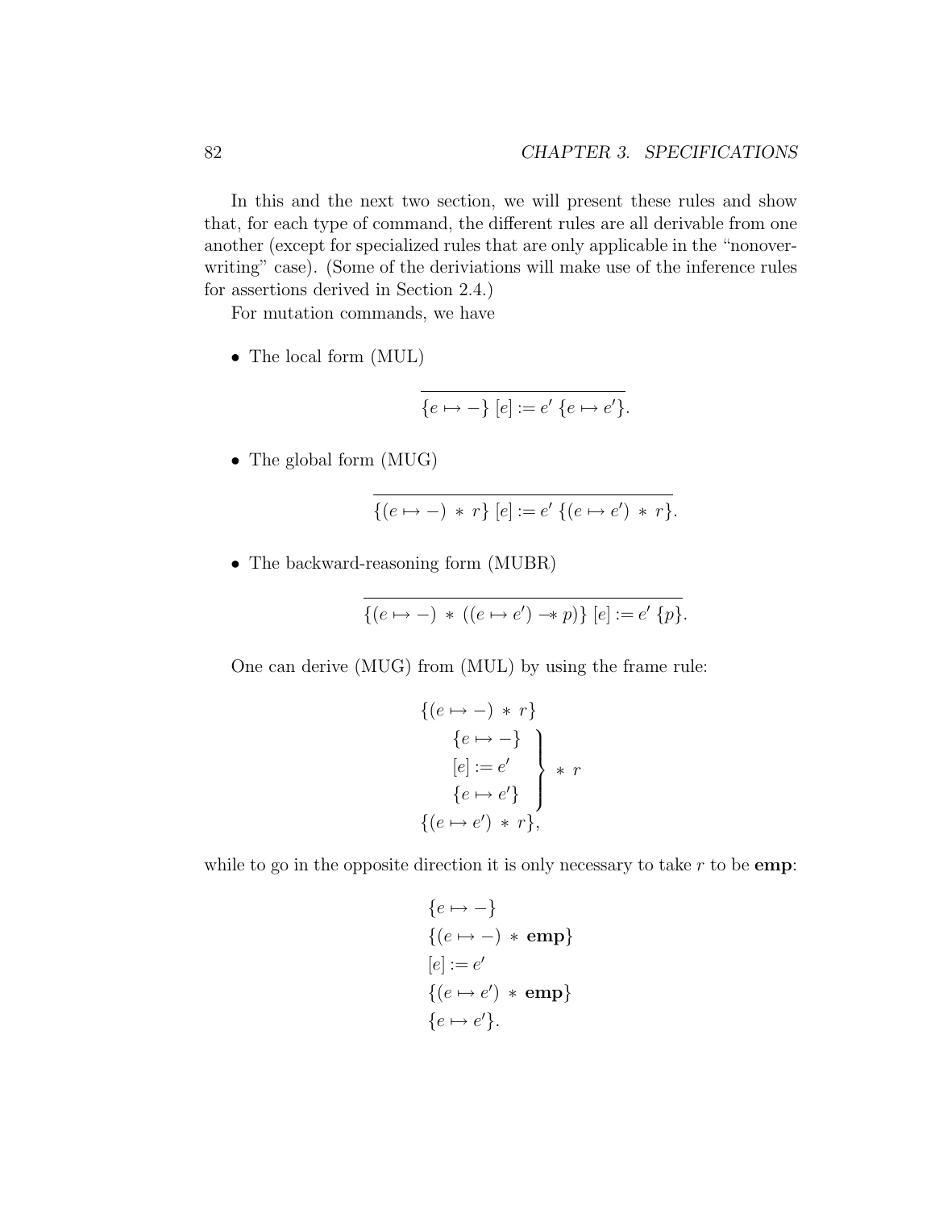In this and the next two section, we will present these rules and show that, for each type of command, the different rules are all derivable from one another (except for specialized rules that are only applicable in the "nonoverwriting" case). (Some of the deriviations will make use of the inference rules for assertions derived in Section 2.4.)

For mutation commands, we have

- The local form (MUL)

$$\overline{\{e \mapsto -\}\ [e] := e'\ \{e \mapsto e'\}}.$$

- The global form (MUG)

$$\overline{\{(e \mapsto -)\ *\ r\}\ [e] := e'\ \{(e \mapsto e')\ *\ r\}}.$$

- The backward-reasoning form (MUBR)

$$\overline{\{(e \mapsto -)\ *\ ((e \mapsto e') -\!\!*\ p)\}\ [e] := e'\ \{p\}}.$$

One can derive (MUG) from (MUL) by using the frame rule:

$$\begin{array}{l} \{(e \mapsto -)\ *\ r\} \\ \quad \left.\begin{array}{l} \{e \mapsto -\} \\ {[e]} := e' \\ \{e \mapsto e'\} \end{array}\right\} *\ r \\ \{(e \mapsto e')\ *\ r\}, \end{array}$$

while to go in the opposite direction it is only necessary to take $r$ to be $\mathbf{emp}$:

$$\begin{array}{l} \{e \mapsto -\} \\ \{(e \mapsto -)\ *\ \mathbf{emp}\} \\ {[e]} := e' \\ \{(e \mapsto e')\ *\ \mathbf{emp}\} \\ \{e \mapsto e'\}. \end{array}$$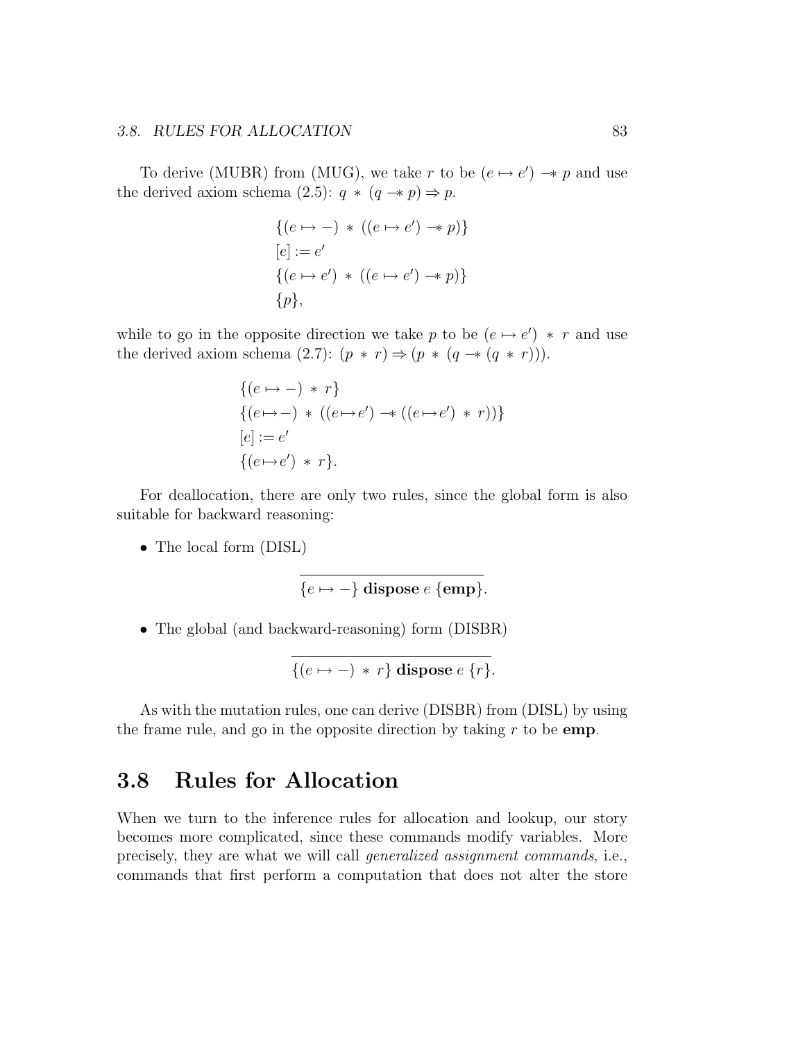To derive (MUBR) from (MUG), we take $r$ to be $(e \mapsto e') \mathrel{-\!\!*} p$ and use the derived axiom schema (2.5): $q \ast (q \mathrel{-\!\!*} p) \Rightarrow p$.

$$
\begin{array}{l}
\{(e \mapsto -) \ast ((e \mapsto e') \mathrel{-\!\!*} p)\} \\
[e] := e' \\
\{(e \mapsto e') \ast ((e \mapsto e') \mathrel{-\!\!*} p)\} \\
\{p\},
\end{array}
$$

while to go in the opposite direction we take $p$ to be $(e \mapsto e') \ast r$ and use the derived axiom schema (2.7): $(p \ast r) \Rightarrow (p \ast (q \mathrel{-\!\!*} (q \ast r)))$.

$$
\begin{array}{l}
\{(e \mapsto -) \ast r\} \\
\{(e \mapsto -) \ast ((e \mapsto e') \mathrel{-\!\!*} ((e \mapsto e') \ast r))\} \\
[e] := e' \\
\{(e \mapsto e') \ast r\}.
\end{array}
$$

For deallocation, there are only two rules, since the global form is also suitable for backward reasoning:

- The local form (DISL)

$$\overline{\{e \mapsto -\}\ \mathbf{dispose}\ e\ \{\mathbf{emp}\}}.$$

- The global (and backward-reasoning) form (DISBR)

$$\overline{\{(e \mapsto -) \ast r\}\ \mathbf{dispose}\ e\ \{r\}}.$$

As with the mutation rules, one can derive (DISBR) from (DISL) by using the frame rule, and go in the opposite direction by taking $r$ to be **emp**.

## 3.8 Rules for Allocation

When we turn to the inference rules for allocation and lookup, our story becomes more complicated, since these commands modify variables. More precisely, they are what we will call *generalized assignment commands*, i.e., commands that first perform a computation that does not alter the store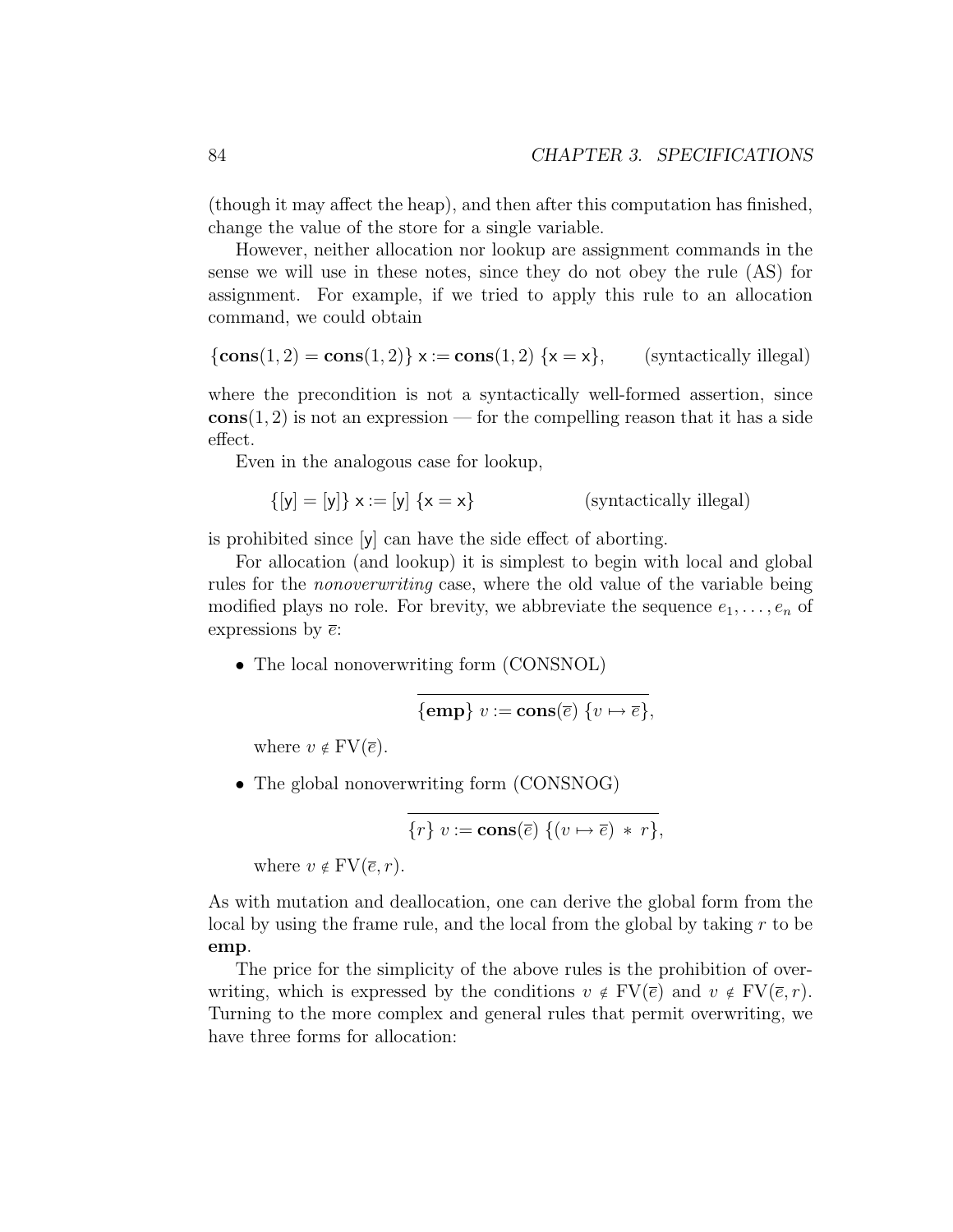(though it may affect the heap), and then after this computation has finished, change the value of the store for a single variable.

However, neither allocation nor lookup are assignment commands in the sense we will use in these notes, since they do not obey the rule (AS) for assignment. For example, if we tried to apply this rule to an allocation command, we could obtain

$$\{\mathbf{cons}(1,2) = \mathbf{cons}(1,2)\}\ \mathsf{x} := \mathbf{cons}(1,2)\ \{\mathsf{x} = \mathsf{x}\}, \qquad \text{(syntactically illegal)}$$

where the precondition is not a syntactically well-formed assertion, since $\mathbf{cons}(1,2)$ is not an expression — for the compelling reason that it has a side effect.

Even in the analogous case for lookup,

$$\{[\mathsf{y}] = [\mathsf{y}]\}\ \mathsf{x} := [\mathsf{y}]\ \{\mathsf{x} = \mathsf{x}\} \qquad \text{(syntactically illegal)}$$

is prohibited since $[\mathsf{y}]$ can have the side effect of aborting.

For allocation (and lookup) it is simplest to begin with local and global rules for the *nonoverwriting* case, where the old value of the variable being modified plays no role. For brevity, we abbreviate the sequence $e_1, \ldots, e_n$ of expressions by $\overline{e}$:

- The local nonoverwriting form (CONSNOL)

$$\overline{\{\mathbf{emp}\}\ v := \mathbf{cons}(\overline{e})\ \{v \mapsto \overline{e}\}},$$

  where $v \notin \mathrm{FV}(\overline{e})$.

- The global nonoverwriting form (CONSNOG)

$$\overline{\{r\}\ v := \mathbf{cons}(\overline{e})\ \{(v \mapsto \overline{e})\ *\ r\}},$$

  where $v \notin \mathrm{FV}(\overline{e}, r)$.

As with mutation and deallocation, one can derive the global form from the local by using the frame rule, and the local from the global by taking $r$ to be **emp**.

The price for the simplicity of the above rules is the prohibition of overwriting, which is expressed by the conditions $v \notin \mathrm{FV}(\overline{e})$ and $v \notin \mathrm{FV}(\overline{e}, r)$. Turning to the more complex and general rules that permit overwriting, we have three forms for allocation: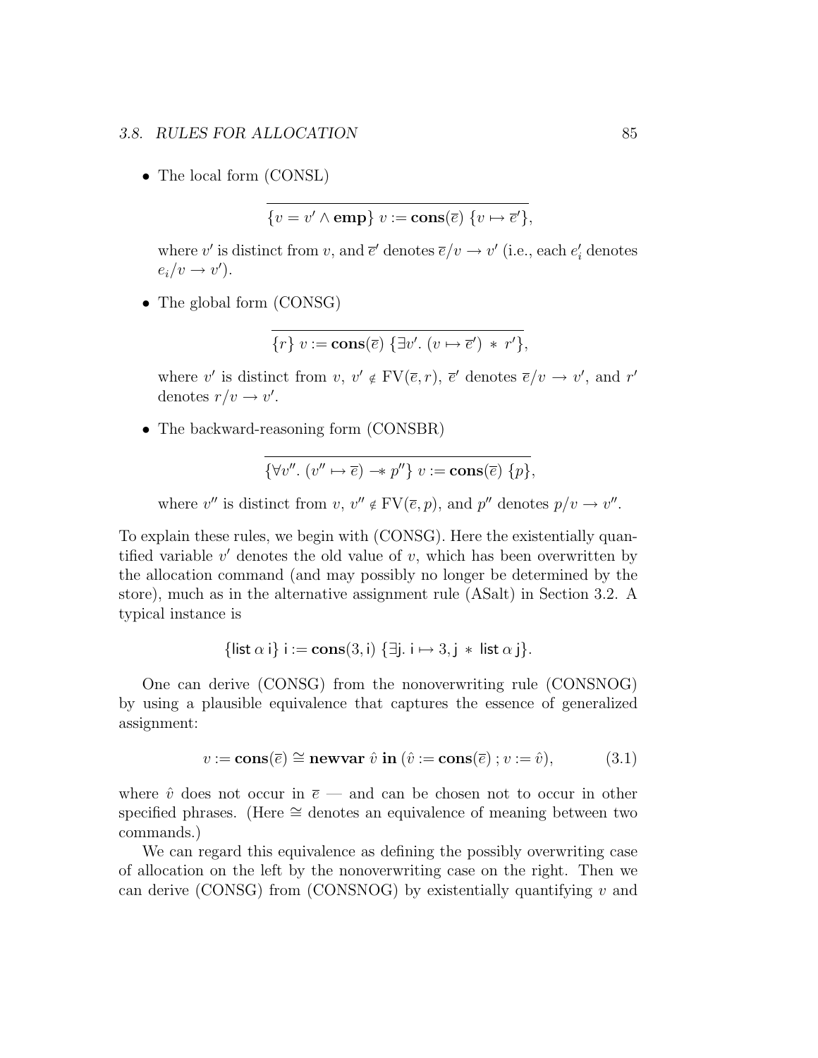- The local form (CONSL)

$$\overline{\{v = v' \wedge \mathbf{emp}\}\ v := \mathbf{cons}(\overline{e})\ \{v \mapsto \overline{e}'\}},$$

where $v'$ is distinct from $v$, and $\overline{e}'$ denotes $\overline{e}/v \to v'$ (i.e., each $e'_i$ denotes $e_i/v \to v'$).

- The global form (CONSG)

$$\overline{\{r\}\ v := \mathbf{cons}(\overline{e})\ \{\exists v'.\ (v \mapsto \overline{e}')\ *\ r'\}},$$

where $v'$ is distinct from $v$, $v' \notin \mathrm{FV}(\overline{e}, r)$, $\overline{e}'$ denotes $\overline{e}/v \to v'$, and $r'$ denotes $r/v \to v'$.

- The backward-reasoning form (CONSBR)

$$\overline{\{\forall v''.\ (v'' \mapsto \overline{e}) \mathrel{-\!\!*} p''\}\ v := \mathbf{cons}(\overline{e})\ \{p\}},$$

where $v''$ is distinct from $v$, $v'' \notin \mathrm{FV}(\overline{e}, p)$, and $p''$ denotes $p/v \to v''$.

To explain these rules, we begin with (CONSG). Here the existentially quantified variable $v'$ denotes the old value of $v$, which has been overwritten by the allocation command (and may possibly no longer be determined by the store), much as in the alternative assignment rule (ASalt) in Section 3.2. A typical instance is

$$\{\mathsf{list}\ \alpha\ \mathsf{i}\}\ \mathsf{i} := \mathbf{cons}(3, \mathsf{i})\ \{\exists \mathsf{j}.\ \mathsf{i} \mapsto 3, \mathsf{j}\ *\ \mathsf{list}\ \alpha\ \mathsf{j}\}.$$

One can derive (CONSG) from the nonoverwriting rule (CONSNOG) by using a plausible equivalence that captures the essence of generalized assignment:

$$v := \mathbf{cons}(\overline{e}) \cong \mathbf{newvar}\ \hat{v}\ \mathbf{in}\ (\hat{v} := \mathbf{cons}(\overline{e})\ ; v := \hat{v}), \tag{3.1}$$

where $\hat{v}$ does not occur in $\overline{e}$ — and can be chosen not to occur in other specified phrases. (Here $\cong$ denotes an equivalence of meaning between two commands.)

We can regard this equivalence as defining the possibly overwriting case of allocation on the left by the nonoverwriting case on the right. Then we can derive (CONSG) from (CONSNOG) by existentially quantifying $v$ and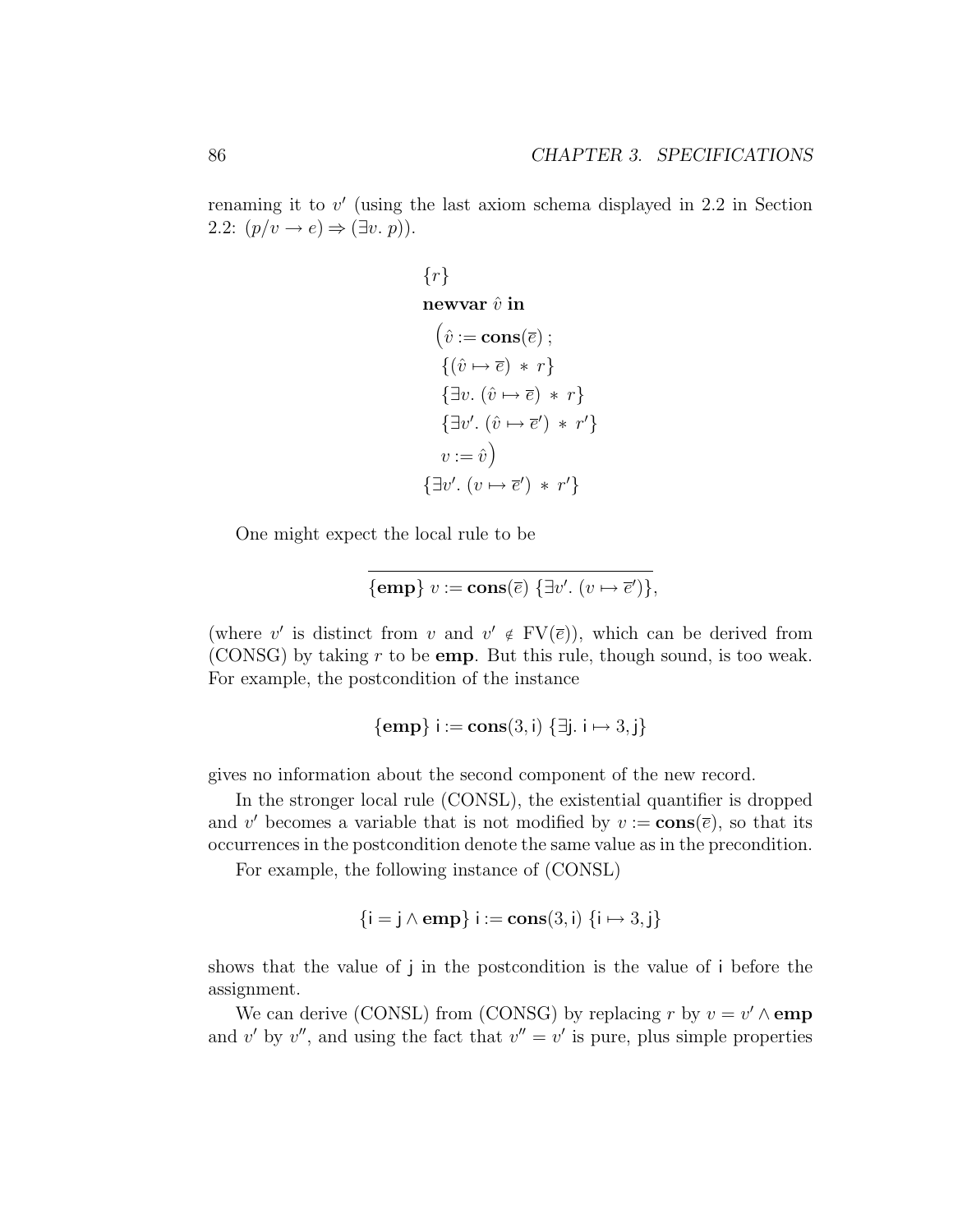renaming it to $v'$ (using the last axiom schema displayed in 2.2 in Section 2.2: $(p/v \to e) \Rightarrow (\exists v.\ p)$).

$$
\begin{array}{l}
\{r\} \\
\textbf{newvar}\ \hat{v}\ \textbf{in} \\
\quad \big(\hat{v} := \textbf{cons}(\overline{e})\ ; \\
\quad\ \{(\hat{v} \mapsto \overline{e}) \ *\ r\} \\
\quad\ \{\exists v.\ (\hat{v} \mapsto \overline{e}) \ *\ r\} \\
\quad\ \{\exists v'.\ (\hat{v} \mapsto \overline{e}') \ *\ r'\} \\
\quad\ v := \hat{v}\big) \\
\{\exists v'.\ (v \mapsto \overline{e}') \ *\ r'\}
\end{array}
$$

One might expect the local rule to be

$$
\overline{\{\textbf{emp}\}\ v := \textbf{cons}(\overline{e})\ \{\exists v'.\ (v \mapsto \overline{e}')\}},
$$

(where $v'$ is distinct from $v$ and $v' \notin \mathrm{FV}(\overline{e})$), which can be derived from (CONSG) by taking $r$ to be **emp**. But this rule, though sound, is too weak. For example, the postcondition of the instance

$$
\{\textbf{emp}\}\ \mathsf{i} := \textbf{cons}(3, \mathsf{i})\ \{\exists \mathsf{j}.\ \mathsf{i} \mapsto 3, \mathsf{j}\}
$$

gives no information about the second component of the new record.

In the stronger local rule (CONSL), the existential quantifier is dropped and $v'$ becomes a variable that is not modified by $v := \textbf{cons}(\overline{e})$, so that its occurrences in the postcondition denote the same value as in the precondition.

For example, the following instance of (CONSL)

$$
\{\mathsf{i} = \mathsf{j} \wedge \textbf{emp}\}\ \mathsf{i} := \textbf{cons}(3, \mathsf{i})\ \{\mathsf{i} \mapsto 3, \mathsf{j}\}
$$

shows that the value of $\mathsf{j}$ in the postcondition is the value of $\mathsf{i}$ before the assignment.

We can derive (CONSL) from (CONSG) by replacing $r$ by $v = v' \wedge \textbf{emp}$ and $v'$ by $v''$, and using the fact that $v'' = v'$ is pure, plus simple properties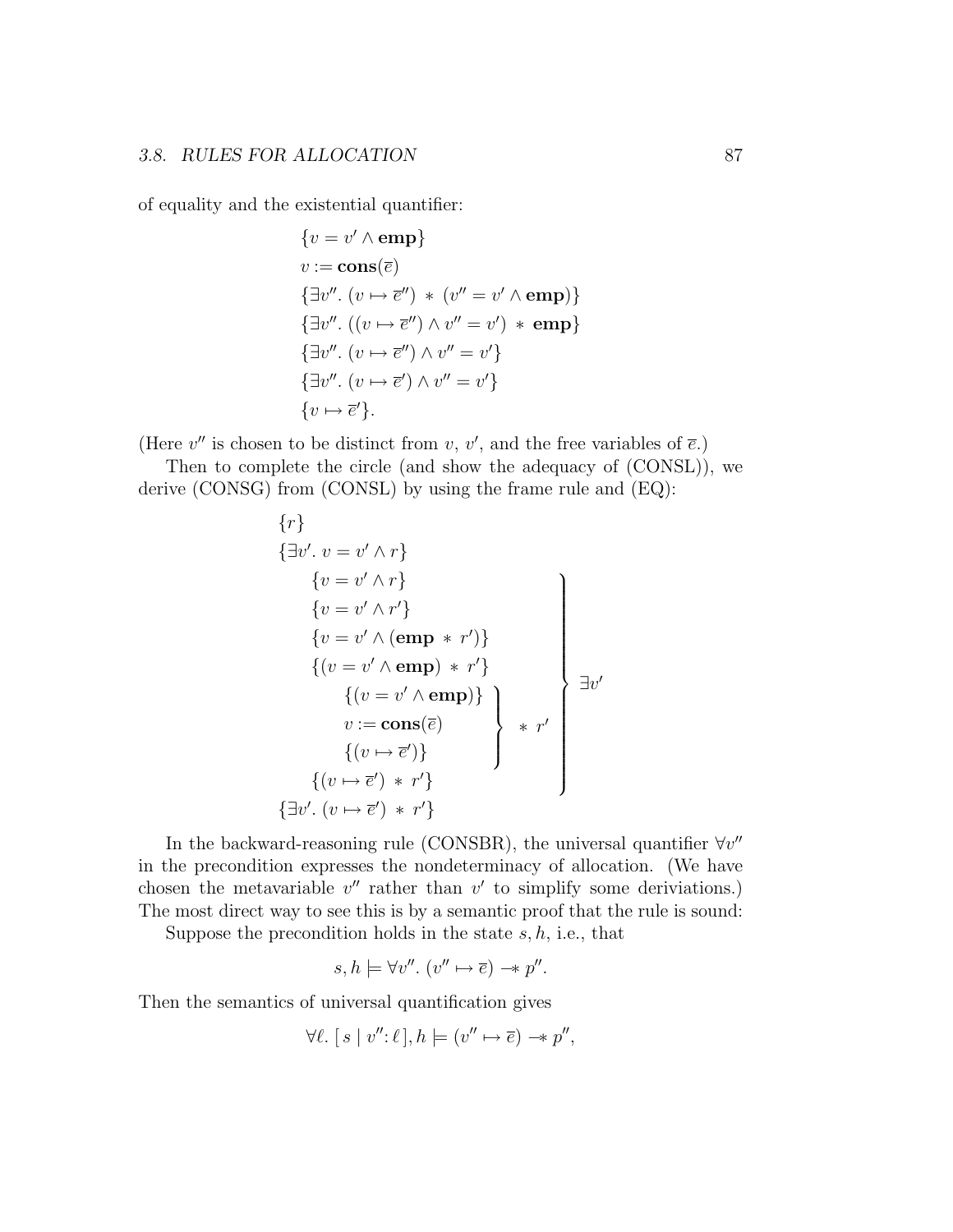of equality and the existential quantifier:

$$
\begin{array}{l}
\{v = v' \wedge \mathbf{emp}\} \\
v := \mathbf{cons}(\overline{e}) \\
\{\exists v''.\ (v \mapsto \overline{e}'') \ * \ (v'' = v' \wedge \mathbf{emp})\} \\
\{\exists v''.\ ((v \mapsto \overline{e}'') \wedge v'' = v') \ * \ \mathbf{emp}\} \\
\{\exists v''.\ (v \mapsto \overline{e}'') \wedge v'' = v'\} \\
\{\exists v''.\ (v \mapsto \overline{e}') \wedge v'' = v'\} \\
\{v \mapsto \overline{e}'\}.
\end{array}
$$

(Here $v''$ is chosen to be distinct from $v$, $v'$, and the free variables of $\overline{e}$.)

Then to complete the circle (and show the adequacy of (CONSL)), we derive (CONSG) from (CONSL) by using the frame rule and (EQ):

$$
\begin{array}{l}
\{r\} \\
\{\exists v'.\ v = v' \wedge r\} \\
\left.\begin{array}{l}
\quad \{v = v' \wedge r\} \\
\quad \{v = v' \wedge r'\} \\
\quad \{v = v' \wedge (\mathbf{emp} \ * \ r')\} \\
\quad \{(v = v' \wedge \mathbf{emp}) \ * \ r'\} \\
\quad \left.\begin{array}{l}
\quad \{(v = v' \wedge \mathbf{emp})\} \\
\quad v := \mathbf{cons}(\overline{e}) \\
\quad \{(v \mapsto \overline{e}')\}
\end{array}\right\} \ * \ r' \\
\quad \{(v \mapsto \overline{e}') \ * \ r'\}
\end{array}\right\} \exists v' \\
\{\exists v'.\ (v \mapsto \overline{e}') \ * \ r'\}
\end{array}
$$

In the backward-reasoning rule (CONSBR), the universal quantifier $\forall v''$ in the precondition expresses the nondeterminacy of allocation. (We have chosen the metavariable $v''$ rather than $v'$ to simplify some deriviations.) The most direct way to see this is by a semantic proof that the rule is sound:

Suppose the precondition holds in the state $s, h$, i.e., that

$$
s, h \models \forall v''.\ (v'' \mapsto \overline{e}) -\!\!* \ p''.
$$

Then the semantics of universal quantification gives

$$
\forall \ell.\ [\, s \mid v'' \colon \ell \,], h \models (v'' \mapsto \overline{e}) -\!\!* \ p'',
$$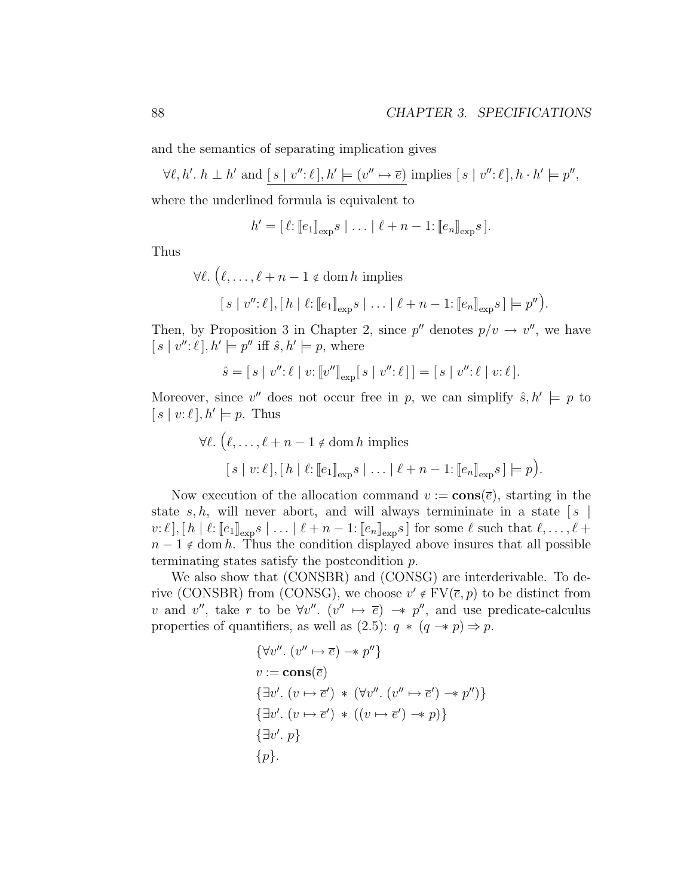and the semantics of separating implication gives

$$\forall \ell, h'.\ h \perp h' \text{ and } \underline{[\, s \mid v'' \colon \ell\,], h' \models (v'' \mapsto \overline{e})} \text{ implies } [\, s \mid v'' \colon \ell\,], h \cdot h' \models p'',$$

where the underlined formula is equivalent to

$$h' = [\, \ell \colon [\![e_1]\!]_{\text{exp}} s \mid \ldots \mid \ell + n - 1 \colon [\![e_n]\!]_{\text{exp}} s\,].$$

Thus

$$\forall \ell.\ \Big(\ell, \ldots, \ell + n - 1 \notin \operatorname{dom} h \text{ implies}$$
$$[\, s \mid v'' \colon \ell\,], [\, h \mid \ell \colon [\![e_1]\!]_{\text{exp}} s \mid \ldots \mid \ell + n - 1 \colon [\![e_n]\!]_{\text{exp}} s\,] \models p''\Big).$$

Then, by Proposition 3 in Chapter 2, since $p''$ denotes $p/v \to v''$, we have $[\, s \mid v'' \colon \ell\,], h' \models p''$ iff $\hat{s}, h' \models p$, where

$$\hat{s} = [\, s \mid v'' \colon \ell \mid v \colon [\![v'']\!]_{\text{exp}} [\, s \mid v'' \colon \ell\,]\,] = [\, s \mid v'' \colon \ell \mid v \colon \ell\,].$$

Moreover, since $v''$ does not occur free in $p$, we can simplify $\hat{s}, h' \models p$ to $[\, s \mid v \colon \ell\,], h' \models p$. Thus

$$\forall \ell.\ \Big(\ell, \ldots, \ell + n - 1 \notin \operatorname{dom} h \text{ implies}$$
$$[\, s \mid v \colon \ell\,], [\, h \mid \ell \colon [\![e_1]\!]_{\text{exp}} s \mid \ldots \mid \ell + n - 1 \colon [\![e_n]\!]_{\text{exp}} s\,] \models p\Big).$$

Now execution of the allocation command $v := \mathbf{cons}(\overline{e})$, starting in the state $s, h$, will never abort, and will always termininate in a state $[\, s \mid v \colon \ell\,], [\, h \mid \ell \colon [\![e_1]\!]_{\text{exp}} s \mid \ldots \mid \ell + n - 1 \colon [\![e_n]\!]_{\text{exp}} s\,]$ for some $\ell$ such that $\ell, \ldots, \ell + n - 1 \notin \operatorname{dom} h$. Thus the condition displayed above insures that all possible terminating states satisfy the postcondition $p$.

We also show that (CONSBR) and (CONSG) are interderivable. To derive (CONSBR) from (CONSG), we choose $v' \notin \text{FV}(\overline{e}, p)$ to be distinct from $v$ and $v''$, take $r$ to be $\forall v''.\ (v'' \mapsto \overline{e}) \mathrel{-\!\!*} p''$, and use predicate-calculus properties of quantifiers, as well as (2.5): $q \ast (q \mathrel{-\!\!*} p) \Rightarrow p$.

$$\begin{aligned}
&\{\forall v''.\ (v'' \mapsto \overline{e}) \mathrel{-\!\!*} p''\} \\
&v := \mathbf{cons}(\overline{e}) \\
&\{\exists v'.\ (v \mapsto \overline{e}') \ast (\forall v''.\ (v'' \mapsto \overline{e}') \mathrel{-\!\!*} p'')\} \\
&\{\exists v'.\ (v \mapsto \overline{e}') \ast ((v \mapsto \overline{e}') \mathrel{-\!\!*} p)\} \\
&\{\exists v'.\ p\} \\
&\{p\}.
\end{aligned}$$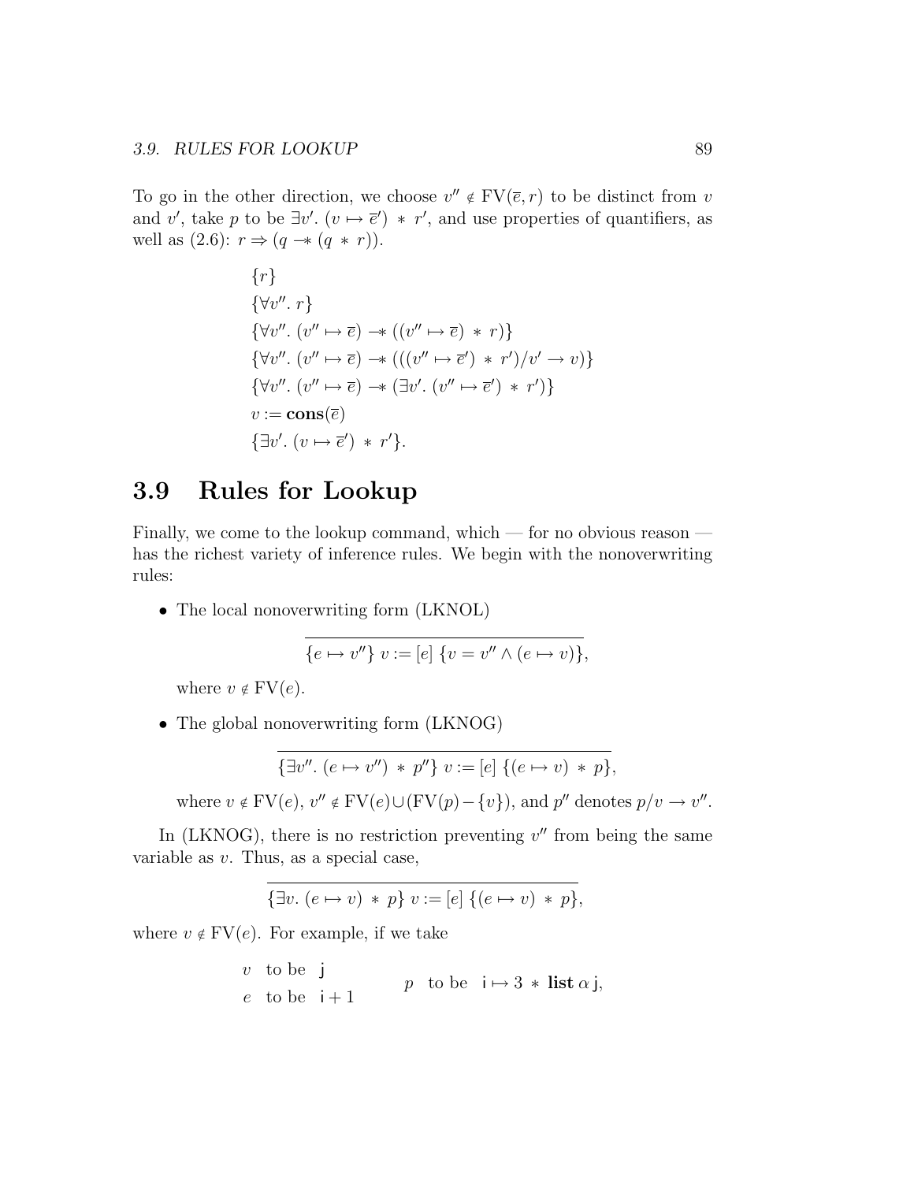To go in the other direction, we choose $v'' \notin \mathrm{FV}(\overline{e}, r)$ to be distinct from $v$ and $v'$, take $p$ to be $\exists v'.\ (v \mapsto \overline{e}') \ast r'$, and use properties of quantifiers, as well as (2.6): $r \Rightarrow (q \mathrel{-\!\!\ast} (q \ast r))$.

$$
\begin{array}{l}
\{r\} \\
\{\forall v''.\ r\} \\
\{\forall v''.\ (v'' \mapsto \overline{e}) \mathrel{-\!\!\ast} ((v'' \mapsto \overline{e}) \ast r)\} \\
\{\forall v''.\ (v'' \mapsto \overline{e}) \mathrel{-\!\!\ast} (((v'' \mapsto \overline{e}') \ast r')/v' \to v)\} \\
\{\forall v''.\ (v'' \mapsto \overline{e}) \mathrel{-\!\!\ast} (\exists v'.\ (v'' \mapsto \overline{e}') \ast r')\} \\
v := \mathbf{cons}(\overline{e}) \\
\{\exists v'.\ (v \mapsto \overline{e}') \ast r'\}.
\end{array}
$$

## 3.9 Rules for Lookup

Finally, we come to the lookup command, which — for no obvious reason — has the richest variety of inference rules. We begin with the nonoverwriting rules:

- The local nonoverwriting form (LKNOL)

$$
\overline{\{e \mapsto v''\}\ v := [e]\ \{v = v'' \land (e \mapsto v)\}},
$$

  where $v \notin \mathrm{FV}(e)$.

- The global nonoverwriting form (LKNOG)

$$
\overline{\{\exists v''.\ (e \mapsto v'') \ast p''\}\ v := [e]\ \{(e \mapsto v) \ast p\}},
$$

  where $v \notin \mathrm{FV}(e)$, $v'' \notin \mathrm{FV}(e) \cup (\mathrm{FV}(p) - \{v\})$, and $p''$ denotes $p/v \to v''$.

In (LKNOG), there is no restriction preventing $v''$ from being the same variable as $v$. Thus, as a special case,

$$
\overline{\{\exists v.\ (e \mapsto v) \ast p\}\ v := [e]\ \{(e \mapsto v) \ast p\}},
$$

where $v \notin \mathrm{FV}(e)$. For example, if we take

$$
\begin{array}{lll}
v & \text{to be} & \mathsf{j} \\
e & \text{to be} & \mathsf{i} + 1
\end{array}
\qquad
p \quad \text{to be} \quad \mathsf{i} \mapsto 3 \ast \mathbf{list}\,\alpha\,\mathsf{j},
$$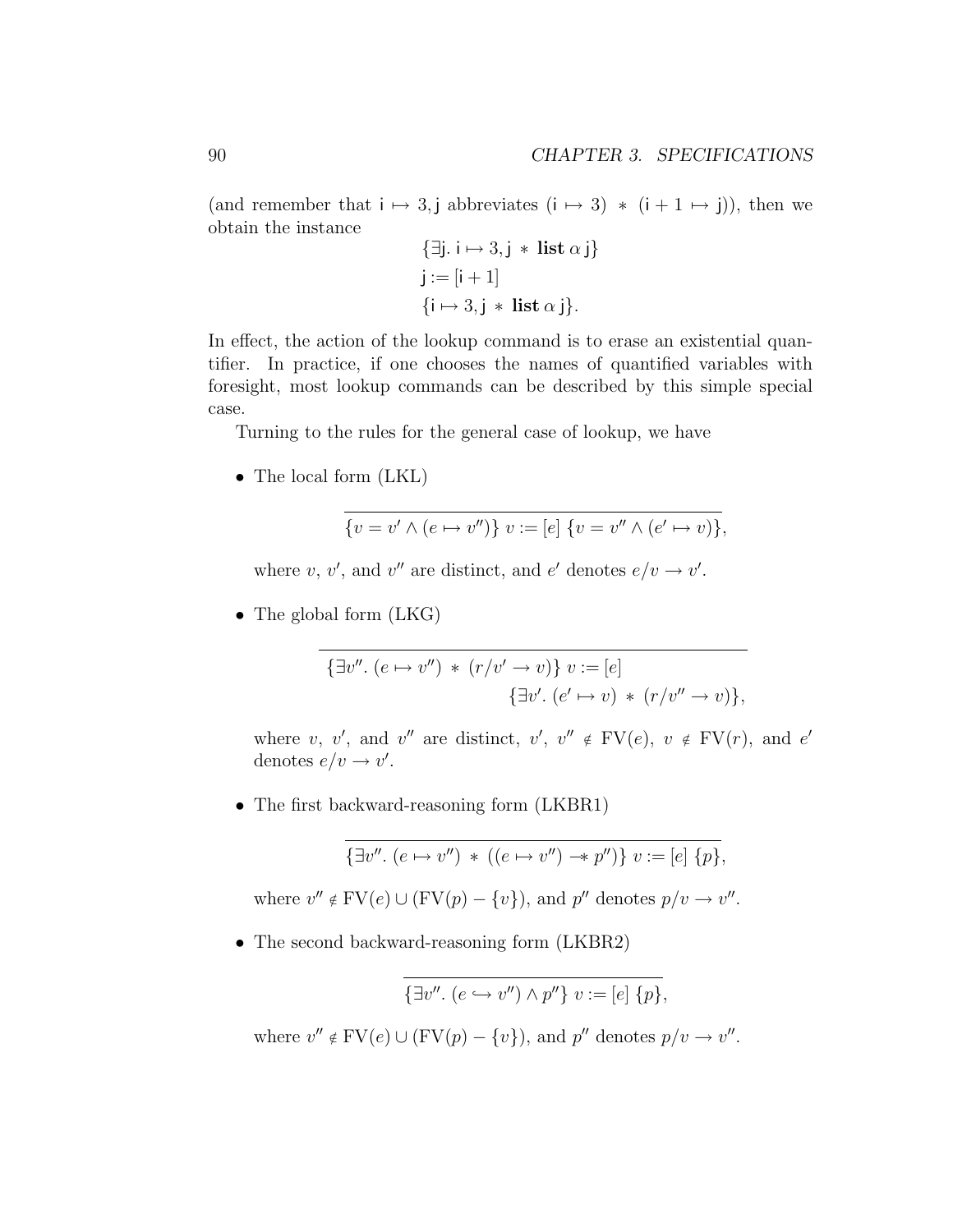(and remember that $\mathsf{i} \mapsto 3, \mathsf{j}$ abbreviates $(\mathsf{i} \mapsto 3) \, * \, (\mathsf{i}+1 \mapsto \mathsf{j})$), then we obtain the instance

$$\begin{aligned}
&\{\exists \mathsf{j}.\ \mathsf{i} \mapsto 3, \mathsf{j} \, * \, \mathbf{list}\, \alpha\, \mathsf{j}\} \\
&\mathsf{j} := [\mathsf{i}+1] \\
&\{\mathsf{i} \mapsto 3, \mathsf{j} \, * \, \mathbf{list}\, \alpha\, \mathsf{j}\}.
\end{aligned}$$

In effect, the action of the lookup command is to erase an existential quantifier. In practice, if one chooses the names of quantified variables with foresight, most lookup commands can be described by this simple special case.

Turning to the rules for the general case of lookup, we have

- The local form (LKL)

$$\overline{\{v = v' \wedge (e \mapsto v'')\}\ v := [e]\ \{v = v'' \wedge (e' \mapsto v)\}},$$

  where $v$, $v'$, and $v''$ are distinct, and $e'$ denotes $e/v \to v'$.

- The global form (LKG)

$$\overline{\{\exists v''.\ (e \mapsto v'') \, * \, (r/v' \to v)\}\ v := [e] \qquad \{\exists v'.\ (e' \mapsto v) \, * \, (r/v'' \to v)\}},$$

  where $v$, $v'$, and $v''$ are distinct, $v'$, $v'' \notin \mathrm{FV}(e)$, $v \notin \mathrm{FV}(r)$, and $e'$ denotes $e/v \to v'$.

- The first backward-reasoning form (LKBR1)

$$\overline{\{\exists v''.\ (e \mapsto v'') \, * \, ((e \mapsto v'') -\!\!* \, p'')\}\ v := [e]\ \{p\}},$$

  where $v'' \notin \mathrm{FV}(e) \cup (\mathrm{FV}(p) - \{v\})$, and $p''$ denotes $p/v \to v''$.

- The second backward-reasoning form (LKBR2)

$$\overline{\{\exists v''.\ (e \hookrightarrow v'') \wedge p''\}\ v := [e]\ \{p\}},$$

  where $v'' \notin \mathrm{FV}(e) \cup (\mathrm{FV}(p) - \{v\})$, and $p''$ denotes $p/v \to v''$.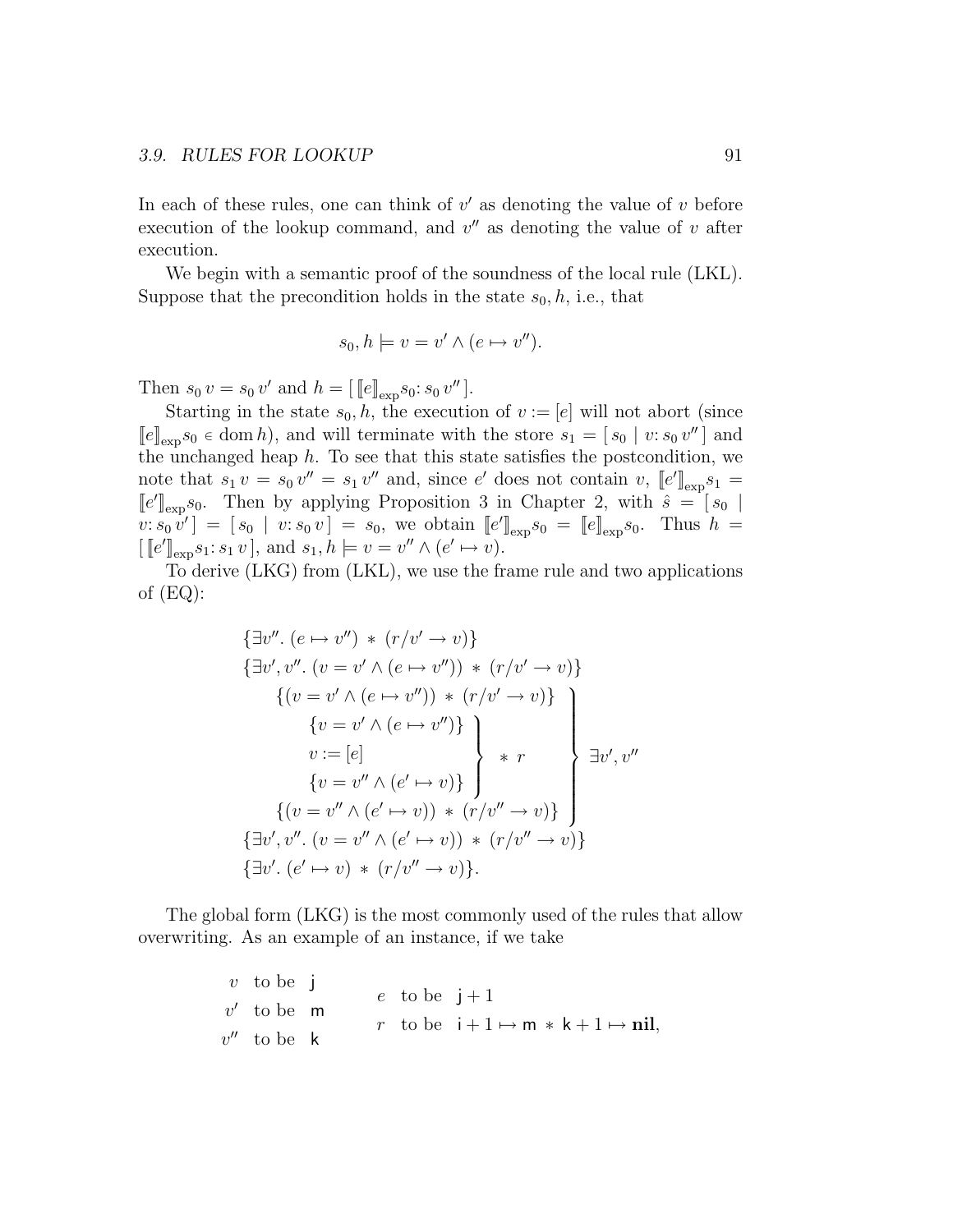In each of these rules, one can think of $v'$ as denoting the value of $v$ before execution of the lookup command, and $v''$ as denoting the value of $v$ after execution.

We begin with a semantic proof of the soundness of the local rule (LKL). Suppose that the precondition holds in the state $s_0, h$, i.e., that

$$s_0, h \models v = v' \wedge (e \mapsto v'').$$

Then $s_0\, v = s_0\, v'$ and $h = [\, [\![e]\!]_{\exp} s_0 \colon s_0\, v''\,]$.

Starting in the state $s_0, h$, the execution of $v := [e]$ will not abort (since $[\![e]\!]_{\exp} s_0 \in \operatorname{dom} h$), and will terminate with the store $s_1 = [\, s_0 \mid v \colon s_0\, v''\,]$ and the unchanged heap $h$. To see that this state satisfies the postcondition, we note that $s_1\, v = s_0\, v'' = s_1\, v''$ and, since $e'$ does not contain $v$, $[\![e']\!]_{\exp} s_1 = [\![e']\!]_{\exp} s_0$. Then by applying Proposition 3 in Chapter 2, with $\hat{s} = [\, s_0 \mid v \colon s_0\, v'\,] = [\, s_0 \mid v \colon s_0\, v\,] = s_0$, we obtain $[\![e']\!]_{\exp} s_0 = [\![e]\!]_{\exp} s_0$. Thus $h = [\, [\![e']\!]_{\exp} s_1 \colon s_1\, v\,]$, and $s_1, h \models v = v'' \wedge (e' \mapsto v)$.

To derive (LKG) from (LKL), we use the frame rule and two applications of (EQ):

$$
\begin{array}{l}
\{\exists v''.\ (e \mapsto v'') \ * \ (r/v' \to v)\} \\
\{\exists v', v''.\ (v = v' \wedge (e \mapsto v'')) \ * \ (r/v' \to v)\} \\
\left.\begin{array}{l}
\quad \{(v = v' \wedge (e \mapsto v'')) \ * \ (r/v' \to v)\} \\
\quad\quad \left.\begin{array}{l}
\{v = v' \wedge (e \mapsto v'')\} \\
v := [e] \\
\{v = v'' \wedge (e' \mapsto v)\}
\end{array}\right\} \ * \ r \\
\quad \{(v = v'' \wedge (e' \mapsto v)) \ * \ (r/v'' \to v)\}
\end{array}\right\} \exists v', v'' \\
\{\exists v', v''.\ (v = v'' \wedge (e' \mapsto v)) \ * \ (r/v'' \to v)\} \\
\{\exists v'.\ (e' \mapsto v) \ * \ (r/v'' \to v)\}.
\end{array}
$$

The global form (LKG) is the most commonly used of the rules that allow overwriting. As an example of an instance, if we take

$$
\begin{array}{rl}
v & \text{to be } \ \mathsf{j} \\
v' & \text{to be } \ \mathsf{m} \\
v'' & \text{to be } \ \mathsf{k}
\end{array}
\qquad
\begin{array}{rl}
e & \text{to be } \ \mathsf{j}+1 \\
r & \text{to be } \ \mathsf{i}+1 \mapsto \mathsf{m} \ * \ \mathsf{k}+1 \mapsto \mathbf{nil},
\end{array}
$$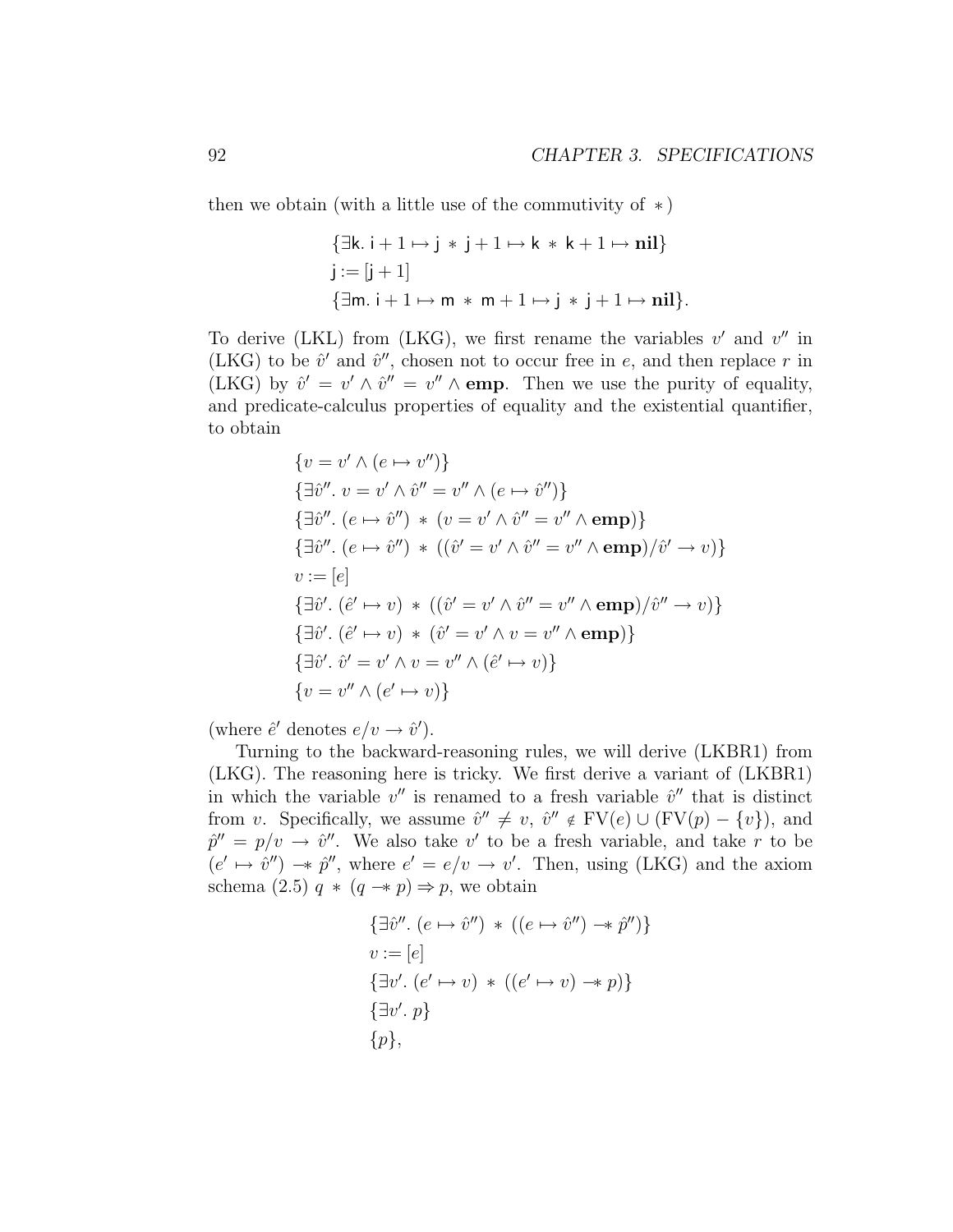then we obtain (with a little use of the commutativity of $*$)

$$
\begin{array}{l}
\{\exists \mathsf{k}.\ \mathsf{i}+1 \mapsto \mathsf{j} * \mathsf{j}+1 \mapsto \mathsf{k} * \mathsf{k}+1 \mapsto \mathbf{nil}\} \\
\mathsf{j} := [\mathsf{j}+1] \\
\{\exists \mathsf{m}.\ \mathsf{i}+1 \mapsto \mathsf{m} * \mathsf{m}+1 \mapsto \mathsf{j} * \mathsf{j}+1 \mapsto \mathbf{nil}\}.
\end{array}
$$

To derive (LKL) from (LKG), we first rename the variables $v'$ and $v''$ in (LKG) to be $\hat{v}'$ and $\hat{v}''$, chosen not to occur free in $e$, and then replace $r$ in (LKG) by $\hat{v}' = v' \wedge \hat{v}'' = v'' \wedge \mathbf{emp}$. Then we use the purity of equality, and predicate-calculus properties of equality and the existential quantifier, to obtain

$$
\begin{array}{l}
\{v = v' \wedge (e \mapsto v'')\} \\
\{\exists \hat{v}''.\ v = v' \wedge \hat{v}'' = v'' \wedge (e \mapsto \hat{v}'')\} \\
\{\exists \hat{v}''.\ (e \mapsto \hat{v}'') * (v = v' \wedge \hat{v}'' = v'' \wedge \mathbf{emp})\} \\
\{\exists \hat{v}''.\ (e \mapsto \hat{v}'') * ((\hat{v}' = v' \wedge \hat{v}'' = v'' \wedge \mathbf{emp})/\hat{v}' \to v)\} \\
v := [e] \\
\{\exists \hat{v}'.\ (\hat{e}' \mapsto v) * ((\hat{v}' = v' \wedge \hat{v}'' = v'' \wedge \mathbf{emp})/\hat{v}'' \to v)\} \\
\{\exists \hat{v}'.\ (\hat{e}' \mapsto v) * (\hat{v}' = v' \wedge v = v'' \wedge \mathbf{emp})\} \\
\{\exists \hat{v}'.\ \hat{v}' = v' \wedge v = v'' \wedge (\hat{e}' \mapsto v)\} \\
\{v = v'' \wedge (e' \mapsto v)\}
\end{array}
$$

(where $\hat{e}'$ denotes $e/v \to \hat{v}'$).

Turning to the backward-reasoning rules, we will derive (LKBR1) from (LKG). The reasoning here is tricky. We first derive a variant of (LKBR1) in which the variable $v''$ is renamed to a fresh variable $\hat{v}''$ that is distinct from $v$. Specifically, we assume $\hat{v}'' \neq v$, $\hat{v}'' \notin \mathrm{FV}(e) \cup (\mathrm{FV}(p) - \{v\})$, and $\hat{p}'' = p/v \to \hat{v}''$. We also take $v'$ to be a fresh variable, and take $r$ to be $(e' \mapsto \hat{v}'') -\!\!* \ \hat{p}''$, where $e' = e/v \to v'$. Then, using (LKG) and the axiom schema (2.5) $q * (q -\!\!* \ p) \Rightarrow p$, we obtain

$$
\begin{array}{l}
\{\exists \hat{v}''.\ (e \mapsto \hat{v}'') * ((e \mapsto \hat{v}'') -\!\!* \ \hat{p}'')\} \\
v := [e] \\
\{\exists v'.\ (e' \mapsto v) * ((e' \mapsto v) -\!\!* \ p)\} \\
\{\exists v'.\ p\} \\
\{p\},
\end{array}
$$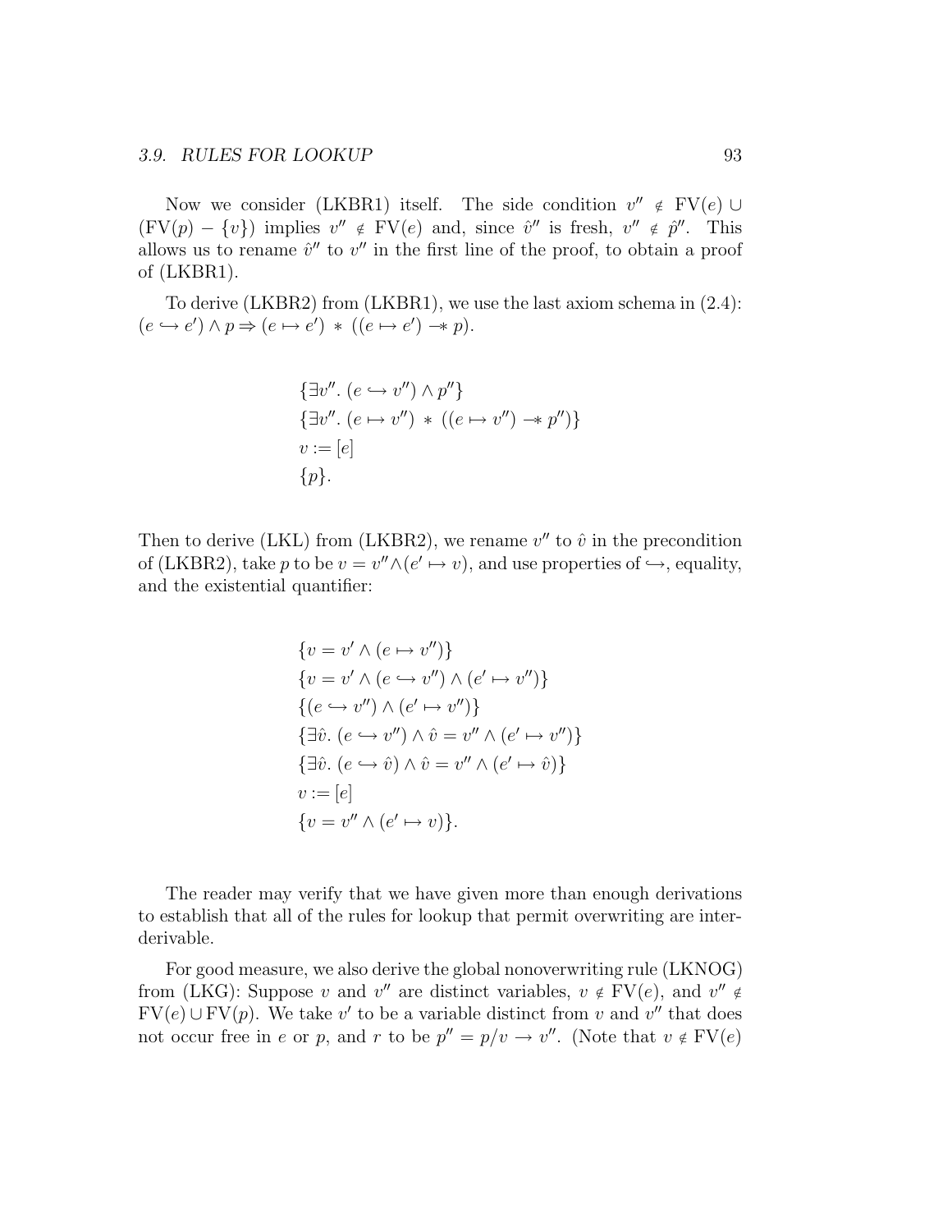Now we consider (LKBR1) itself. The side condition $v'' \notin \mathrm{FV}(e) \cup (\mathrm{FV}(p) - \{v\})$ implies $v'' \notin \mathrm{FV}(e)$ and, since $\hat{v}''$ is fresh, $v'' \notin \hat{p}''$. This allows us to rename $\hat{v}''$ to $v''$ in the first line of the proof, to obtain a proof of (LKBR1).

To derive (LKBR2) from (LKBR1), we use the last axiom schema in (2.4): $(e \hookrightarrow e') \wedge p \Rightarrow (e \mapsto e') \ast ((e \mapsto e') -\!\!\ast\, p)$.

$$
\begin{aligned}
&\{\exists v''.\ (e \hookrightarrow v'') \wedge p''\}\\
&\{\exists v''.\ (e \mapsto v'') \ast ((e \mapsto v'') -\!\!\ast\, p'')\}\\
&v := [e]\\
&\{p\}.
\end{aligned}
$$

Then to derive (LKL) from (LKBR2), we rename $v''$ to $\hat{v}$ in the precondition of (LKBR2), take $p$ to be $v = v'' \wedge (e' \mapsto v)$, and use properties of $\hookrightarrow$, equality, and the existential quantifier:

$$
\begin{aligned}
&\{v = v' \wedge (e \mapsto v'')\}\\
&\{v = v' \wedge (e \hookrightarrow v'') \wedge (e' \mapsto v'')\}\\
&\{(e \hookrightarrow v'') \wedge (e' \mapsto v'')\}\\
&\{\exists \hat{v}.\ (e \hookrightarrow v'') \wedge \hat{v} = v'' \wedge (e' \mapsto v'')\}\\
&\{\exists \hat{v}.\ (e \hookrightarrow \hat{v}) \wedge \hat{v} = v'' \wedge (e' \mapsto \hat{v})\}\\
&v := [e]\\
&\{v = v'' \wedge (e' \mapsto v)\}.
\end{aligned}
$$

The reader may verify that we have given more than enough derivations to establish that all of the rules for lookup that permit overwriting are interderivable.

For good measure, we also derive the global nonoverwriting rule (LKNOG) from (LKG): Suppose $v$ and $v''$ are distinct variables, $v \notin \mathrm{FV}(e)$, and $v'' \notin \mathrm{FV}(e) \cup \mathrm{FV}(p)$. We take $v'$ to be a variable distinct from $v$ and $v''$ that does not occur free in $e$ or $p$, and $r$ to be $p'' = p/v \rightarrow v''$. (Note that $v \notin \mathrm{FV}(e)$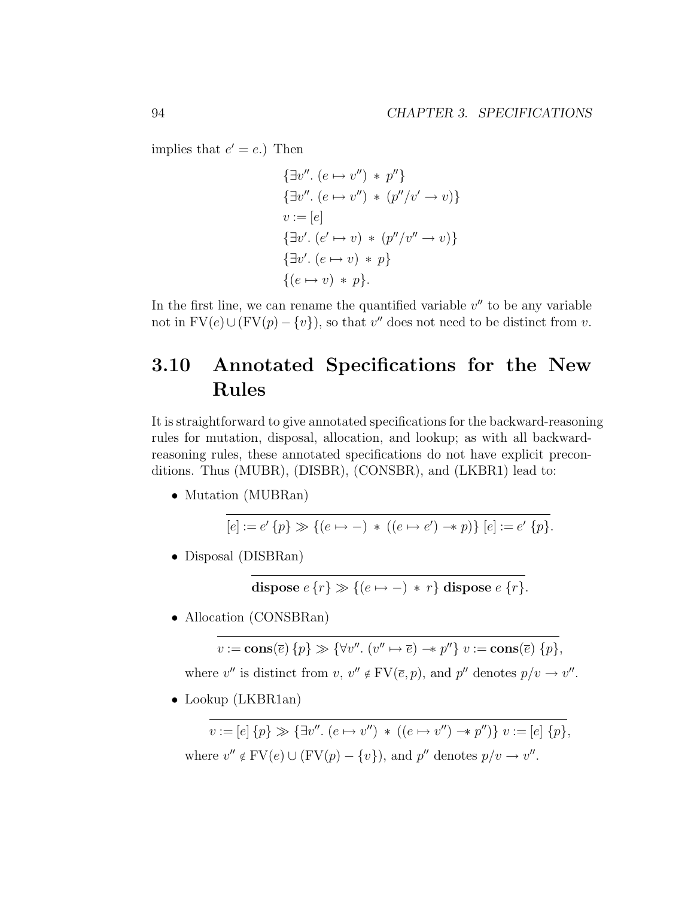implies that $e' = e$.) Then

$$
\begin{array}{l}
\{\exists v''.\ (e \mapsto v'') \ * \ p''\} \\
\{\exists v''.\ (e \mapsto v'') \ * \ (p''/v' \to v)\} \\
v := [e] \\
\{\exists v'.\ (e' \mapsto v) \ * \ (p''/v'' \to v)\} \\
\{\exists v'.\ (e \mapsto v) \ * \ p\} \\
\{(e \mapsto v) \ * \ p\}.
\end{array}
$$

In the first line, we can rename the quantified variable $v''$ to be any variable not in $\mathrm{FV}(e) \cup (\mathrm{FV}(p) - \{v\})$, so that $v''$ does not need to be distinct from $v$.

## 3.10 Annotated Specifications for the New Rules

It is straightforward to give annotated specifications for the backward-reasoning rules for mutation, disposal, allocation, and lookup; as with all backward-reasoning rules, these annotated specifications do not have explicit preconditions. Thus (MUBR), (DISBR), (CONSBR), and (LKBR1) lead to:

- Mutation (MUBRan)

$$
\overline{[e] := e' \, \{p\} \gg \{(e \mapsto -) \ * \ ((e \mapsto e') -\!\!* \ p)\} \ [e] := e' \ \{p\}.}
$$

- Disposal (DISBRan)

$$
\overline{\textbf{dispose } e \, \{r\} \gg \{(e \mapsto -) \ * \ r\} \ \textbf{dispose } e \ \{r\}.}
$$

- Allocation (CONSBRan)

$$
\overline{v := \textbf{cons}(\overline{e}) \, \{p\} \gg \{\forall v''.\ (v'' \mapsto \overline{e}) -\!\!* \ p''\} \ v := \textbf{cons}(\overline{e}) \ \{p\},}
$$

  where $v''$ is distinct from $v$, $v'' \notin \mathrm{FV}(\overline{e}, p)$, and $p''$ denotes $p/v \to v''$.

- Lookup (LKBR1an)

$$
\overline{v := [e] \, \{p\} \gg \{\exists v''.\ (e \mapsto v'') \ * \ ((e \mapsto v'') -\!\!* \ p'')\} \ v := [e] \ \{p\},}
$$

  where $v'' \notin \mathrm{FV}(e) \cup (\mathrm{FV}(p) - \{v\})$, and $p''$ denotes $p/v \to v''$.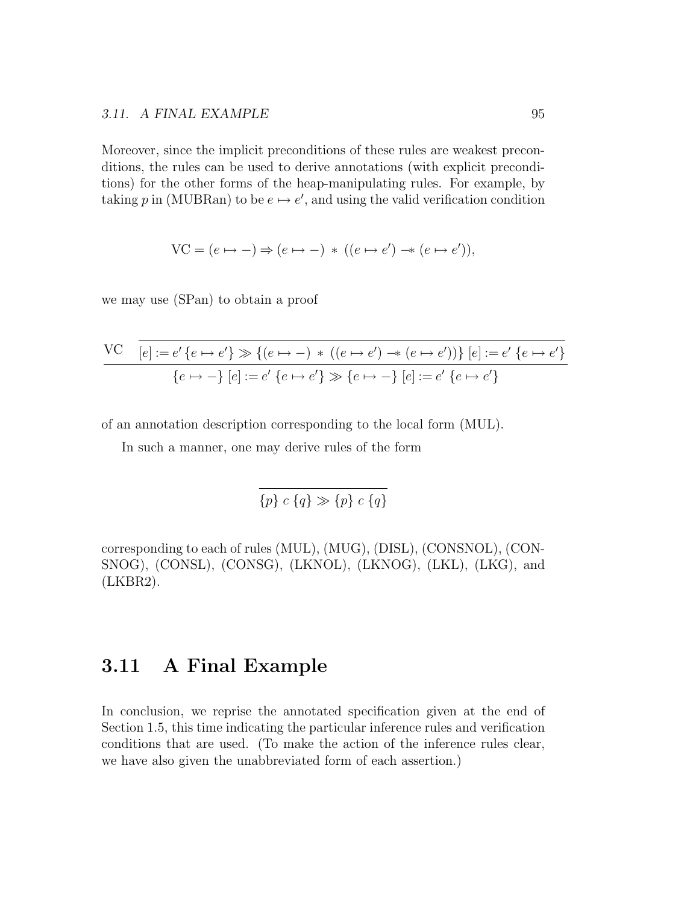Moreover, since the implicit preconditions of these rules are weakest preconditions, the rules can be used to derive annotations (with explicit preconditions) for the other forms of the heap-manipulating rules. For example, by taking $p$ in (MUBRan) to be $e \mapsto e'$, and using the valid verification condition

$$\mathrm{VC} = (e \mapsto -) \Rightarrow (e \mapsto -) \ast ((e \mapsto e') \mathrel{-\!\!\ast} (e \mapsto e')),$$

we may use (SPan) to obtain a proof

$$\frac{\mathrm{VC} \qquad \overline{[e] := e' \, \{e \mapsto e'\} \gg \{(e \mapsto -) \ast ((e \mapsto e') \mathrel{-\!\!\ast} (e \mapsto e'))\} \; [e] := e' \; \{e \mapsto e'\}}}{\{e \mapsto -\} \; [e] := e' \; \{e \mapsto e'\} \gg \{e \mapsto -\} \; [e] := e' \; \{e \mapsto e'\}}$$

of an annotation description corresponding to the local form (MUL).

In such a manner, one may derive rules of the form

$$\overline{\{p\} \; c \; \{q\} \gg \{p\} \; c \; \{q\}}$$

corresponding to each of rules (MUL), (MUG), (DISL), (CONSNOL), (CONSNOG), (CONSL), (CONSG), (LKNOL), (LKNOG), (LKL), (LKG), and (LKBR2).

## 3.11 A Final Example

In conclusion, we reprise the annotated specification given at the end of Section 1.5, this time indicating the particular inference rules and verification conditions that are used. (To make the action of the inference rules clear, we have also given the unabbreviated form of each assertion.)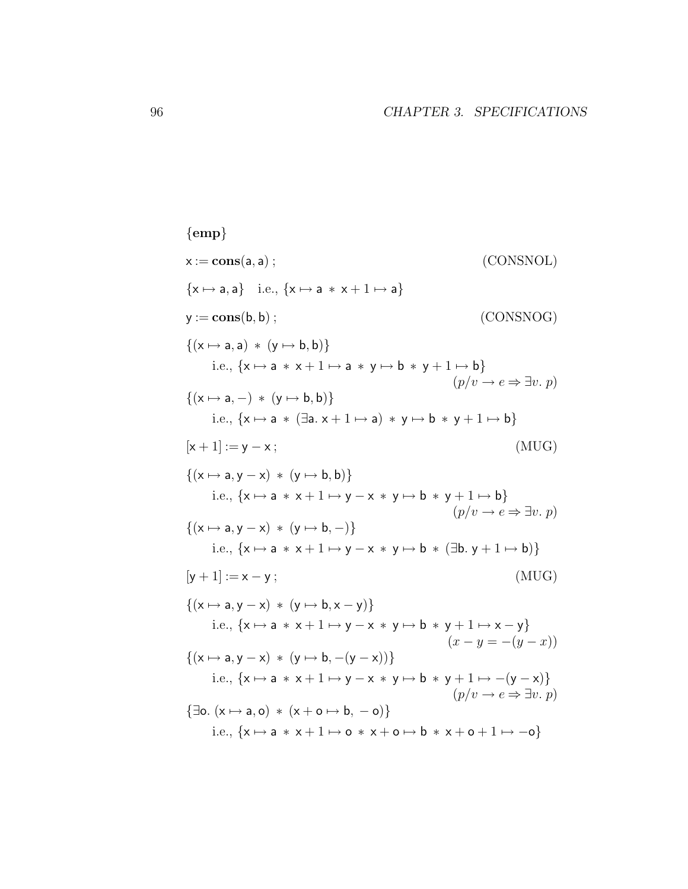$\{\mathbf{emp}\}$

$\mathsf{x} := \mathbf{cons}(\mathsf{a}, \mathsf{a})\,;$ (CONSNOL)

$\{\mathsf{x} \mapsto \mathsf{a}, \mathsf{a}\}$ i.e., $\{\mathsf{x} \mapsto \mathsf{a} \ast \mathsf{x}+1 \mapsto \mathsf{a}\}$

$\mathsf{y} := \mathbf{cons}(\mathsf{b}, \mathsf{b})\,;$ (CONSNOG)

$\{(\mathsf{x} \mapsto \mathsf{a}, \mathsf{a}) \ast (\mathsf{y} \mapsto \mathsf{b}, \mathsf{b})\}$

i.e., $\{\mathsf{x} \mapsto \mathsf{a} \ast \mathsf{x}+1 \mapsto \mathsf{a} \ast \mathsf{y} \mapsto \mathsf{b} \ast \mathsf{y}+1 \mapsto \mathsf{b}\}$

$(p/v \to e \Rightarrow \exists v.\ p)$

$\{(\mathsf{x} \mapsto \mathsf{a}, -) \ast (\mathsf{y} \mapsto \mathsf{b}, \mathsf{b})\}$

i.e., $\{\mathsf{x} \mapsto \mathsf{a} \ast (\exists \mathsf{a}.\ \mathsf{x}+1 \mapsto \mathsf{a}) \ast \mathsf{y} \mapsto \mathsf{b} \ast \mathsf{y}+1 \mapsto \mathsf{b}\}$

$[\mathsf{x}+1] := \mathsf{y} - \mathsf{x}\,;$ (MUG)

$\{(\mathsf{x} \mapsto \mathsf{a}, \mathsf{y}-\mathsf{x}) \ast (\mathsf{y} \mapsto \mathsf{b}, \mathsf{b})\}$

i.e., $\{\mathsf{x} \mapsto \mathsf{a} \ast \mathsf{x}+1 \mapsto \mathsf{y}-\mathsf{x} \ast \mathsf{y} \mapsto \mathsf{b} \ast \mathsf{y}+1 \mapsto \mathsf{b}\}$

$(p/v \to e \Rightarrow \exists v.\ p)$

$\{(\mathsf{x} \mapsto \mathsf{a}, \mathsf{y}-\mathsf{x}) \ast (\mathsf{y} \mapsto \mathsf{b}, -)\}$

i.e., $\{\mathsf{x} \mapsto \mathsf{a} \ast \mathsf{x}+1 \mapsto \mathsf{y}-\mathsf{x} \ast \mathsf{y} \mapsto \mathsf{b} \ast (\exists \mathsf{b}.\ \mathsf{y}+1 \mapsto \mathsf{b})\}$

$[\mathsf{y}+1] := \mathsf{x} - \mathsf{y}\,;$ (MUG)

$\{(\mathsf{x} \mapsto \mathsf{a}, \mathsf{y}-\mathsf{x}) \ast (\mathsf{y} \mapsto \mathsf{b}, \mathsf{x}-\mathsf{y})\}$

i.e., $\{\mathsf{x} \mapsto \mathsf{a} \ast \mathsf{x}+1 \mapsto \mathsf{y}-\mathsf{x} \ast \mathsf{y} \mapsto \mathsf{b} \ast \mathsf{y}+1 \mapsto \mathsf{x}-\mathsf{y}\}$

$(x - y = -(y - x))$

$\{(\mathsf{x} \mapsto \mathsf{a}, \mathsf{y}-\mathsf{x}) \ast (\mathsf{y} \mapsto \mathsf{b}, -(\mathsf{y}-\mathsf{x}))\}$

i.e., $\{\mathsf{x} \mapsto \mathsf{a} \ast \mathsf{x}+1 \mapsto \mathsf{y}-\mathsf{x} \ast \mathsf{y} \mapsto \mathsf{b} \ast \mathsf{y}+1 \mapsto -(\mathsf{y}-\mathsf{x})\}$

$(p/v \to e \Rightarrow \exists v.\ p)$

$\{\exists \mathsf{o}.\ (\mathsf{x} \mapsto \mathsf{a}, \mathsf{o}) \ast (\mathsf{x}+\mathsf{o} \mapsto \mathsf{b}, -\mathsf{o})\}$

i.e., $\{\mathsf{x} \mapsto \mathsf{a} \ast \mathsf{x}+1 \mapsto \mathsf{o} \ast \mathsf{x}+\mathsf{o} \mapsto \mathsf{b} \ast \mathsf{x}+\mathsf{o}+1 \mapsto -\mathsf{o}\}$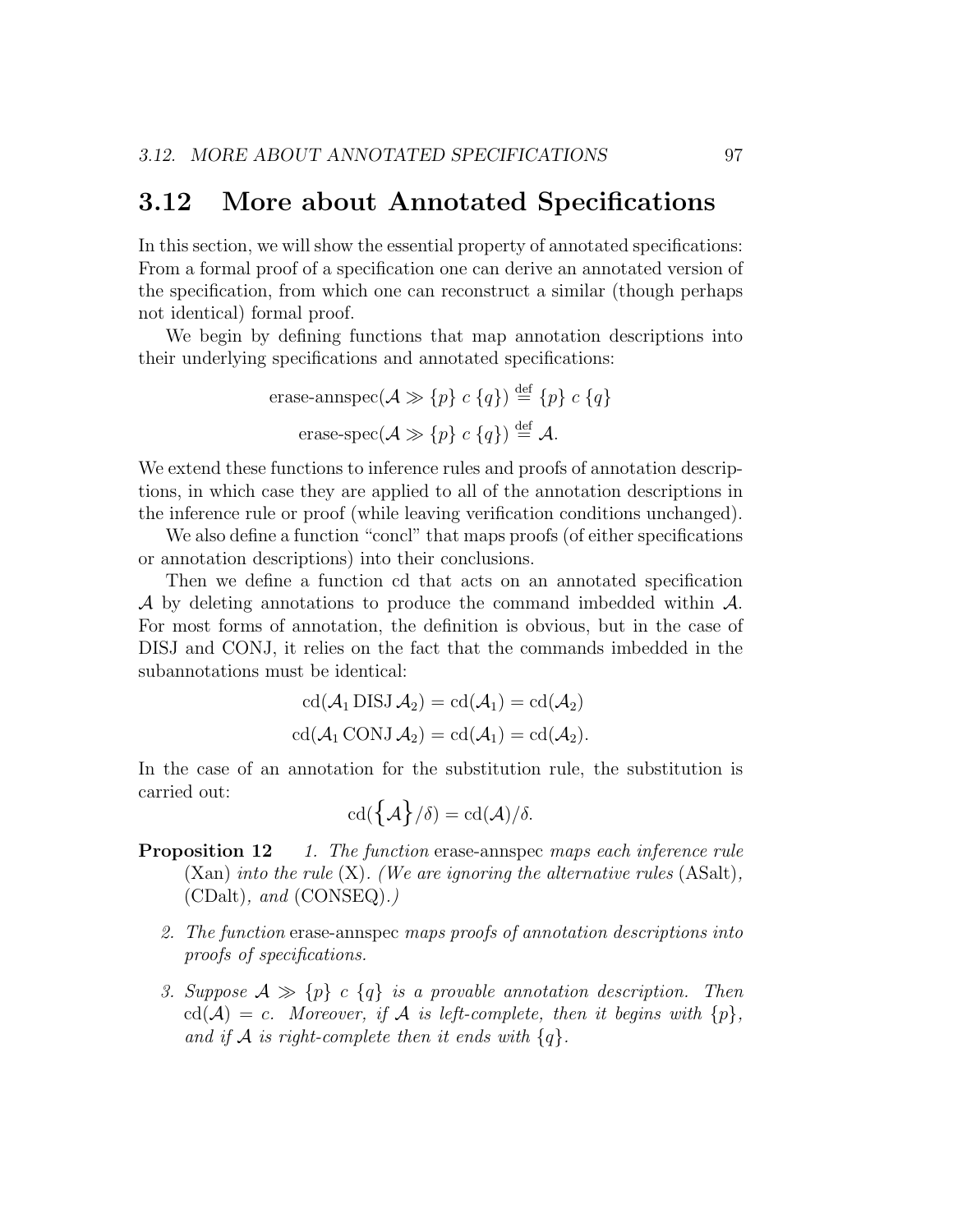## 3.12 More about Annotated Specifications

In this section, we will show the essential property of annotated specifications: From a formal proof of a specification one can derive an annotated version of the specification, from which one can reconstruct a similar (though perhaps not identical) formal proof.

We begin by defining functions that map annotation descriptions into their underlying specifications and annotated specifications:

$$\text{erase-annspec}(\mathcal{A} \gg \{p\}\ c\ \{q\}) \stackrel{\text{def}}{=} \{p\}\ c\ \{q\}$$

$$\text{erase-spec}(\mathcal{A} \gg \{p\}\ c\ \{q\}) \stackrel{\text{def}}{=} \mathcal{A}.$$

We extend these functions to inference rules and proofs of annotation descriptions, in which case they are applied to all of the annotation descriptions in the inference rule or proof (while leaving verification conditions unchanged).

We also define a function "concl" that maps proofs (of either specifications or annotation descriptions) into their conclusions.

Then we define a function cd that acts on an annotated specification $\mathcal{A}$ by deleting annotations to produce the command imbedded within $\mathcal{A}$. For most forms of annotation, the definition is obvious, but in the case of DISJ and CONJ, it relies on the fact that the commands imbedded in the subannotations must be identical:

$$\text{cd}(\mathcal{A}_1\, \text{DISJ}\, \mathcal{A}_2) = \text{cd}(\mathcal{A}_1) = \text{cd}(\mathcal{A}_2)$$

$$\text{cd}(\mathcal{A}_1\, \text{CONJ}\, \mathcal{A}_2) = \text{cd}(\mathcal{A}_1) = \text{cd}(\mathcal{A}_2).$$

In the case of an annotation for the substitution rule, the substitution is carried out:

$$\text{cd}(\big\{\mathcal{A}\big\}/\delta) = \text{cd}(\mathcal{A})/\delta.$$

**Proposition 12** *1. The function* erase-annspec *maps each inference rule* (Xan) *into the rule* (X). *(We are ignoring the alternative rules* (ASalt)*,* (CDalt)*, and* (CONSEQ)*.)*

*2. The function* erase-annspec *maps proofs of annotation descriptions into proofs of specifications.*

*3. Suppose $\mathcal{A} \gg \{p\}\ c\ \{q\}$ is a provable annotation description. Then $\text{cd}(\mathcal{A}) = c$. Moreover, if $\mathcal{A}$ is left-complete, then it begins with $\{p\}$, and if $\mathcal{A}$ is right-complete then it ends with $\{q\}$.*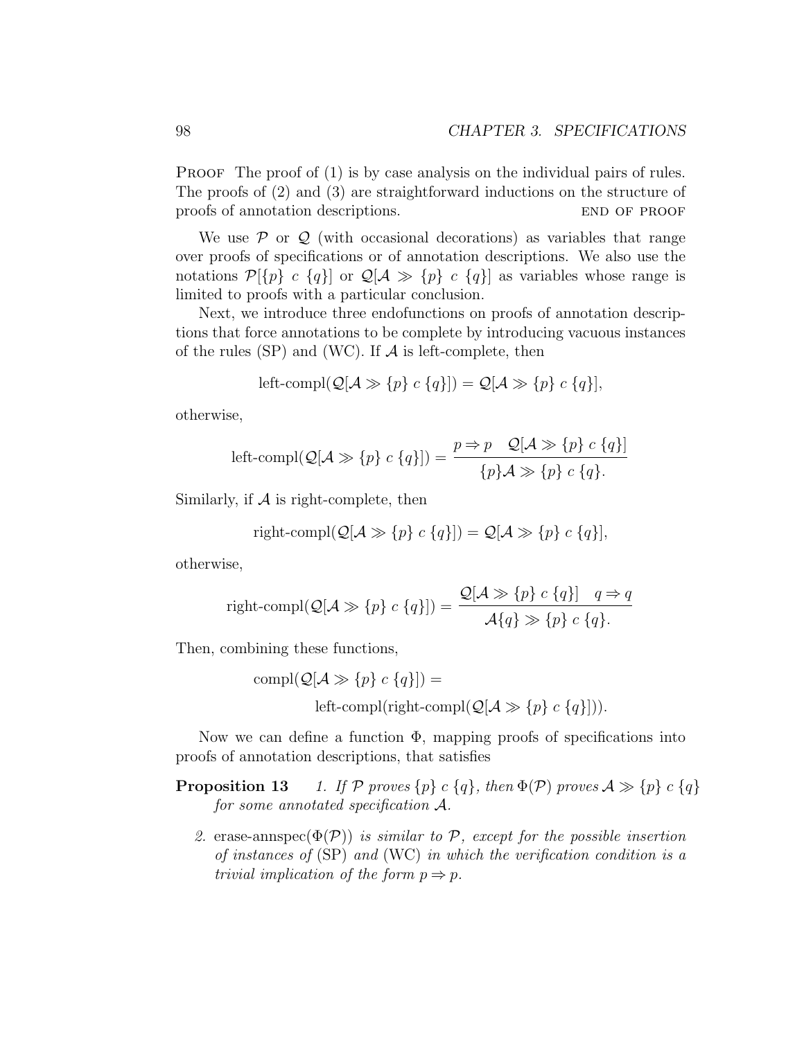**Proof** The proof of (1) is by case analysis on the individual pairs of rules. The proofs of (2) and (3) are straightforward inductions on the structure of proofs of annotation descriptions. END OF PROOF

We use $\mathcal{P}$ or $\mathcal{Q}$ (with occasional decorations) as variables that range over proofs of specifications or of annotation descriptions. We also use the notations $\mathcal{P}[\{p\}\ c\ \{q\}]$ or $\mathcal{Q}[\mathcal{A} \gg \{p\}\ c\ \{q\}]$ as variables whose range is limited to proofs with a particular conclusion.

Next, we introduce three endofunctions on proofs of annotation descriptions that force annotations to be complete by introducing vacuous instances of the rules (SP) and (WC). If $\mathcal{A}$ is left-complete, then

$$\text{left-compl}(\mathcal{Q}[\mathcal{A} \gg \{p\}\ c\ \{q\}]) = \mathcal{Q}[\mathcal{A} \gg \{p\}\ c\ \{q\}],$$

otherwise,

$$\text{left-compl}(\mathcal{Q}[\mathcal{A} \gg \{p\}\ c\ \{q\}]) = \frac{p \Rightarrow p \quad \mathcal{Q}[\mathcal{A} \gg \{p\}\ c\ \{q\}]}{\{p\}\mathcal{A} \gg \{p\}\ c\ \{q\}.}$$

Similarly, if $\mathcal{A}$ is right-complete, then

$$\text{right-compl}(\mathcal{Q}[\mathcal{A} \gg \{p\}\ c\ \{q\}]) = \mathcal{Q}[\mathcal{A} \gg \{p\}\ c\ \{q\}],$$

otherwise,

$$\text{right-compl}(\mathcal{Q}[\mathcal{A} \gg \{p\}\ c\ \{q\}]) = \frac{\mathcal{Q}[\mathcal{A} \gg \{p\}\ c\ \{q\}] \quad q \Rightarrow q}{\mathcal{A}\{q\} \gg \{p\}\ c\ \{q\}.}$$

Then, combining these functions,

$$\text{compl}(\mathcal{Q}[\mathcal{A} \gg \{p\}\ c\ \{q\}]) = \text{left-compl}(\text{right-compl}(\mathcal{Q}[\mathcal{A} \gg \{p\}\ c\ \{q\}])).$$

Now we can define a function $\Phi$, mapping proofs of specifications into proofs of annotation descriptions, that satisfies

**Proposition 13** *1. If $\mathcal{P}$ proves $\{p\}\ c\ \{q\}$, then $\Phi(\mathcal{P})$ proves $\mathcal{A} \gg \{p\}\ c\ \{q\}$ for some annotated specification $\mathcal{A}$.*

*2.* erase-annspec$(\Phi(\mathcal{P}))$ *is similar to $\mathcal{P}$, except for the possible insertion of instances of* (SP) *and* (WC) *in which the verification condition is a trivial implication of the form $p \Rightarrow p$.*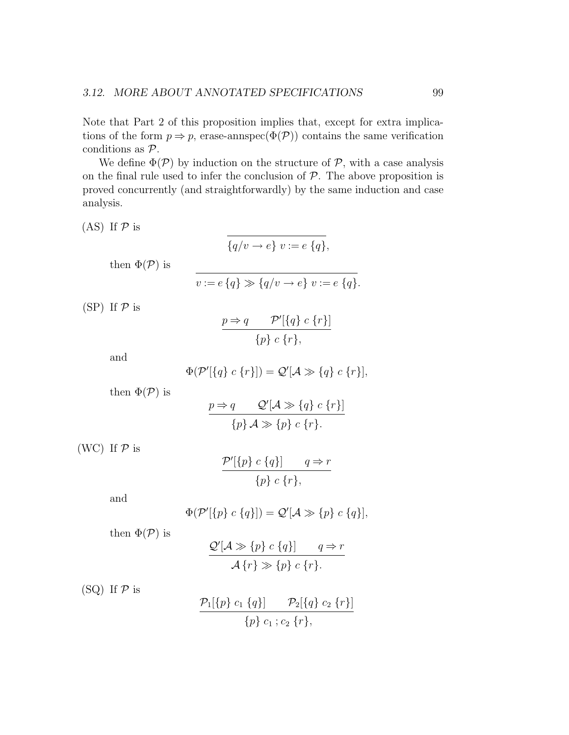Note that Part 2 of this proposition implies that, except for extra implications of the form $p \Rightarrow p$, erase-annspec($\Phi(\mathcal{P})$) contains the same verification conditions as $\mathcal{P}$.

We define $\Phi(\mathcal{P})$ by induction on the structure of $\mathcal{P}$, with a case analysis on the final rule used to infer the conclusion of $\mathcal{P}$. The above proposition is proved concurrently (and straightforwardly) by the same induction and case analysis.

(AS) If $\mathcal{P}$ is

$$\frac{}{\{q/v \to e\}\ v := e\ \{q\},}$$

then $\Phi(\mathcal{P})$ is

$$\frac{}{v := e\,\{q\} \gg \{q/v \to e\}\ v := e\ \{q\}.}$$

(SP) If $\mathcal{P}$ is

$$\frac{p \Rightarrow q \qquad \mathcal{P}'[\{q\}\ c\ \{r\}]}{\{p\}\ c\ \{r\},}$$

and

$$\Phi(\mathcal{P}'[\{q\}\ c\ \{r\}]) = \mathcal{Q}'[\mathcal{A} \gg \{q\}\ c\ \{r\}],$$

then $\Phi(\mathcal{P})$ is

$$\frac{p \Rightarrow q \qquad \mathcal{Q}'[\mathcal{A} \gg \{q\}\ c\ \{r\}]}{\{p\}\,\mathcal{A} \gg \{p\}\ c\ \{r\}.}$$

(WC) If $\mathcal{P}$ is

$$\frac{\mathcal{P}'[\{p\}\ c\ \{q\}] \qquad q \Rightarrow r}{\{p\}\ c\ \{r\},}$$

and

$$\Phi(\mathcal{P}'[\{p\}\ c\ \{q\}]) = \mathcal{Q}'[\mathcal{A} \gg \{p\}\ c\ \{q\}],$$

then $\Phi(\mathcal{P})$ is

$$\frac{\mathcal{Q}'[\mathcal{A} \gg \{p\}\ c\ \{q\}] \qquad q \Rightarrow r}{\mathcal{A}\,\{r\} \gg \{p\}\ c\ \{r\}.}$$

(SQ) If $\mathcal{P}$ is

$$\frac{\mathcal{P}_1[\{p\}\ c_1\ \{q\}] \qquad \mathcal{P}_2[\{q\}\ c_2\ \{r\}]}{\{p\}\ c_1\,;c_2\ \{r\},}$$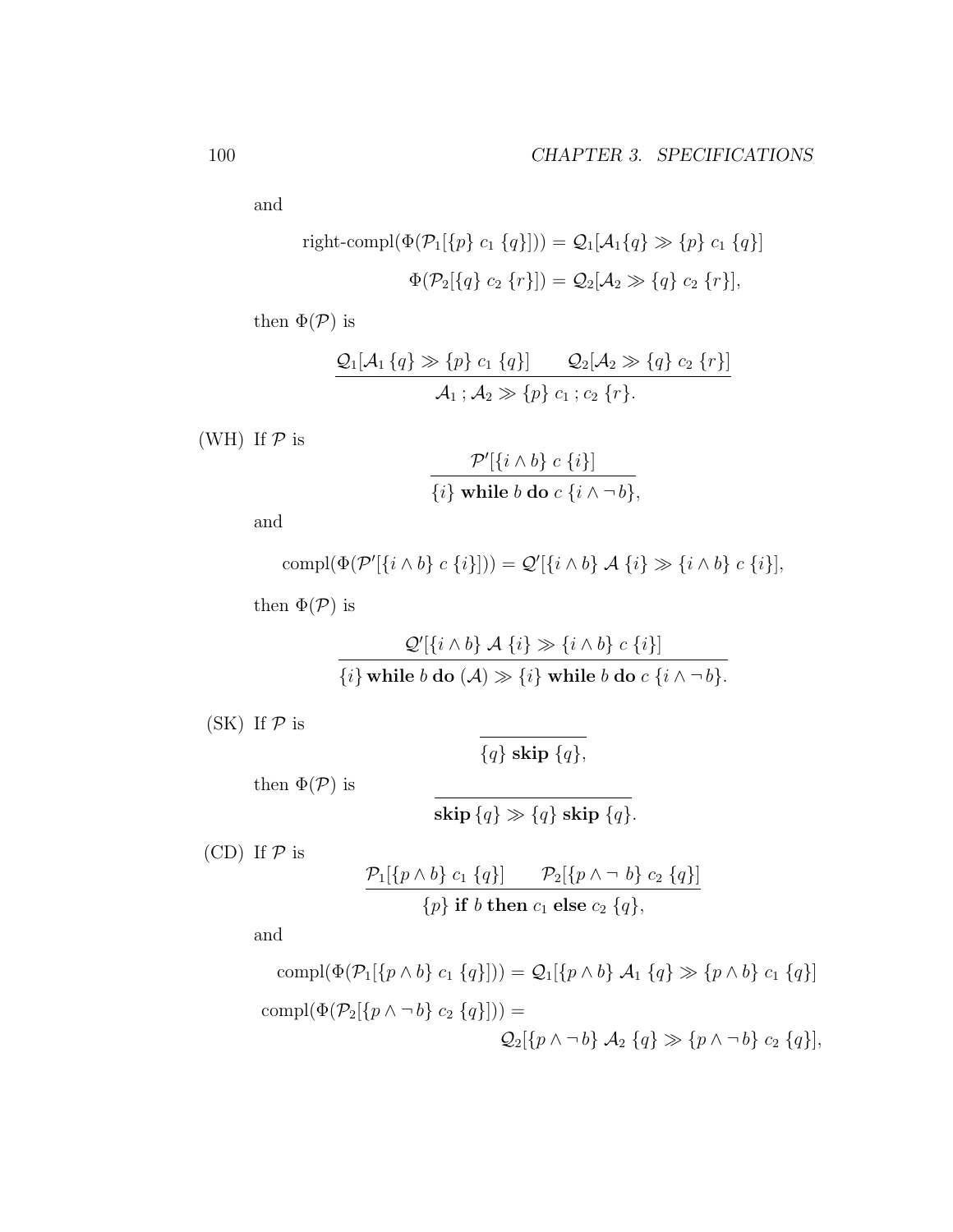and

$$\text{right-compl}(\Phi(\mathcal{P}_1[\{p\}\ c_1\ \{q\}])) = \mathcal{Q}_1[\mathcal{A}_1\{q\} \gg \{p\}\ c_1\ \{q\}]$$

$$\Phi(\mathcal{P}_2[\{q\}\ c_2\ \{r\}]) = \mathcal{Q}_2[\mathcal{A}_2 \gg \{q\}\ c_2\ \{r\}],$$

then $\Phi(\mathcal{P})$ is

$$\frac{\mathcal{Q}_1[\mathcal{A}_1\,\{q\} \gg \{p\}\ c_1\ \{q\}] \qquad \mathcal{Q}_2[\mathcal{A}_2 \gg \{q\}\ c_2\ \{r\}]}{\mathcal{A}_1\,;\mathcal{A}_2 \gg \{p\}\ c_1\,;c_2\ \{r\}.}$$

(WH) If $\mathcal{P}$ is

$$\frac{\mathcal{P}'[\{i \wedge b\}\ c\ \{i\}]}{\{i\}\ \textbf{while}\ b\ \textbf{do}\ c\ \{i \wedge \neg\, b\},}$$

and

$$\text{compl}(\Phi(\mathcal{P}'[\{i \wedge b\}\ c\ \{i\}])) = \mathcal{Q}'[\{i \wedge b\}\ \mathcal{A}\ \{i\} \gg \{i \wedge b\}\ c\ \{i\}],$$

then $\Phi(\mathcal{P})$ is

$$\frac{\mathcal{Q}'[\{i \wedge b\}\ \mathcal{A}\ \{i\} \gg \{i \wedge b\}\ c\ \{i\}]}{\{i\}\ \textbf{while}\ b\ \textbf{do}\ (\mathcal{A}) \gg \{i\}\ \textbf{while}\ b\ \textbf{do}\ c\ \{i \wedge \neg\, b\}.}$$

(SK) If $\mathcal{P}$ is

$$\frac{}{\{q\}\ \textbf{skip}\ \{q\},}$$

then $\Phi(\mathcal{P})$ is

$$\frac{}{\textbf{skip}\ \{q\} \gg \{q\}\ \textbf{skip}\ \{q\}.}$$

(CD) If $\mathcal{P}$ is

$$\frac{\mathcal{P}_1[\{p \wedge b\}\ c_1\ \{q\}] \qquad \mathcal{P}_2[\{p \wedge \neg\ b\}\ c_2\ \{q\}]}{\{p\}\ \textbf{if}\ b\ \textbf{then}\ c_1\ \textbf{else}\ c_2\ \{q\},}$$

and

$$\text{compl}(\Phi(\mathcal{P}_1[\{p \wedge b\}\ c_1\ \{q\}])) = \mathcal{Q}_1[\{p \wedge b\}\ \mathcal{A}_1\ \{q\} \gg \{p \wedge b\}\ c_1\ \{q\}]$$

$$\text{compl}(\Phi(\mathcal{P}_2[\{p \wedge \neg\, b\}\ c_2\ \{q\}])) =$$
$$\mathcal{Q}_2[\{p \wedge \neg\, b\}\ \mathcal{A}_2\ \{q\} \gg \{p \wedge \neg\, b\}\ c_2\ \{q\}],$$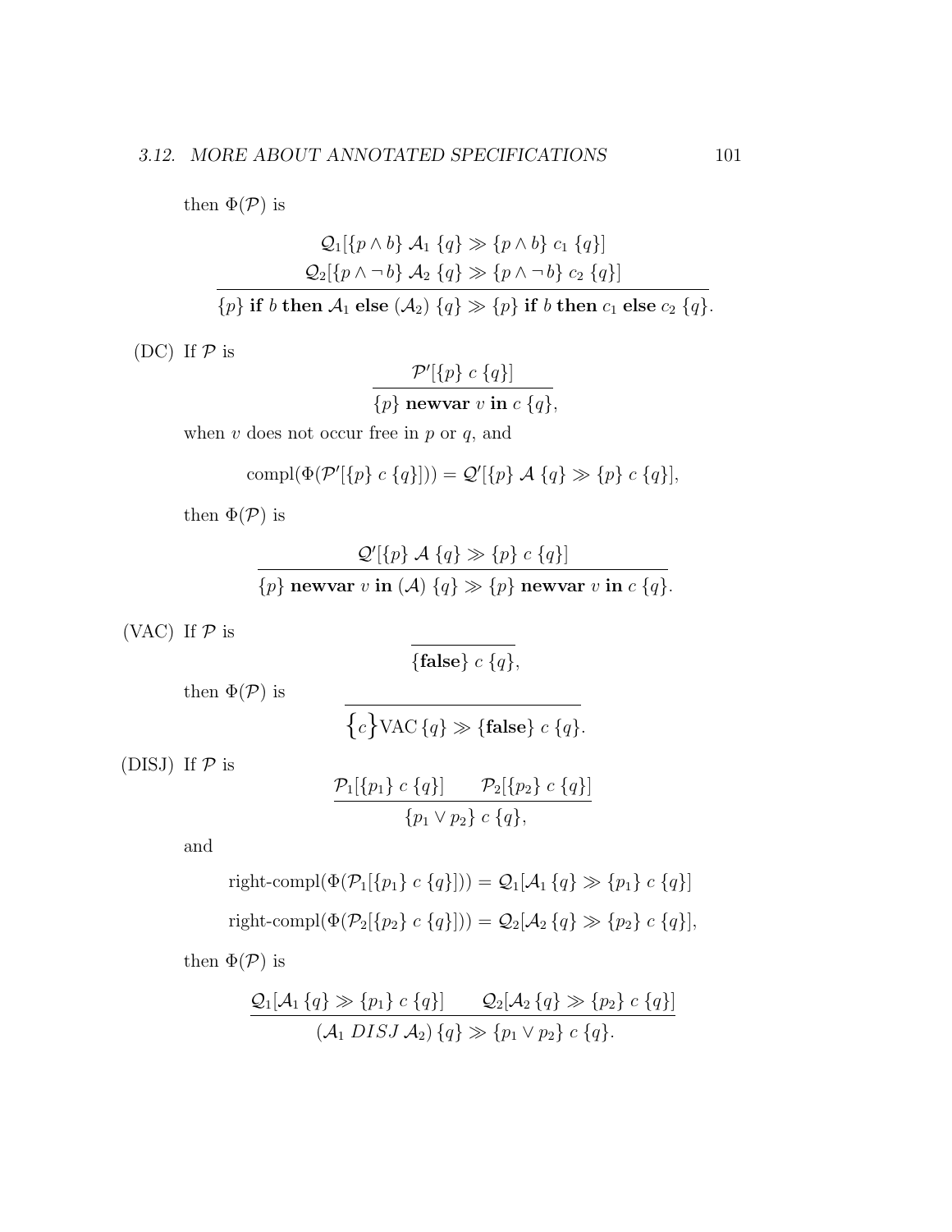then $\Phi(\mathcal{P})$ is

$$\frac{\begin{array}{c}\mathcal{Q}_1[\{p \wedge b\}\ \mathcal{A}_1\ \{q\} \gg \{p \wedge b\}\ c_1\ \{q\}] \\ \mathcal{Q}_2[\{p \wedge \neg\, b\}\ \mathcal{A}_2\ \{q\} \gg \{p \wedge \neg\, b\}\ c_2\ \{q\}]\end{array}}{\{p\}\ \textbf{if}\ b\ \textbf{then}\ \mathcal{A}_1\ \textbf{else}\ (\mathcal{A}_2)\ \{q\} \gg \{p\}\ \textbf{if}\ b\ \textbf{then}\ c_1\ \textbf{else}\ c_2\ \{q\}.}$$

(DC) If $\mathcal{P}$ is

$$\frac{\mathcal{P}'[\{p\}\ c\ \{q\}]}{\{p\}\ \textbf{newvar}\ v\ \textbf{in}\ c\ \{q\},}$$

when $v$ does not occur free in $p$ or $q$, and

$$\text{compl}(\Phi(\mathcal{P}'[\{p\}\ c\ \{q\}])) = \mathcal{Q}'[\{p\}\ \mathcal{A}\ \{q\} \gg \{p\}\ c\ \{q\}],$$

then $\Phi(\mathcal{P})$ is

$$\frac{\mathcal{Q}'[\{p\}\ \mathcal{A}\ \{q\} \gg \{p\}\ c\ \{q\}]}{\{p\}\ \textbf{newvar}\ v\ \textbf{in}\ (\mathcal{A})\ \{q\} \gg \{p\}\ \textbf{newvar}\ v\ \textbf{in}\ c\ \{q\}.}$$

(VAC) If $\mathcal{P}$ is

$$\frac{}{\{\textbf{false}\}\ c\ \{q\},}$$

then $\Phi(\mathcal{P})$ is

$$\frac{}{\Big\{c\Big\}\text{VAC}\,\{q\} \gg \{\textbf{false}\}\ c\ \{q\}.}$$

(DISJ) If $\mathcal{P}$ is

$$\frac{\mathcal{P}_1[\{p_1\}\ c\ \{q\}] \qquad \mathcal{P}_2[\{p_2\}\ c\ \{q\}]}{\{p_1 \vee p_2\}\ c\ \{q\},}$$

and

$$\text{right-compl}(\Phi(\mathcal{P}_1[\{p_1\}\ c\ \{q\}])) = \mathcal{Q}_1[\mathcal{A}_1\,\{q\} \gg \{p_1\}\ c\ \{q\}]$$

$$\text{right-compl}(\Phi(\mathcal{P}_2[\{p_2\}\ c\ \{q\}])) = \mathcal{Q}_2[\mathcal{A}_2\,\{q\} \gg \{p_2\}\ c\ \{q\}],$$

then $\Phi(\mathcal{P})$ is

$$\frac{\mathcal{Q}_1[\mathcal{A}_1\,\{q\} \gg \{p_1\}\ c\ \{q\}] \qquad \mathcal{Q}_2[\mathcal{A}_2\,\{q\} \gg \{p_2\}\ c\ \{q\}]}{(\mathcal{A}_1\ DISJ\ \mathcal{A}_2)\,\{q\} \gg \{p_1 \vee p_2\}\ c\ \{q\}.}$$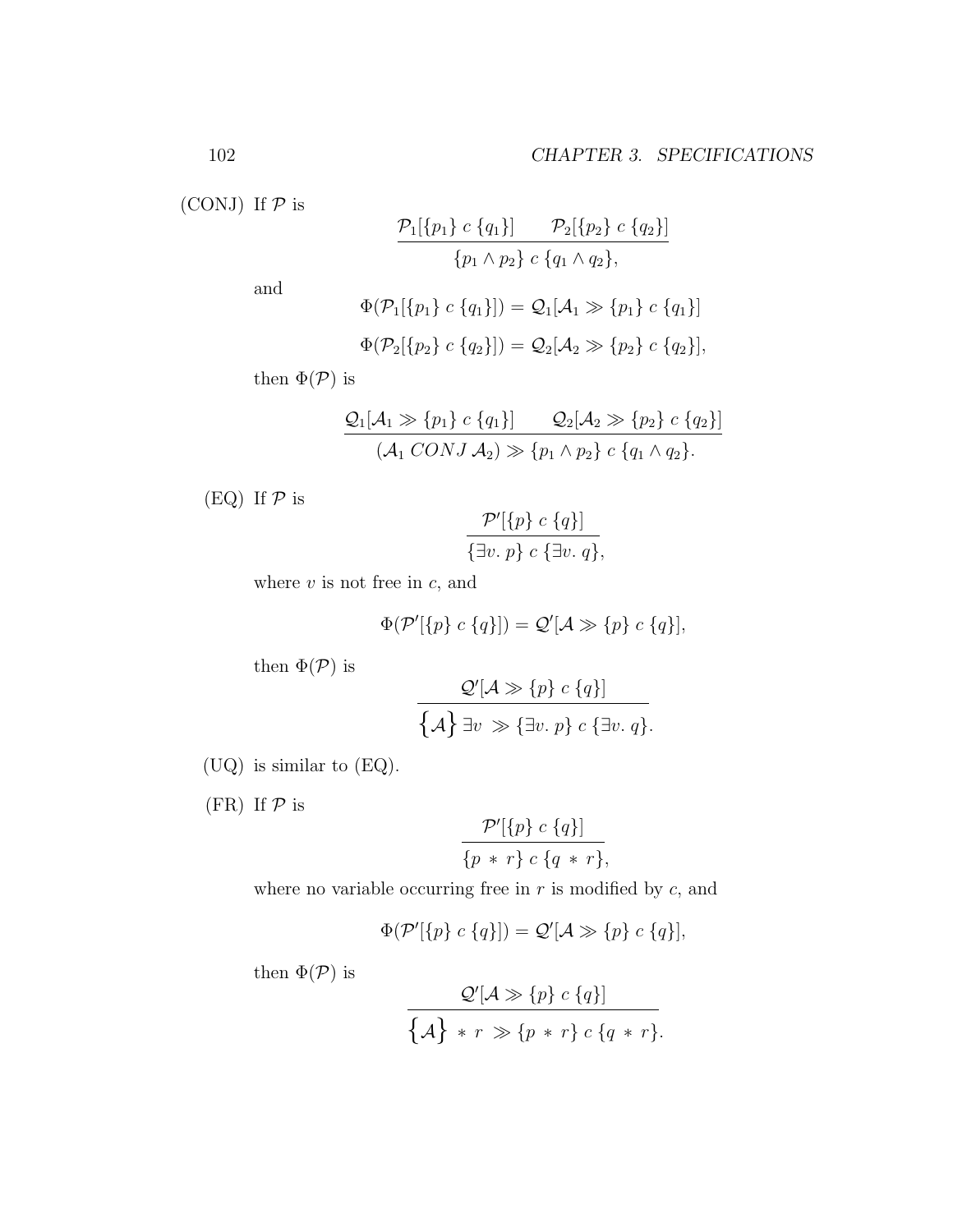(CONJ) If $\mathcal{P}$ is

$$\frac{\mathcal{P}_1[\{p_1\}\ c\ \{q_1\}] \qquad \mathcal{P}_2[\{p_2\}\ c\ \{q_2\}]}{\{p_1 \wedge p_2\}\ c\ \{q_1 \wedge q_2\},}$$

and

$$\Phi(\mathcal{P}_1[\{p_1\}\ c\ \{q_1\}]) = \mathcal{Q}_1[\mathcal{A}_1 \gg \{p_1\}\ c\ \{q_1\}]$$

$$\Phi(\mathcal{P}_2[\{p_2\}\ c\ \{q_2\}]) = \mathcal{Q}_2[\mathcal{A}_2 \gg \{p_2\}\ c\ \{q_2\}],$$

then $\Phi(\mathcal{P})$ is

$$\frac{\mathcal{Q}_1[\mathcal{A}_1 \gg \{p_1\}\ c\ \{q_1\}] \qquad \mathcal{Q}_2[\mathcal{A}_2 \gg \{p_2\}\ c\ \{q_2\}]}{(\mathcal{A}_1\ CONJ\ \mathcal{A}_2) \gg \{p_1 \wedge p_2\}\ c\ \{q_1 \wedge q_2\}.}$$

(EQ) If $\mathcal{P}$ is

$$\frac{\mathcal{P}'[\{p\}\ c\ \{q\}]}{\{\exists v.\ p\}\ c\ \{\exists v.\ q\},}$$

where $v$ is not free in $c$, and

$$\Phi(\mathcal{P}'[\{p\}\ c\ \{q\}]) = \mathcal{Q}'[\mathcal{A} \gg \{p\}\ c\ \{q\}],$$

then $\Phi(\mathcal{P})$ is

$$\frac{\mathcal{Q}'[\mathcal{A} \gg \{p\}\ c\ \{q\}]}{\big\{\mathcal{A}\big\}\ \exists v\ \gg \{\exists v.\ p\}\ c\ \{\exists v.\ q\}.}$$

(UQ) is similar to (EQ).

(FR) If $\mathcal{P}$ is

$$\frac{\mathcal{P}'[\{p\}\ c\ \{q\}]}{\{p\ *\ r\}\ c\ \{q\ *\ r\},}$$

where no variable occurring free in $r$ is modified by $c$, and

$$\Phi(\mathcal{P}'[\{p\}\ c\ \{q\}]) = \mathcal{Q}'[\mathcal{A} \gg \{p\}\ c\ \{q\}],$$

then $\Phi(\mathcal{P})$ is

$$\frac{\mathcal{Q}'[\mathcal{A} \gg \{p\}\ c\ \{q\}]}{\big\{\mathcal{A}\big\}\ *\ r\ \gg \{p\ *\ r\}\ c\ \{q\ *\ r\}.}$$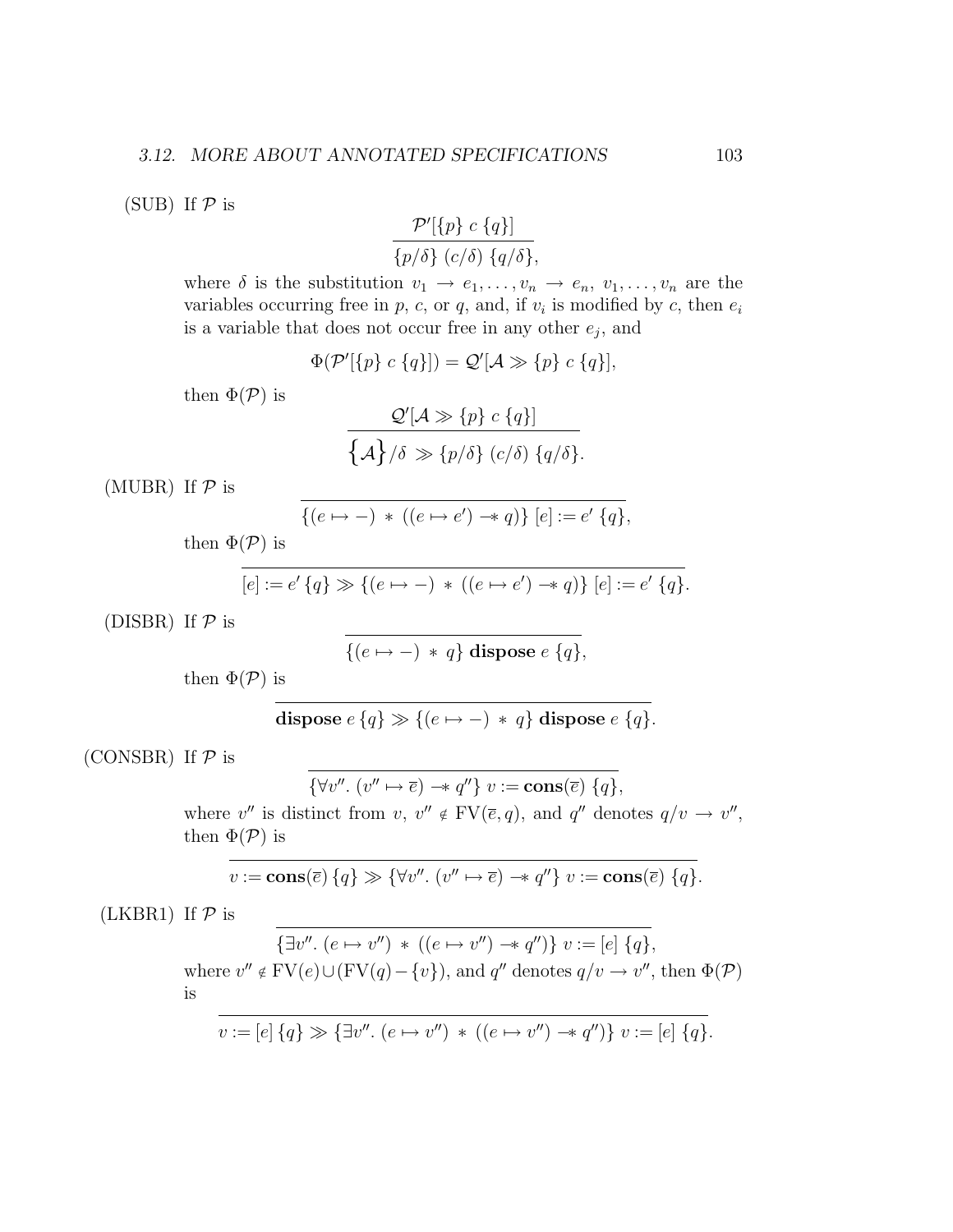(SUB) If $\mathcal{P}$ is

$$\frac{\mathcal{P}'[\{p\}\ c\ \{q\}]}{\{p/\delta\}\ (c/\delta)\ \{q/\delta\}},$$

where $\delta$ is the substitution $v_1 \rightarrow e_1, \ldots, v_n \rightarrow e_n$, $v_1, \ldots, v_n$ are the variables occurring free in $p$, $c$, or $q$, and, if $v_i$ is modified by $c$, then $e_i$ is a variable that does not occur free in any other $e_j$, and

$$\Phi(\mathcal{P}'[\{p\}\ c\ \{q\}]) = \mathcal{Q}'[\mathcal{A} \gg \{p\}\ c\ \{q\}],$$

then $\Phi(\mathcal{P})$ is

$$\frac{\mathcal{Q}'[\mathcal{A} \gg \{p\}\ c\ \{q\}]}{\big\{\mathcal{A}\big\}/\delta \gg \{p/\delta\}\ (c/\delta)\ \{q/\delta\}.}$$

(MUBR) If $\mathcal{P}$ is

$$\overline{\{(e \mapsto -)\ *\ ((e \mapsto e') \mathrel{-\!\!*} q)\}\ [e] := e'\ \{q\}},$$

then $\Phi(\mathcal{P})$ is

$$\overline{[e] := e'\ \{q\} \gg \{(e \mapsto -)\ *\ ((e \mapsto e') \mathrel{-\!\!*} q)\}\ [e] := e'\ \{q\}}.$$

(DISBR) If $\mathcal{P}$ is

$$\overline{\{(e \mapsto -)\ *\ q\}\ \mathbf{dispose}\ e\ \{q\}},$$

then $\Phi(\mathcal{P})$ is

$$\overline{\mathbf{dispose}\ e\ \{q\} \gg \{(e \mapsto -)\ *\ q\}\ \mathbf{dispose}\ e\ \{q\}}.$$

(CONSBR) If $\mathcal{P}$ is

$$\overline{\{\forall v''.\ (v'' \mapsto \overline{e}) \mathrel{-\!\!*} q''\}\ v := \mathbf{cons}(\overline{e})\ \{q\}},$$

where $v''$ is distinct from $v$, $v'' \notin \mathrm{FV}(\overline{e}, q)$, and $q''$ denotes $q/v \rightarrow v''$, then $\Phi(\mathcal{P})$ is

$$\overline{v := \mathbf{cons}(\overline{e})\ \{q\} \gg \{\forall v''.\ (v'' \mapsto \overline{e}) \mathrel{-\!\!*} q''\}\ v := \mathbf{cons}(\overline{e})\ \{q\}}.$$

(LKBR1) If $\mathcal{P}$ is

$$\overline{\{\exists v''.\ (e \mapsto v'')\ *\ ((e \mapsto v'') \mathrel{-\!\!*} q'')\}\ v := [e]\ \{q\}},$$

where $v'' \notin \mathrm{FV}(e) \cup (\mathrm{FV}(q) - \{v\})$, and $q''$ denotes $q/v \rightarrow v''$, then $\Phi(\mathcal{P})$ is

$$\overline{v := [e]\ \{q\} \gg \{\exists v''.\ (e \mapsto v'')\ *\ ((e \mapsto v'') \mathrel{-\!\!*} q'')\}\ v := [e]\ \{q\}}.$$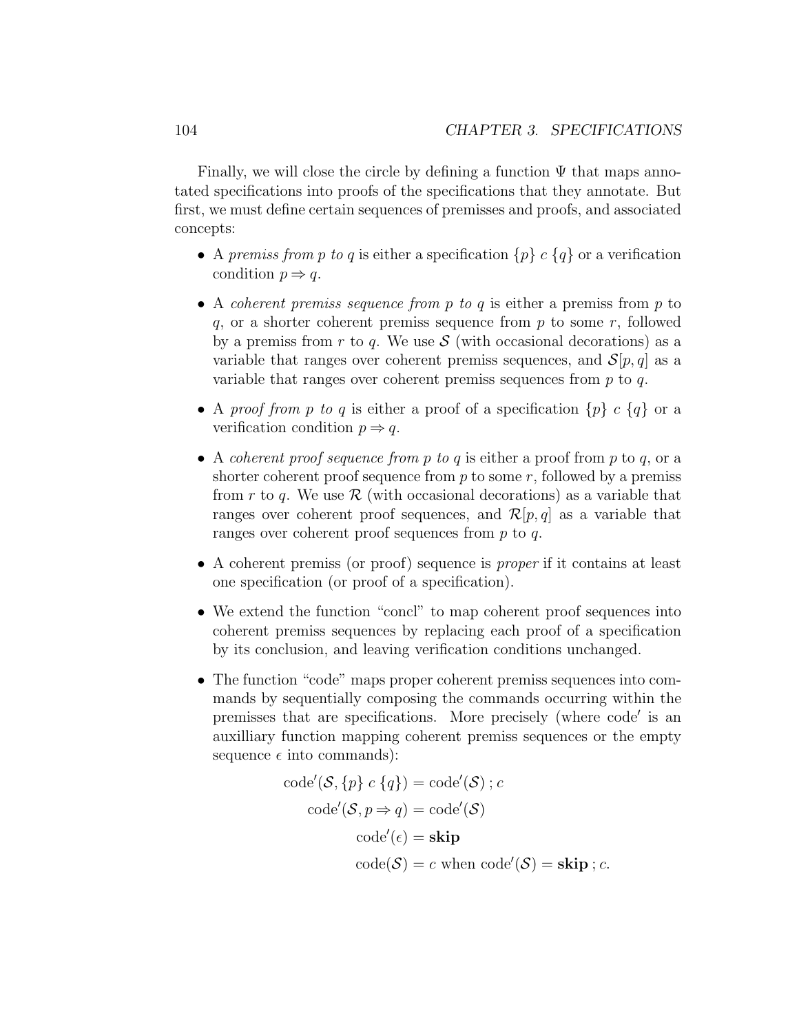Finally, we will close the circle by defining a function $\Psi$ that maps annotated specifications into proofs of the specifications that they annotate. But first, we must define certain sequences of premisses and proofs, and associated concepts:

- A *premiss from $p$ to $q$* is either a specification $\{p\}\ c\ \{q\}$ or a verification condition $p \Rightarrow q$.
- A *coherent premiss sequence from $p$ to $q$* is either a premiss from $p$ to $q$, or a shorter coherent premiss sequence from $p$ to some $r$, followed by a premiss from $r$ to $q$. We use $\mathcal{S}$ (with occasional decorations) as a variable that ranges over coherent premiss sequences, and $\mathcal{S}[p, q]$ as a variable that ranges over coherent premiss sequences from $p$ to $q$.
- A *proof from $p$ to $q$* is either a proof of a specification $\{p\}\ c\ \{q\}$ or a verification condition $p \Rightarrow q$.
- A *coherent proof sequence from $p$ to $q$* is either a proof from $p$ to $q$, or a shorter coherent proof sequence from $p$ to some $r$, followed by a premiss from $r$ to $q$. We use $\mathcal{R}$ (with occasional decorations) as a variable that ranges over coherent proof sequences, and $\mathcal{R}[p, q]$ as a variable that ranges over coherent proof sequences from $p$ to $q$.
- A coherent premiss (or proof) sequence is *proper* if it contains at least one specification (or proof of a specification).
- We extend the function "concl" to map coherent proof sequences into coherent premiss sequences by replacing each proof of a specification by its conclusion, and leaving verification conditions unchanged.
- The function "code" maps proper coherent premiss sequences into commands by sequentially composing the commands occurring within the premisses that are specifications. More precisely (where code$'$ is an auxilliary function mapping coherent premiss sequences or the empty sequence $\epsilon$ into commands):

$$
\begin{aligned}
\mathrm{code}'(\mathcal{S}, \{p\}\ c\ \{q\}) &= \mathrm{code}'(\mathcal{S}) \,;\, c \\
\mathrm{code}'(\mathcal{S}, p \Rightarrow q) &= \mathrm{code}'(\mathcal{S}) \\
\mathrm{code}'(\epsilon) &= \mathbf{skip} \\
\mathrm{code}(\mathcal{S}) &= c \text{ when } \mathrm{code}'(\mathcal{S}) = \mathbf{skip} \,;\, c.
\end{aligned}
$$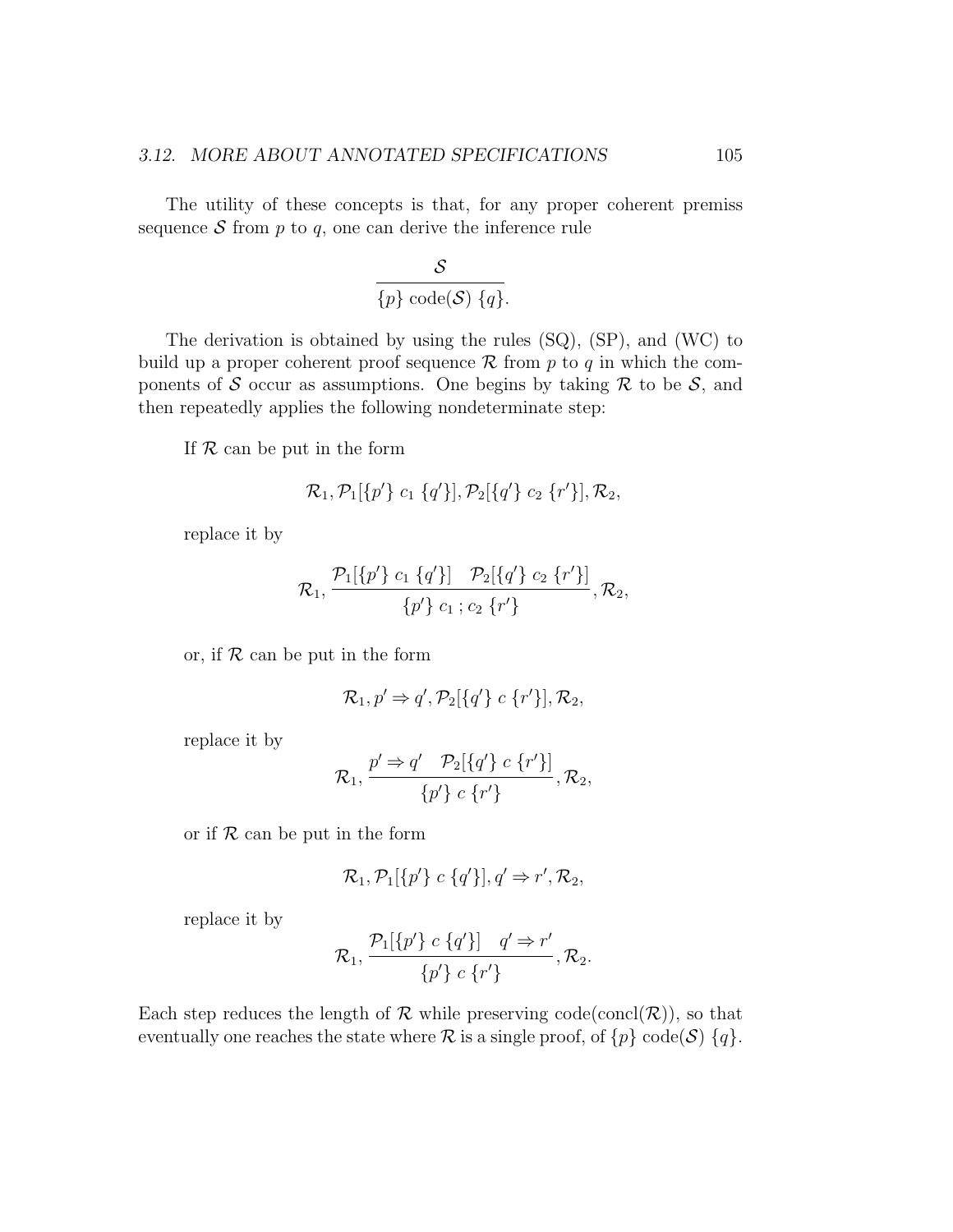The utility of these concepts is that, for any proper coherent premiss sequence $\mathcal{S}$ from $p$ to $q$, one can derive the inference rule

$$\frac{\mathcal{S}}{\{p\}\ \text{code}(\mathcal{S})\ \{q\}.}$$

The derivation is obtained by using the rules (SQ), (SP), and (WC) to build up a proper coherent proof sequence $\mathcal{R}$ from $p$ to $q$ in which the components of $\mathcal{S}$ occur as assumptions. One begins by taking $\mathcal{R}$ to be $\mathcal{S}$, and then repeatedly applies the following nondeterminate step:

If $\mathcal{R}$ can be put in the form

$$\mathcal{R}_1, \mathcal{P}_1[\{p'\}\ c_1\ \{q'\}], \mathcal{P}_2[\{q'\}\ c_2\ \{r'\}], \mathcal{R}_2,$$

replace it by

$$\mathcal{R}_1, \frac{\mathcal{P}_1[\{p'\}\ c_1\ \{q'\}] \quad \mathcal{P}_2[\{q'\}\ c_2\ \{r'\}]}{\{p'\}\ c_1\,;c_2\ \{r'\}}, \mathcal{R}_2,$$

or, if $\mathcal{R}$ can be put in the form

$$\mathcal{R}_1, p' \Rightarrow q', \mathcal{P}_2[\{q'\}\ c\ \{r'\}], \mathcal{R}_2,$$

replace it by

$$\mathcal{R}_1, \frac{p' \Rightarrow q' \quad \mathcal{P}_2[\{q'\}\ c\ \{r'\}]}{\{p'\}\ c\ \{r'\}}, \mathcal{R}_2,$$

or if $\mathcal{R}$ can be put in the form

$$\mathcal{R}_1, \mathcal{P}_1[\{p'\}\ c\ \{q'\}], q' \Rightarrow r', \mathcal{R}_2,$$

replace it by

$$\mathcal{R}_1, \frac{\mathcal{P}_1[\{p'\}\ c\ \{q'\}] \quad q' \Rightarrow r'}{\{p'\}\ c\ \{r'\}}, \mathcal{R}_2.$$

Each step reduces the length of $\mathcal{R}$ while preserving $\text{code}(\text{concl}(\mathcal{R}))$, so that eventually one reaches the state where $\mathcal{R}$ is a single proof, of $\{p\}\ \text{code}(\mathcal{S})\ \{q\}$.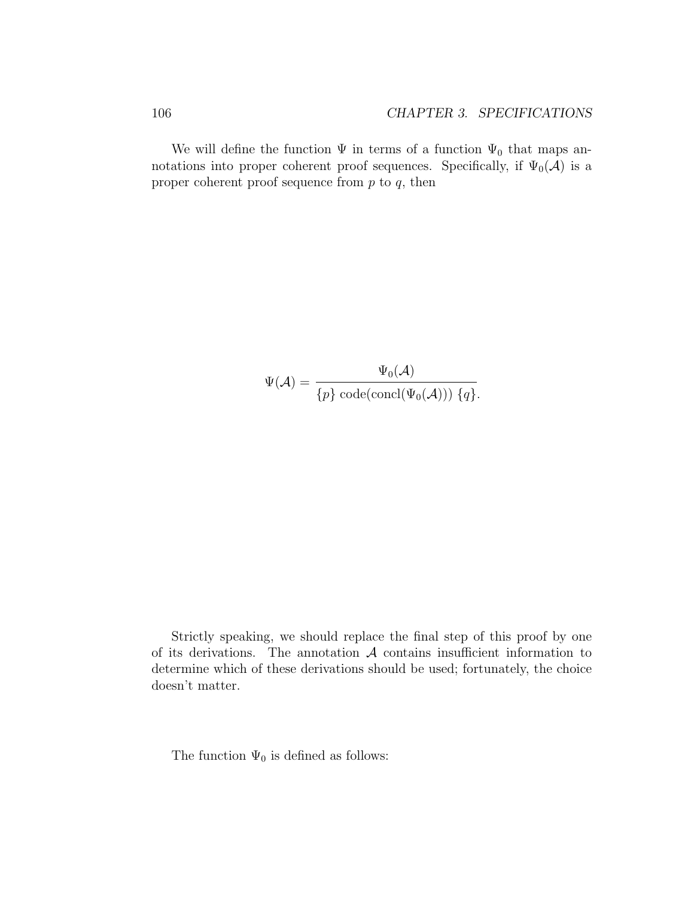We will define the function $\Psi$ in terms of a function $\Psi_0$ that maps annotations into proper coherent proof sequences. Specifically, if $\Psi_0(\mathcal{A})$ is a proper coherent proof sequence from $p$ to $q$, then

$$\Psi(\mathcal{A}) = \frac{\Psi_0(\mathcal{A})}{\{p\}\ \mathrm{code}(\mathrm{concl}(\Psi_0(\mathcal{A})))\ \{q\}}.$$

Strictly speaking, we should replace the final step of this proof by one of its derivations. The annotation $\mathcal{A}$ contains insufficient information to determine which of these derivations should be used; fortunately, the choice doesn't matter.

The function $\Psi_0$ is defined as follows: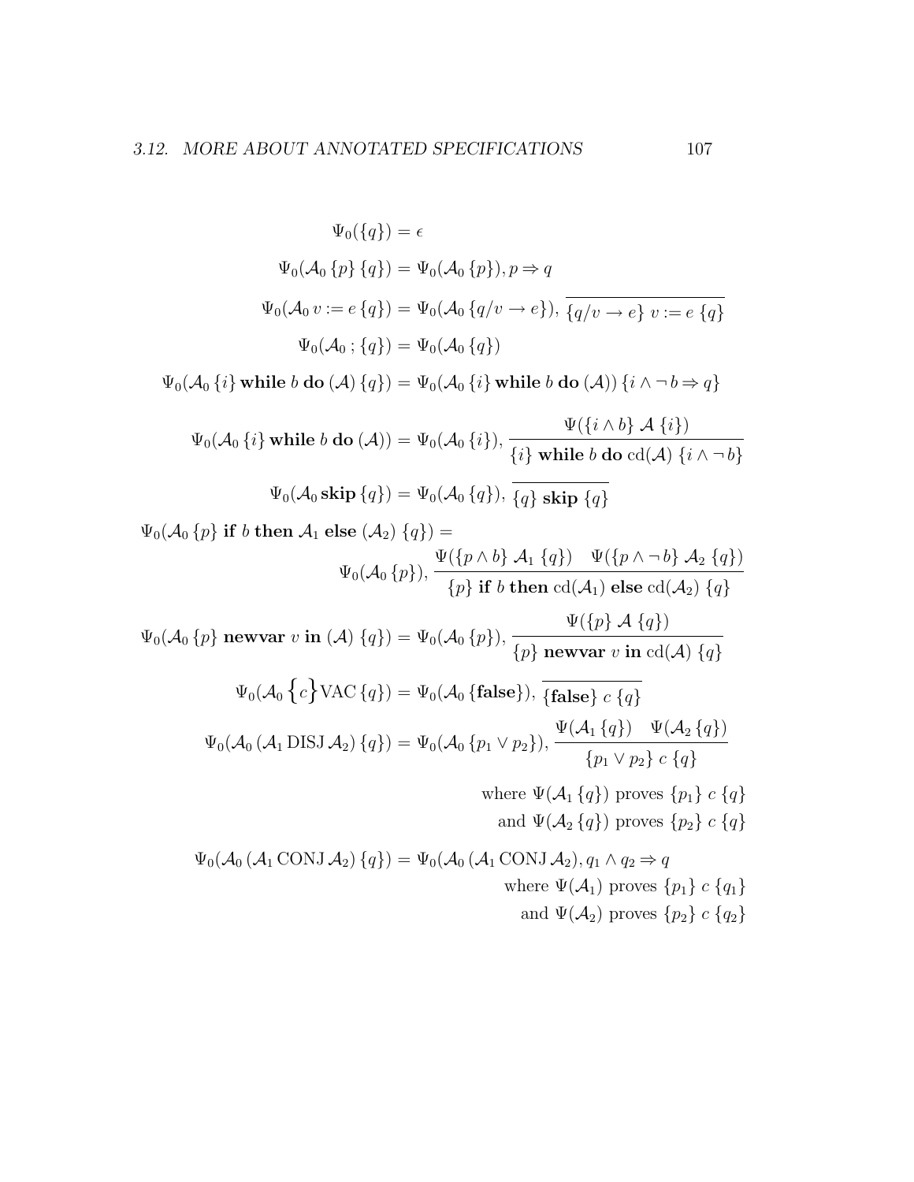$$\Psi_0(\{q\}) = \epsilon$$

$$\Psi_0(\mathcal{A}_0\,\{p\}\,\{q\}) = \Psi_0(\mathcal{A}_0\,\{p\}), p \Rightarrow q$$

$$\Psi_0(\mathcal{A}_0\, v := e\,\{q\}) = \Psi_0(\mathcal{A}_0\,\{q/v \to e\}),\ \overline{\{q/v \to e\}\ v := e\ \{q\}}$$

$$\Psi_0(\mathcal{A}_0\,;\{q\}) = \Psi_0(\mathcal{A}_0\,\{q\})$$

$$\Psi_0(\mathcal{A}_0\,\{i\}\,\mathbf{while}\ b\ \mathbf{do}\ (\mathcal{A})\,\{q\}) = \Psi_0(\mathcal{A}_0\,\{i\}\,\mathbf{while}\ b\ \mathbf{do}\ (\mathcal{A}))\,\{i \wedge \neg\, b \Rightarrow q\}$$

$$\Psi_0(\mathcal{A}_0\,\{i\}\,\mathbf{while}\ b\ \mathbf{do}\ (\mathcal{A})) = \Psi_0(\mathcal{A}_0\,\{i\}),\ \frac{\Psi(\{i \wedge b\}\ \mathcal{A}\ \{i\})}{\{i\}\ \mathbf{while}\ b\ \mathbf{do}\ \mathrm{cd}(\mathcal{A})\ \{i \wedge \neg\, b\}}$$

$$\Psi_0(\mathcal{A}_0\,\mathbf{skip}\,\{q\}) = \Psi_0(\mathcal{A}_0\,\{q\}),\ \overline{\{q\}\ \mathbf{skip}\ \{q\}}$$

$$\Psi_0(\mathcal{A}_0\,\{p\}\ \mathbf{if}\ b\ \mathbf{then}\ \mathcal{A}_1\ \mathbf{else}\ (\mathcal{A}_2)\ \{q\}) =$$
$$\Psi_0(\mathcal{A}_0\,\{p\}),\ \frac{\Psi(\{p \wedge b\}\ \mathcal{A}_1\ \{q\}) \quad \Psi(\{p \wedge \neg\, b\}\ \mathcal{A}_2\ \{q\})}{\{p\}\ \mathbf{if}\ b\ \mathbf{then}\ \mathrm{cd}(\mathcal{A}_1)\ \mathbf{else}\ \mathrm{cd}(\mathcal{A}_2)\ \{q\}}$$

$$\Psi_0(\mathcal{A}_0\,\{p\}\ \mathbf{newvar}\ v\ \mathbf{in}\ (\mathcal{A})\ \{q\}) = \Psi_0(\mathcal{A}_0\,\{p\}),\ \frac{\Psi(\{p\}\ \mathcal{A}\ \{q\})}{\{p\}\ \mathbf{newvar}\ v\ \mathbf{in}\ \mathrm{cd}(\mathcal{A})\ \{q\}}$$

$$\Psi_0(\mathcal{A}_0\,\Big\{c\Big\}\mathrm{VAC}\,\{q\}) = \Psi_0(\mathcal{A}_0\,\{\mathbf{false}\}),\ \overline{\{\mathbf{false}\}\ c\ \{q\}}$$

$$\Psi_0(\mathcal{A}_0\,(\mathcal{A}_1\,\mathrm{DISJ}\,\mathcal{A}_2)\,\{q\}) = \Psi_0(\mathcal{A}_0\,\{p_1 \vee p_2\}),\ \frac{\Psi(\mathcal{A}_1\,\{q\}) \quad \Psi(\mathcal{A}_2\,\{q\})}{\{p_1 \vee p_2\}\ c\ \{q\}}$$

where $\Psi(\mathcal{A}_1\,\{q\})$ proves $\{p_1\}\ c\ \{q\}$
and $\Psi(\mathcal{A}_2\,\{q\})$ proves $\{p_2\}\ c\ \{q\}$

$$\Psi_0(\mathcal{A}_0\,(\mathcal{A}_1\,\mathrm{CONJ}\,\mathcal{A}_2)\,\{q\}) = \Psi_0(\mathcal{A}_0\,(\mathcal{A}_1\,\mathrm{CONJ}\,\mathcal{A}_2), q_1 \wedge q_2 \Rightarrow q$$

where $\Psi(\mathcal{A}_1)$ proves $\{p_1\}\ c\ \{q_1\}$
and $\Psi(\mathcal{A}_2)$ proves $\{p_2\}\ c\ \{q_2\}$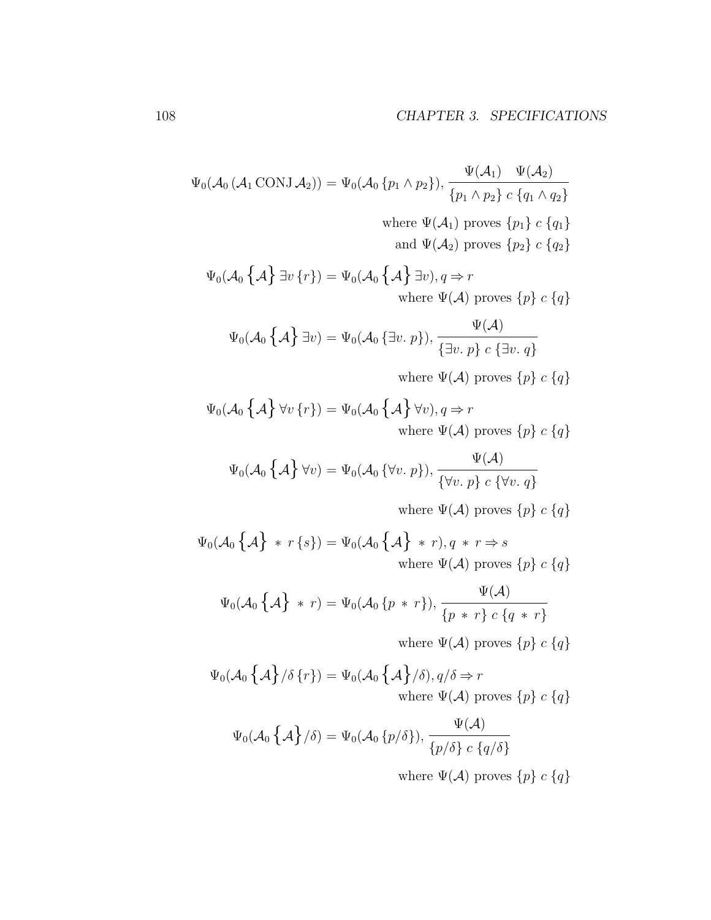$$\Psi_0(\mathcal{A}_0\,(\mathcal{A}_1\,\mathrm{CONJ}\,\mathcal{A}_2)) = \Psi_0(\mathcal{A}_0\,\{p_1 \wedge p_2\}),\ \frac{\Psi(\mathcal{A}_1) \quad \Psi(\mathcal{A}_2)}{\{p_1 \wedge p_2\}\ c\ \{q_1 \wedge q_2\}}$$

where $\Psi(\mathcal{A}_1)$ proves $\{p_1\}\ c\ \{q_1\}$
and $\Psi(\mathcal{A}_2)$ proves $\{p_2\}\ c\ \{q_2\}$

$$\Psi_0(\mathcal{A}_0 \left\{\mathcal{A}\right\} \exists v\,\{r\}) = \Psi_0(\mathcal{A}_0 \left\{\mathcal{A}\right\} \exists v), q \Rightarrow r$$

where $\Psi(\mathcal{A})$ proves $\{p\}\ c\ \{q\}$

$$\Psi_0(\mathcal{A}_0 \left\{\mathcal{A}\right\} \exists v) = \Psi_0(\mathcal{A}_0\,\{\exists v.\ p\}),\ \frac{\Psi(\mathcal{A})}{\{\exists v.\ p\}\ c\ \{\exists v.\ q\}}$$

where $\Psi(\mathcal{A})$ proves $\{p\}\ c\ \{q\}$

$$\Psi_0(\mathcal{A}_0 \left\{\mathcal{A}\right\} \forall v\,\{r\}) = \Psi_0(\mathcal{A}_0 \left\{\mathcal{A}\right\} \forall v), q \Rightarrow r$$

where $\Psi(\mathcal{A})$ proves $\{p\}\ c\ \{q\}$

$$\Psi_0(\mathcal{A}_0 \left\{\mathcal{A}\right\} \forall v) = \Psi_0(\mathcal{A}_0\,\{\forall v.\ p\}),\ \frac{\Psi(\mathcal{A})}{\{\forall v.\ p\}\ c\ \{\forall v.\ q\}}$$

where $\Psi(\mathcal{A})$ proves $\{p\}\ c\ \{q\}$

$$\Psi_0(\mathcal{A}_0 \left\{\mathcal{A}\right\} \ast\ r\,\{s\}) = \Psi_0(\mathcal{A}_0 \left\{\mathcal{A}\right\} \ast\ r), q \ast r \Rightarrow s$$

where $\Psi(\mathcal{A})$ proves $\{p\}\ c\ \{q\}$

$$\Psi_0(\mathcal{A}_0 \left\{\mathcal{A}\right\} \ast\ r) = \Psi_0(\mathcal{A}_0\,\{p \ast r\}),\ \frac{\Psi(\mathcal{A})}{\{p \ast r\}\ c\ \{q \ast r\}}$$

where $\Psi(\mathcal{A})$ proves $\{p\}\ c\ \{q\}$

$$\Psi_0(\mathcal{A}_0 \left\{\mathcal{A}\right\}/\delta\,\{r\}) = \Psi_0(\mathcal{A}_0 \left\{\mathcal{A}\right\}/\delta), q/\delta \Rightarrow r$$

where $\Psi(\mathcal{A})$ proves $\{p\}\ c\ \{q\}$

$$\Psi_0(\mathcal{A}_0 \left\{\mathcal{A}\right\}/\delta) = \Psi_0(\mathcal{A}_0\,\{p/\delta\}),\ \frac{\Psi(\mathcal{A})}{\{p/\delta\}\ c\ \{q/\delta\}}$$

where $\Psi(\mathcal{A})$ proves $\{p\}\ c\ \{q\}$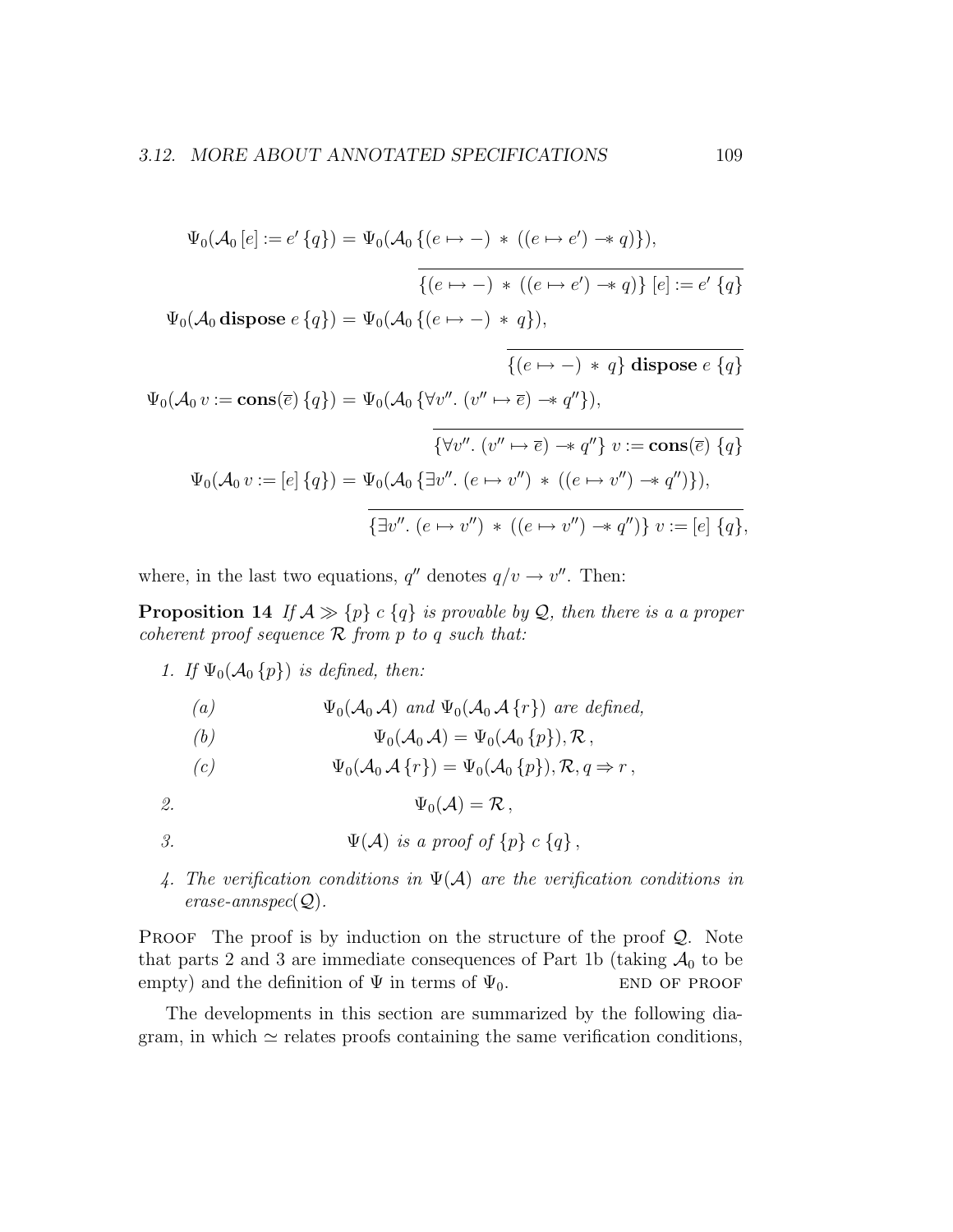$$\Psi_0(\mathcal{A}_0\,[e] := e'\,\{q\}) = \Psi_0(\mathcal{A}_0\,\{(e \mapsto -) \;*\; ((e \mapsto e') \mathrel{-\!\!*} q)\}),$$

$$\overline{\{(e \mapsto -) \;*\; ((e \mapsto e') \mathrel{-\!\!*} q)\}\;[e] := e'\;\{q\}}$$

$$\Psi_0(\mathcal{A}_0\,\mathbf{dispose}\;e\,\{q\}) = \Psi_0(\mathcal{A}_0\,\{(e \mapsto -) \;*\; q\}),$$

$$\overline{\{(e \mapsto -) \;*\; q\}\;\mathbf{dispose}\;e\;\{q\}}$$

$$\Psi_0(\mathcal{A}_0\,v := \mathbf{cons}(\overline{e})\,\{q\}) = \Psi_0(\mathcal{A}_0\,\{\forall v''.\,(v'' \mapsto \overline{e}) \mathrel{-\!\!*} q''\}),$$

$$\overline{\{\forall v''.\,(v'' \mapsto \overline{e}) \mathrel{-\!\!*} q''\}\;v := \mathbf{cons}(\overline{e})\;\{q\}}$$

$$\Psi_0(\mathcal{A}_0\,v := [e]\,\{q\}) = \Psi_0(\mathcal{A}_0\,\{\exists v''.\,(e \mapsto v'') \;*\; ((e \mapsto v'') \mathrel{-\!\!*} q'')\}),$$

$$\overline{\{\exists v''.\,(e \mapsto v'') \;*\; ((e \mapsto v'') \mathrel{-\!\!*} q'')\}\;v := [e]\;\{q\}},$$

where, in the last two equations, $q''$ denotes $q/v \to v''$. Then:

**Proposition 14** *If $\mathcal{A} \gg \{p\}\;c\;\{q\}$ is provable by $\mathcal{Q}$, then there is a a proper coherent proof sequence $\mathcal{R}$ from $p$ to $q$ such that:*

1. *If $\Psi_0(\mathcal{A}_0\,\{p\})$ is defined, then:*

   (a) $\Psi_0(\mathcal{A}_0\,\mathcal{A})$ *and* $\Psi_0(\mathcal{A}_0\,\mathcal{A}\,\{r\})$ *are defined,*

   (b) $$\Psi_0(\mathcal{A}_0\,\mathcal{A}) = \Psi_0(\mathcal{A}_0\,\{p\}), \mathcal{R}\,,$$

   (c) $$\Psi_0(\mathcal{A}_0\,\mathcal{A}\,\{r\}) = \Psi_0(\mathcal{A}_0\,\{p\}), \mathcal{R}, q \Rightarrow r\,,$$

2. $$\Psi_0(\mathcal{A}) = \mathcal{R}\,,$$

3. $$\Psi(\mathcal{A}) \text{ is a proof of } \{p\}\;c\;\{q\}\,,$$

4. *The verification conditions in $\Psi(\mathcal{A})$ are the verification conditions in erase-annspec($\mathcal{Q}$).*

PROOF The proof is by induction on the structure of the proof $\mathcal{Q}$. Note that parts 2 and 3 are immediate consequences of Part 1b (taking $\mathcal{A}_0$ to be empty) and the definition of $\Psi$ in terms of $\Psi_0$. END OF PROOF

The developments in this section are summarized by the following diagram, in which $\simeq$ relates proofs containing the same verification conditions,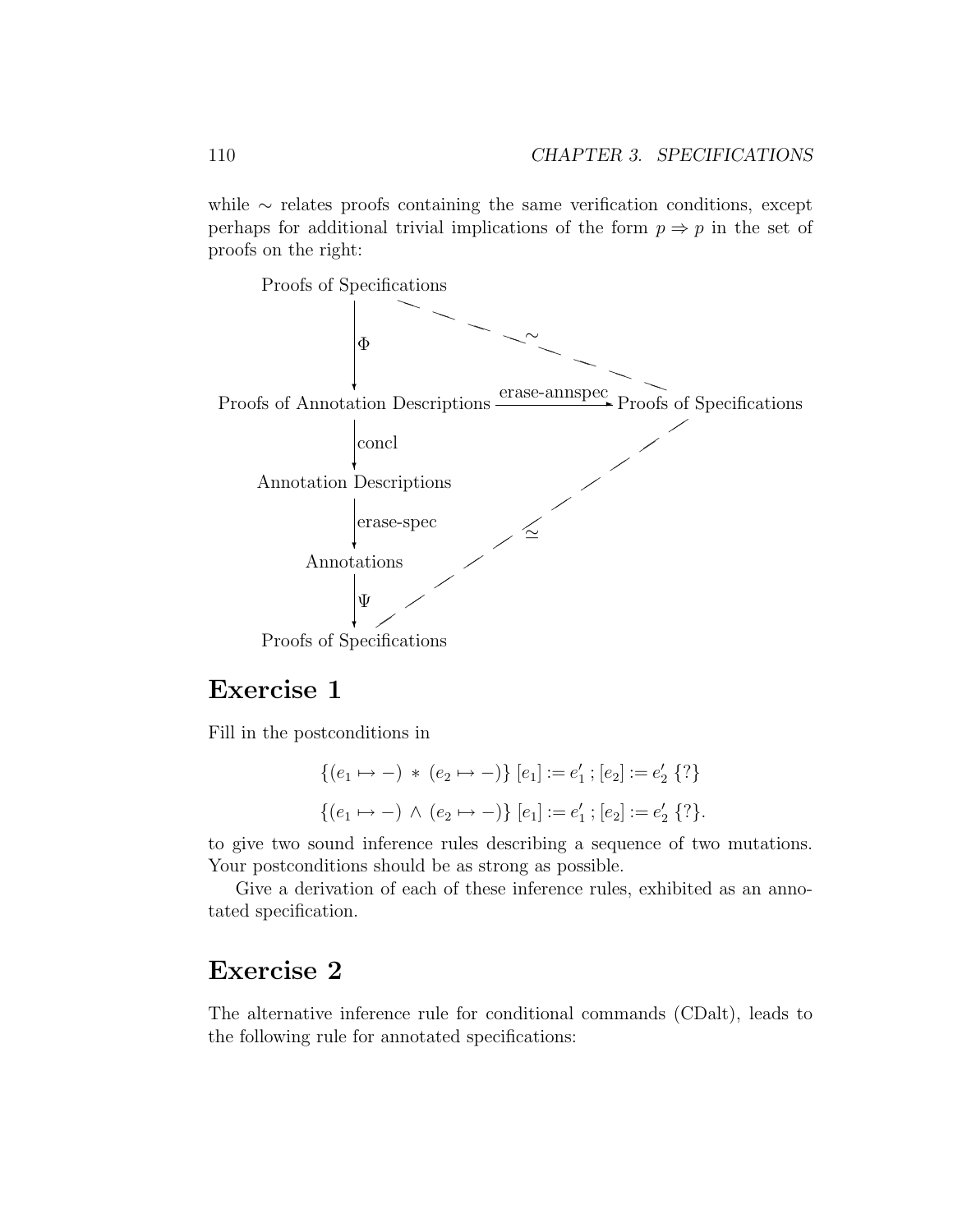while $\sim$ relates proofs containing the same verification conditions, except perhaps for additional trivial implications of the form $p \Rightarrow p$ in the set of proofs on the right:

$$
\begin{array}{ccc}
\text{Proofs of Specifications} & & \\
\downarrow \Phi & \searrow \sim & \\
\text{Proofs of Annotation Descriptions} & \xrightarrow{\text{erase-annspec}} & \text{Proofs of Specifications} \\
\downarrow \text{concl} & & \\
\text{Annotation Descriptions} & & \\
\downarrow \text{erase-spec} & \nearrow \simeq & \\
\text{Annotations} & & \\
\downarrow \Psi & & \\
\text{Proofs of Specifications} & &
\end{array}
$$

## Exercise 1

Fill in the postconditions in

$$\{(e_1 \mapsto -) \ast (e_2 \mapsto -)\} \; [e_1] := e_1' \, ; [e_2] := e_2' \; \{?\}$$

$$\{(e_1 \mapsto -) \wedge (e_2 \mapsto -)\} \; [e_1] := e_1' \, ; [e_2] := e_2' \; \{?\}.$$

to give two sound inference rules describing a sequence of two mutations. Your postconditions should be as strong as possible.

Give a derivation of each of these inference rules, exhibited as an annotated specification.

## Exercise 2

The alternative inference rule for conditional commands (CDalt), leads to the following rule for annotated specifications: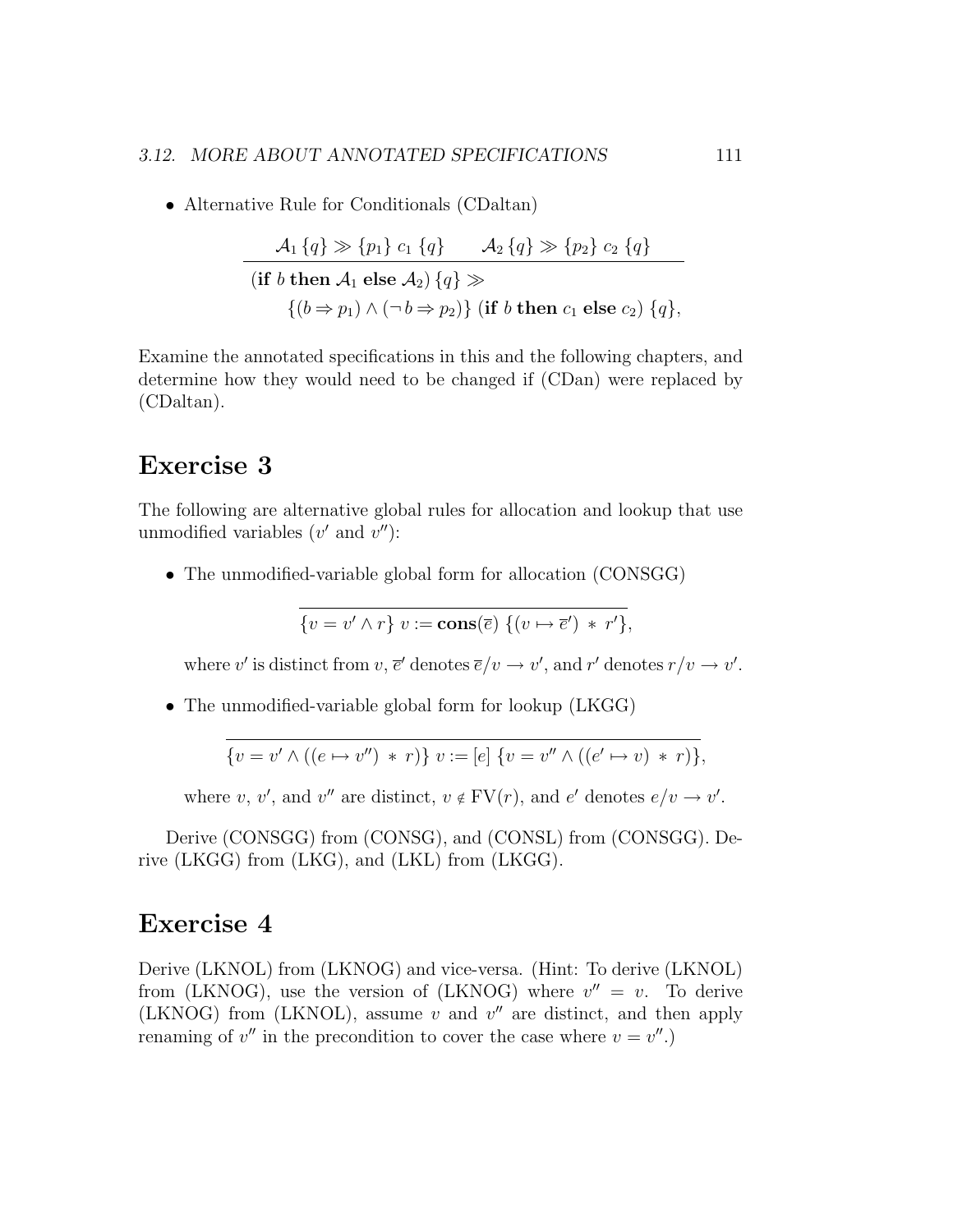- Alternative Rule for Conditionals (CDaltan)

$$\frac{\mathcal{A}_1\,\{q\} \gg \{p_1\}\; c_1\; \{q\} \qquad \mathcal{A}_2\,\{q\} \gg \{p_2\}\; c_2\; \{q\}}{\begin{array}{l}(\textbf{if } b \textbf{ then } \mathcal{A}_1 \textbf{ else } \mathcal{A}_2)\,\{q\} \gg \\ \qquad \{(b \Rightarrow p_1) \wedge (\neg\, b \Rightarrow p_2)\}\; (\textbf{if } b \textbf{ then } c_1 \textbf{ else } c_2)\; \{q\},\end{array}}$$

Examine the annotated specifications in this and the following chapters, and determine how they would need to be changed if (CDan) were replaced by (CDaltan).

## Exercise 3

The following are alternative global rules for allocation and lookup that use unmodified variables ($v'$ and $v''$):

- The unmodified-variable global form for allocation (CONSGG)

$$\overline{\{v = v' \wedge r\}\; v := \textbf{cons}(\overline{e})\; \{(v \mapsto \overline{e}') \;*\; r'\}},$$

where $v'$ is distinct from $v$, $\overline{e}'$ denotes $\overline{e}/v \to v'$, and $r'$ denotes $r/v \to v'$.

- The unmodified-variable global form for lookup (LKGG)

$$\overline{\{v = v' \wedge ((e \mapsto v'') \;*\; r)\}\; v := [e]\; \{v = v'' \wedge ((e' \mapsto v) \;*\; r)\}},$$

where $v$, $v'$, and $v''$ are distinct, $v \notin \mathrm{FV}(r)$, and $e'$ denotes $e/v \to v'$.

Derive (CONSGG) from (CONSG), and (CONSL) from (CONSGG). Derive (LKGG) from (LKG), and (LKL) from (LKGG).

## Exercise 4

Derive (LKNOL) from (LKNOG) and vice-versa. (Hint: To derive (LKNOL) from (LKNOG), use the version of (LKNOG) where $v'' = v$. To derive (LKNOG) from (LKNOL), assume $v$ and $v''$ are distinct, and then apply renaming of $v''$ in the precondition to cover the case where $v = v''$.)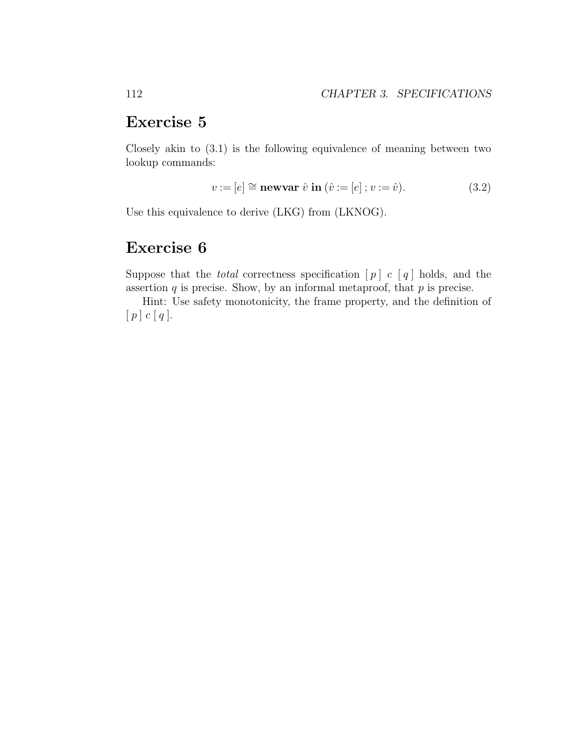## Exercise 5

Closely akin to (3.1) is the following equivalence of meaning between two lookup commands:

$$v := [e] \cong \mathbf{newvar}\ \hat{v}\ \mathbf{in}\ (\hat{v} := [e]\ ; v := \hat{v}). \tag{3.2}$$

Use this equivalence to derive (LKG) from (LKNOG).

## Exercise 6

Suppose that the *total* correctness specification $[\,p\,]\ c\ [\,q\,]$ holds, and the assertion $q$ is precise. Show, by an informal metaproof, that $p$ is precise.

Hint: Use safety monotonicity, the frame property, and the definition of $[\,p\,]\ c\ [\,q\,]$.